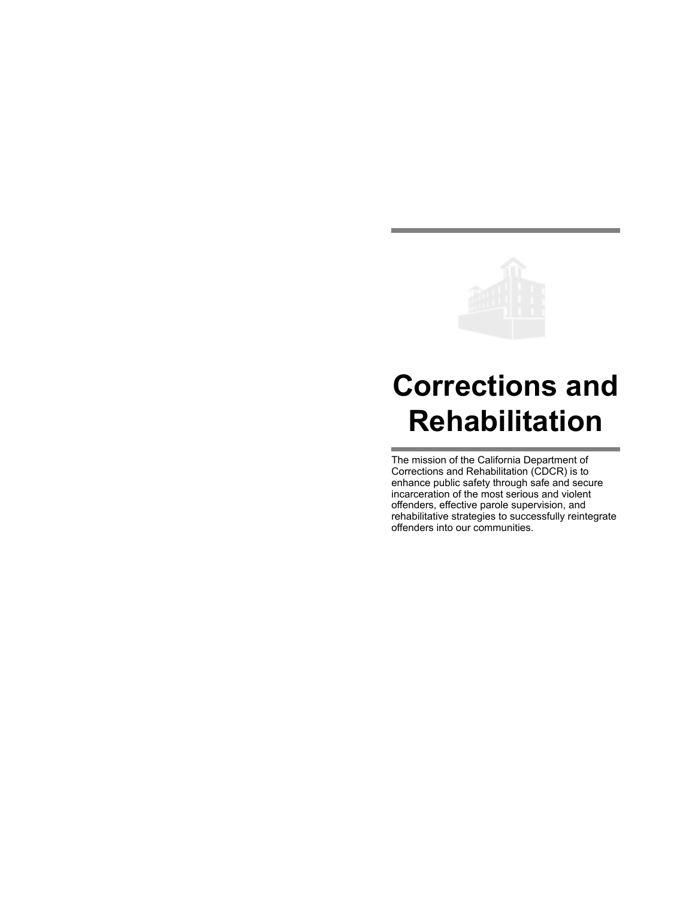# Corrections and Rehabilitation

The mission of the California Department of Corrections and Rehabilitation (CDCR) is to enhance public safety through safe and secure incarceration of the most serious and violent offenders, effective parole supervision, and rehabilitative strategies to successfully reintegrate offenders into our communities.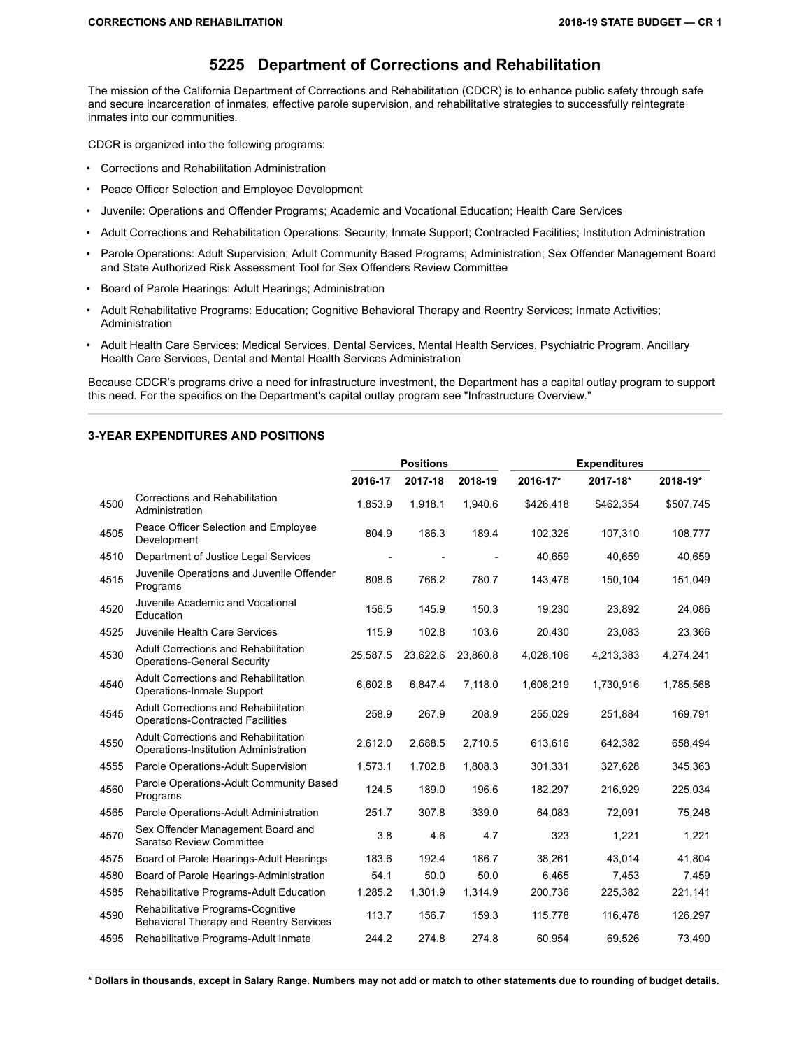# 5225 Department of Corrections and Rehabilitation

The mission of the California Department of Corrections and Rehabilitation (CDCR) is to enhance public safety through safe and secure incarceration of inmates, effective parole supervision, and rehabilitative strategies to successfully reintegrate inmates into our communities.

CDCR is organized into the following programs:

- Corrections and Rehabilitation Administration
- Peace Officer Selection and Employee Development
- Juvenile: Operations and Offender Programs; Academic and Vocational Education; Health Care Services
- Adult Corrections and Rehabilitation Operations: Security; Inmate Support; Contracted Facilities; Institution Administration
- Parole Operations: Adult Supervision; Adult Community Based Programs; Administration; Sex Offender Management Board and State Authorized Risk Assessment Tool for Sex Offenders Review Committee
- Board of Parole Hearings: Adult Hearings; Administration
- Adult Rehabilitative Programs: Education; Cognitive Behavioral Therapy and Reentry Services; Inmate Activities; Administration
- Adult Health Care Services: Medical Services, Dental Services, Mental Health Services, Psychiatric Program, Ancillary Health Care Services, Dental and Mental Health Services Administration

Because CDCR's programs drive a need for infrastructure investment, the Department has a capital outlay program to support this need. For the specifics on the Department's capital outlay program see "Infrastructure Overview."

## 3-YEAR EXPENDITURES AND POSITIONS

| | | Positions | | | Expenditures | | |
|---|---|---|---|---|---|---|---|
| | | 2016-17 | 2017-18 | 2018-19 | 2016-17* | 2017-18* | 2018-19* |
| 4500 | Corrections and Rehabilitation Administration | 1,853.9 | 1,918.1 | 1,940.6 | $426,418 | $462,354 | $507,745 |
| 4505 | Peace Officer Selection and Employee Development | 804.9 | 186.3 | 189.4 | 102,326 | 107,310 | 108,777 |
| 4510 | Department of Justice Legal Services | - | - | - | 40,659 | 40,659 | 40,659 |
| 4515 | Juvenile Operations and Juvenile Offender Programs | 808.6 | 766.2 | 780.7 | 143,476 | 150,104 | 151,049 |
| 4520 | Juvenile Academic and Vocational Education | 156.5 | 145.9 | 150.3 | 19,230 | 23,892 | 24,086 |
| 4525 | Juvenile Health Care Services | 115.9 | 102.8 | 103.6 | 20,430 | 23,083 | 23,366 |
| 4530 | Adult Corrections and Rehabilitation Operations-General Security | 25,587.5 | 23,622.6 | 23,860.8 | 4,028,106 | 4,213,383 | 4,274,241 |
| 4540 | Adult Corrections and Rehabilitation Operations-Inmate Support | 6,602.8 | 6,847.4 | 7,118.0 | 1,608,219 | 1,730,916 | 1,785,568 |
| 4545 | Adult Corrections and Rehabilitation Operations-Contracted Facilities | 258.9 | 267.9 | 208.9 | 255,029 | 251,884 | 169,791 |
| 4550 | Adult Corrections and Rehabilitation Operations-Institution Administration | 2,612.0 | 2,688.5 | 2,710.5 | 613,616 | 642,382 | 658,494 |
| 4555 | Parole Operations-Adult Supervision | 1,573.1 | 1,702.8 | 1,808.3 | 301,331 | 327,628 | 345,363 |
| 4560 | Parole Operations-Adult Community Based Programs | 124.5 | 189.0 | 196.6 | 182,297 | 216,929 | 225,034 |
| 4565 | Parole Operations-Adult Administration | 251.7 | 307.8 | 339.0 | 64,083 | 72,091 | 75,248 |
| 4570 | Sex Offender Management Board and Saratso Review Committee | 3.8 | 4.6 | 4.7 | 323 | 1,221 | 1,221 |
| 4575 | Board of Parole Hearings-Adult Hearings | 183.6 | 192.4 | 186.7 | 38,261 | 43,014 | 41,804 |
| 4580 | Board of Parole Hearings-Administration | 54.1 | 50.0 | 50.0 | 6,465 | 7,453 | 7,459 |
| 4585 | Rehabilitative Programs-Adult Education | 1,285.2 | 1,301.9 | 1,314.9 | 200,736 | 225,382 | 221,141 |
| 4590 | Rehabilitative Programs-Cognitive Behavioral Therapy and Reentry Services | 113.7 | 156.7 | 159.3 | 115,778 | 116,478 | 126,297 |
| 4595 | Rehabilitative Programs-Adult Inmate | 244.2 | 274.8 | 274.8 | 60,954 | 69,526 | 73,490 |

**\* Dollars in thousands, except in Salary Range. Numbers may not add or match to other statements due to rounding of budget details.**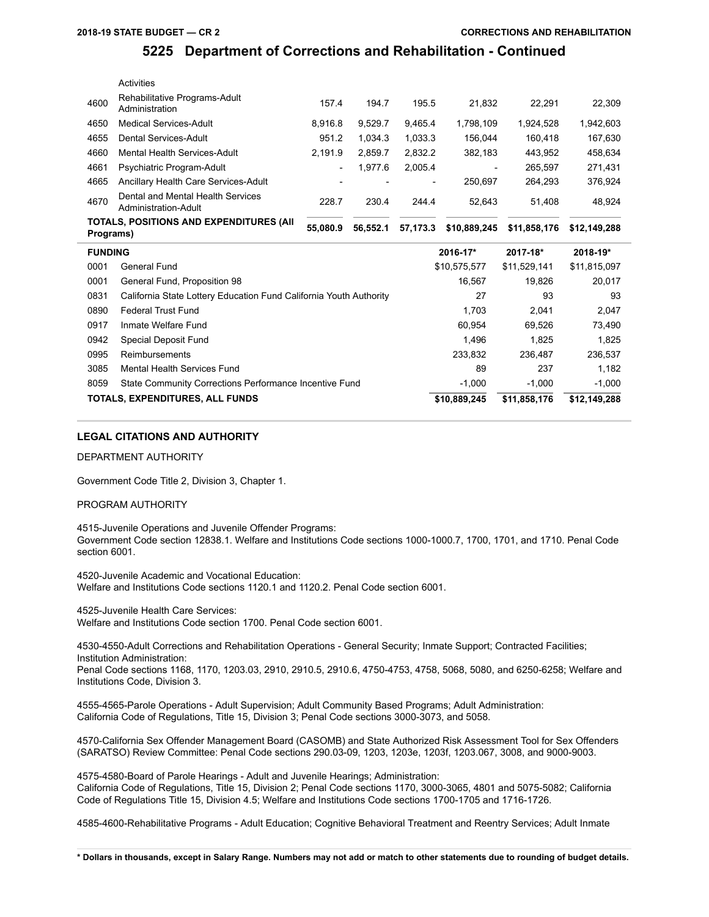## 5225 Department of Corrections and Rehabilitation - Continued

| | | | | | | | |
|---|---|---|---|---|---|---|---|
| | Activities | | | | | | |
| 4600 | Rehabilitative Programs-Adult Administration | 157.4 | 194.7 | 195.5 | 21,832 | 22,291 | 22,309 |
| 4650 | Medical Services-Adult | 8,916.8 | 9,529.7 | 9,465.4 | 1,798,109 | 1,924,528 | 1,942,603 |
| 4655 | Dental Services-Adult | 951.2 | 1,034.3 | 1,033.3 | 156,044 | 160,418 | 167,630 |
| 4660 | Mental Health Services-Adult | 2,191.9 | 2,859.7 | 2,832.2 | 382,183 | 443,952 | 458,634 |
| 4661 | Psychiatric Program-Adult | - | 1,977.6 | 2,005.4 | - | 265,597 | 271,431 |
| 4665 | Ancillary Health Care Services-Adult | - | - | - | 250,697 | 264,293 | 376,924 |
| 4670 | Dental and Mental Health Services Administration-Adult | 228.7 | 230.4 | 244.4 | 52,643 | 51,408 | 48,924 |
| **TOTALS, POSITIONS AND EXPENDITURES (All Programs)** | | **55,080.9** | **56,552.1** | **57,173.3** | **$10,889,245** | **$11,858,176** | **$12,149,288** |

| **FUNDING** | | **2016-17*** | **2017-18*** | **2018-19*** |
|---|---|---|---|---|
| 0001 | General Fund | $10,575,577 | $11,529,141 | $11,815,097 |
| 0001 | General Fund, Proposition 98 | 16,567 | 19,826 | 20,017 |
| 0831 | California State Lottery Education Fund California Youth Authority | 27 | 93 | 93 |
| 0890 | Federal Trust Fund | 1,703 | 2,041 | 2,047 |
| 0917 | Inmate Welfare Fund | 60,954 | 69,526 | 73,490 |
| 0942 | Special Deposit Fund | 1,496 | 1,825 | 1,825 |
| 0995 | Reimbursements | 233,832 | 236,487 | 236,537 |
| 3085 | Mental Health Services Fund | 89 | 237 | 1,182 |
| 8059 | State Community Corrections Performance Incentive Fund | -1,000 | -1,000 | -1,000 |
| **TOTALS, EXPENDITURES, ALL FUNDS** | | **$10,889,245** | **$11,858,176** | **$12,149,288** |

### LEGAL CITATIONS AND AUTHORITY

DEPARTMENT AUTHORITY

Government Code Title 2, Division 3, Chapter 1.

PROGRAM AUTHORITY

4515-Juvenile Operations and Juvenile Offender Programs:
Government Code section 12838.1. Welfare and Institutions Code sections 1000-1000.7, 1700, 1701, and 1710. Penal Code section 6001.

4520-Juvenile Academic and Vocational Education:
Welfare and Institutions Code sections 1120.1 and 1120.2. Penal Code section 6001.

4525-Juvenile Health Care Services:
Welfare and Institutions Code section 1700. Penal Code section 6001.

4530-4550-Adult Corrections and Rehabilitation Operations - General Security; Inmate Support; Contracted Facilities; Institution Administration:
Penal Code sections 1168, 1170, 1203.03, 2910, 2910.5, 2910.6, 4750-4753, 4758, 5068, 5080, and 6250-6258; Welfare and Institutions Code, Division 3.

4555-4565-Parole Operations - Adult Supervision; Adult Community Based Programs; Adult Administration:
California Code of Regulations, Title 15, Division 3; Penal Code sections 3000-3073, and 5058.

4570-California Sex Offender Management Board (CASOMB) and State Authorized Risk Assessment Tool for Sex Offenders (SARATSO) Review Committee: Penal Code sections 290.03-09, 1203, 1203e, 1203f, 1203.067, 3008, and 9000-9003.

4575-4580-Board of Parole Hearings - Adult and Juvenile Hearings; Administration:
California Code of Regulations, Title 15, Division 2; Penal Code sections 1170, 3000-3065, 4801 and 5075-5082; California Code of Regulations Title 15, Division 4.5; Welfare and Institutions Code sections 1700-1705 and 1716-1726.

4585-4600-Rehabilitative Programs - Adult Education; Cognitive Behavioral Treatment and Reentry Services; Adult Inmate

* Dollars in thousands, except in Salary Range. Numbers may not add or match to other statements due to rounding of budget details.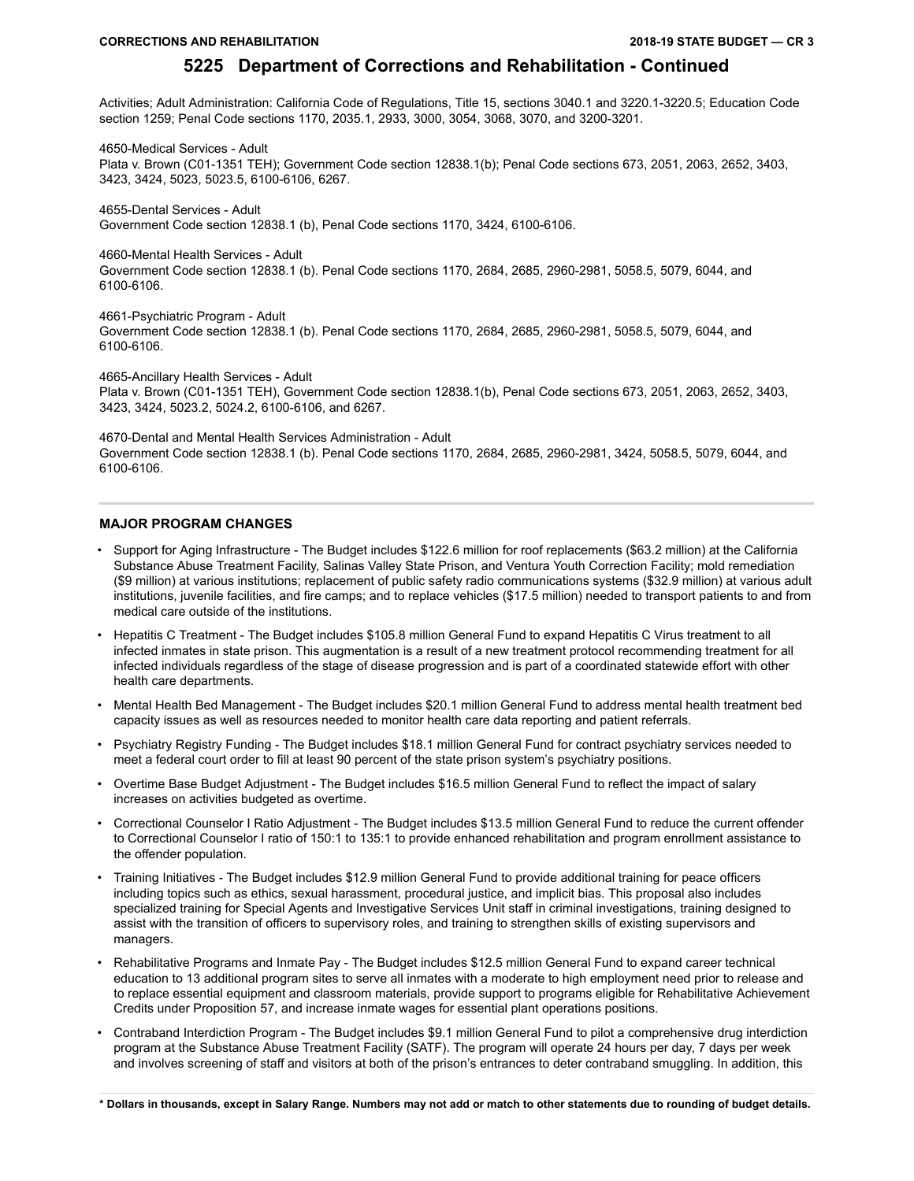## 5225 Department of Corrections and Rehabilitation - Continued

Activities; Adult Administration: California Code of Regulations, Title 15, sections 3040.1 and 3220.1-3220.5; Education Code section 1259; Penal Code sections 1170, 2035.1, 2933, 3000, 3054, 3068, 3070, and 3200-3201.

4650-Medical Services - Adult
Plata v. Brown (C01-1351 TEH); Government Code section 12838.1(b); Penal Code sections 673, 2051, 2063, 2652, 3403, 3423, 3424, 5023, 5023.5, 6100-6106, 6267.

4655-Dental Services - Adult
Government Code section 12838.1 (b), Penal Code sections 1170, 3424, 6100-6106.

4660-Mental Health Services - Adult
Government Code section 12838.1 (b). Penal Code sections 1170, 2684, 2685, 2960-2981, 5058.5, 5079, 6044, and 6100-6106.

4661-Psychiatric Program - Adult
Government Code section 12838.1 (b). Penal Code sections 1170, 2684, 2685, 2960-2981, 5058.5, 5079, 6044, and 6100-6106.

4665-Ancillary Health Services - Adult
Plata v. Brown (C01-1351 TEH), Government Code section 12838.1(b), Penal Code sections 673, 2051, 2063, 2652, 3403, 3423, 3424, 5023.2, 5024.2, 6100-6106, and 6267.

4670-Dental and Mental Health Services Administration - Adult
Government Code section 12838.1 (b). Penal Code sections 1170, 2684, 2685, 2960-2981, 3424, 5058.5, 5079, 6044, and 6100-6106.

### MAJOR PROGRAM CHANGES

- Support for Aging Infrastructure - The Budget includes $122.6 million for roof replacements ($63.2 million) at the California Substance Abuse Treatment Facility, Salinas Valley State Prison, and Ventura Youth Correction Facility; mold remediation ($9 million) at various institutions; replacement of public safety radio communications systems ($32.9 million) at various adult institutions, juvenile facilities, and fire camps; and to replace vehicles ($17.5 million) needed to transport patients to and from medical care outside of the institutions.
- Hepatitis C Treatment - The Budget includes $105.8 million General Fund to expand Hepatitis C Virus treatment to all infected inmates in state prison. This augmentation is a result of a new treatment protocol recommending treatment for all infected individuals regardless of the stage of disease progression and is part of a coordinated statewide effort with other health care departments.
- Mental Health Bed Management - The Budget includes $20.1 million General Fund to address mental health treatment bed capacity issues as well as resources needed to monitor health care data reporting and patient referrals.
- Psychiatry Registry Funding - The Budget includes $18.1 million General Fund for contract psychiatry services needed to meet a federal court order to fill at least 90 percent of the state prison system's psychiatry positions.
- Overtime Base Budget Adjustment - The Budget includes $16.5 million General Fund to reflect the impact of salary increases on activities budgeted as overtime.
- Correctional Counselor I Ratio Adjustment - The Budget includes $13.5 million General Fund to reduce the current offender to Correctional Counselor I ratio of 150:1 to 135:1 to provide enhanced rehabilitation and program enrollment assistance to the offender population.
- Training Initiatives - The Budget includes $12.9 million General Fund to provide additional training for peace officers including topics such as ethics, sexual harassment, procedural justice, and implicit bias. This proposal also includes specialized training for Special Agents and Investigative Services Unit staff in criminal investigations, training designed to assist with the transition of officers to supervisory roles, and training to strengthen skills of existing supervisors and managers.
- Rehabilitative Programs and Inmate Pay - The Budget includes $12.5 million General Fund to expand career technical education to 13 additional program sites to serve all inmates with a moderate to high employment need prior to release and to replace essential equipment and classroom materials, provide support to programs eligible for Rehabilitative Achievement Credits under Proposition 57, and increase inmate wages for essential plant operations positions.
- Contraband Interdiction Program - The Budget includes $9.1 million General Fund to pilot a comprehensive drug interdiction program at the Substance Abuse Treatment Facility (SATF). The program will operate 24 hours per day, 7 days per week and involves screening of staff and visitors at both of the prison's entrances to deter contraband smuggling. In addition, this

**\* Dollars in thousands, except in Salary Range. Numbers may not add or match to other statements due to rounding of budget details.**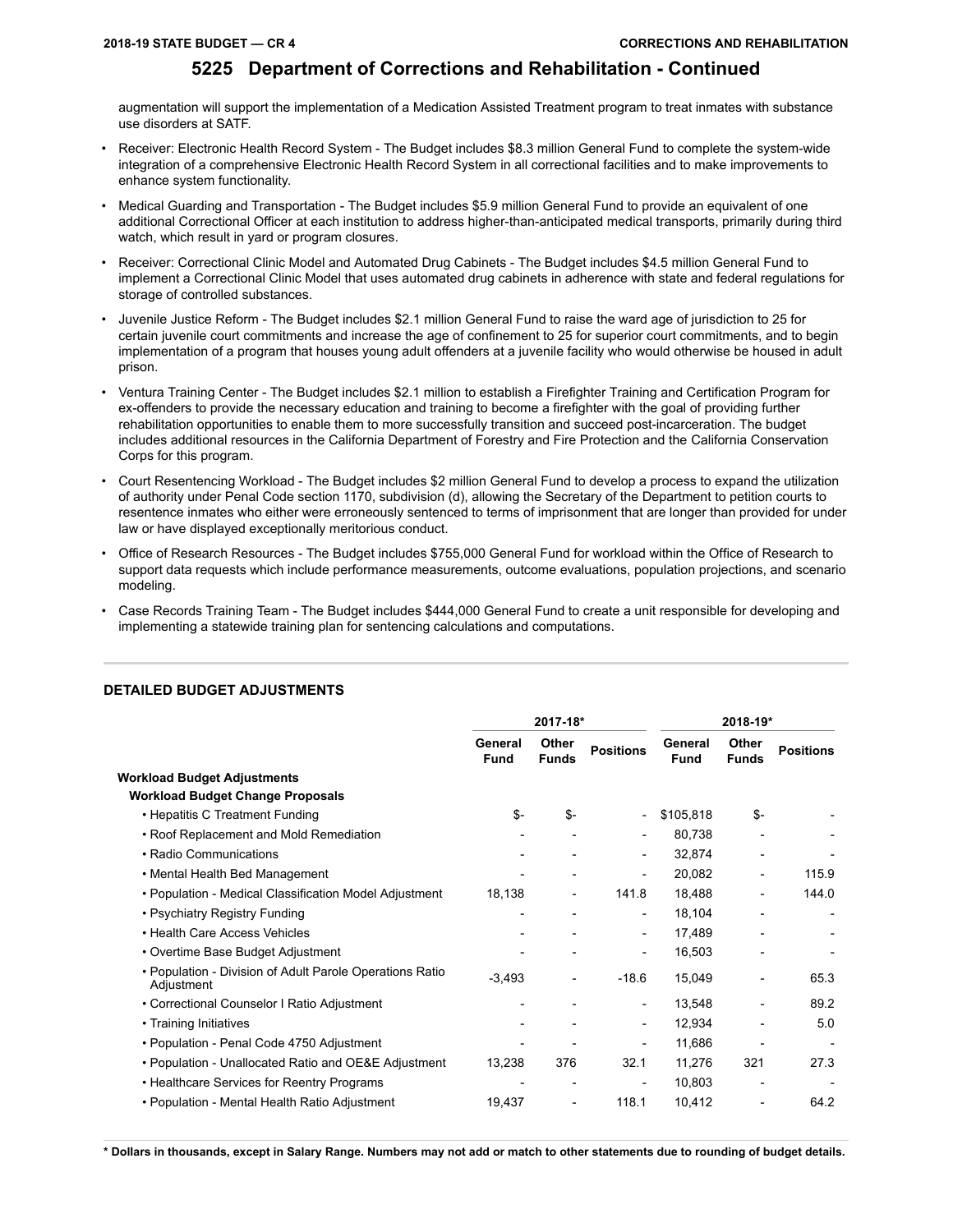## 5225 Department of Corrections and Rehabilitation - Continued

augmentation will support the implementation of a Medication Assisted Treatment program to treat inmates with substance use disorders at SATF.

- Receiver: Electronic Health Record System - The Budget includes $8.3 million General Fund to complete the system-wide integration of a comprehensive Electronic Health Record System in all correctional facilities and to make improvements to enhance system functionality.
- Medical Guarding and Transportation - The Budget includes $5.9 million General Fund to provide an equivalent of one additional Correctional Officer at each institution to address higher-than-anticipated medical transports, primarily during third watch, which result in yard or program closures.
- Receiver: Correctional Clinic Model and Automated Drug Cabinets - The Budget includes $4.5 million General Fund to implement a Correctional Clinic Model that uses automated drug cabinets in adherence with state and federal regulations for storage of controlled substances.
- Juvenile Justice Reform - The Budget includes $2.1 million General Fund to raise the ward age of jurisdiction to 25 for certain juvenile court commitments and increase the age of confinement to 25 for superior court commitments, and to begin implementation of a program that houses young adult offenders at a juvenile facility who would otherwise be housed in adult prison.
- Ventura Training Center - The Budget includes $2.1 million to establish a Firefighter Training and Certification Program for ex-offenders to provide the necessary education and training to become a firefighter with the goal of providing further rehabilitation opportunities to enable them to more successfully transition and succeed post-incarceration. The budget includes additional resources in the California Department of Forestry and Fire Protection and the California Conservation Corps for this program.
- Court Resentencing Workload - The Budget includes $2 million General Fund to develop a process to expand the utilization of authority under Penal Code section 1170, subdivision (d), allowing the Secretary of the Department to petition courts to resentence inmates who either were erroneously sentenced to terms of imprisonment that are longer than provided for under law or have displayed exceptionally meritorious conduct.
- Office of Research Resources - The Budget includes $755,000 General Fund for workload within the Office of Research to support data requests which include performance measurements, outcome evaluations, population projections, and scenario modeling.
- Case Records Training Team - The Budget includes $444,000 General Fund to create a unit responsible for developing and implementing a statewide training plan for sentencing calculations and computations.

### DETAILED BUDGET ADJUSTMENTS

| | 2017-18* | | | 2018-19* | | |
|---|---|---|---|---|---|---|
| | General Fund | Other Funds | Positions | General Fund | Other Funds | Positions |
| **Workload Budget Adjustments** | | | | | | |
| **Workload Budget Change Proposals** | | | | | | |
| • Hepatitis C Treatment Funding | $- | $- | - | $105,818 | $- | - |
| • Roof Replacement and Mold Remediation | - | - | - | 80,738 | - | - |
| • Radio Communications | - | - | - | 32,874 | - | - |
| • Mental Health Bed Management | - | - | - | 20,082 | - | 115.9 |
| • Population - Medical Classification Model Adjustment | 18,138 | - | 141.8 | 18,488 | - | 144.0 |
| • Psychiatry Registry Funding | - | - | - | 18,104 | - | - |
| • Health Care Access Vehicles | - | - | - | 17,489 | - | - |
| • Overtime Base Budget Adjustment | - | - | - | 16,503 | - | - |
| • Population - Division of Adult Parole Operations Ratio Adjustment | -3,493 | - | -18.6 | 15,049 | - | 65.3 |
| • Correctional Counselor I Ratio Adjustment | - | - | - | 13,548 | - | 89.2 |
| • Training Initiatives | - | - | - | 12,934 | - | 5.0 |
| • Population - Penal Code 4750 Adjustment | - | - | - | 11,686 | - | - |
| • Population - Unallocated Ratio and OE&E Adjustment | 13,238 | 376 | 32.1 | 11,276 | 321 | 27.3 |
| • Healthcare Services for Reentry Programs | - | - | - | 10,803 | - | - |
| • Population - Mental Health Ratio Adjustment | 19,437 | - | 118.1 | 10,412 | - | 64.2 |

**\* Dollars in thousands, except in Salary Range. Numbers may not add or match to other statements due to rounding of budget details.**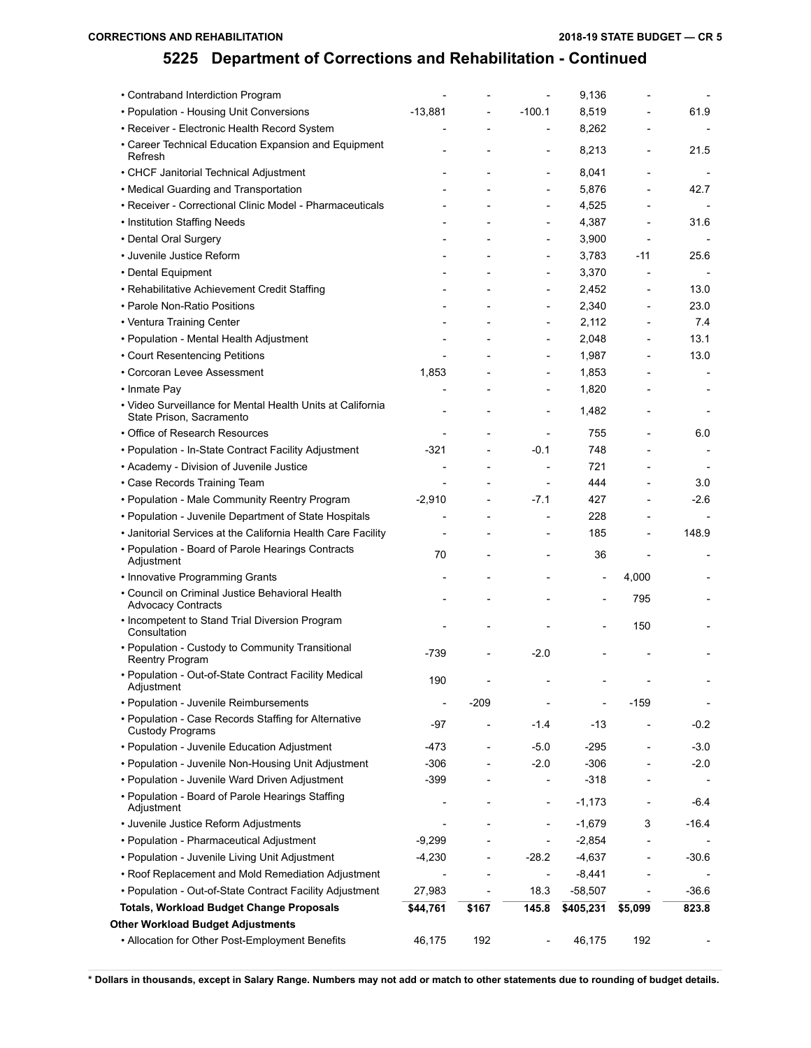# 5225 Department of Corrections and Rehabilitation - Continued

| | | | | | | |
|---|---|---|---|---|---|---|
| • Contraband Interdiction Program | - | - | - | 9,136 | - | - |
| • Population - Housing Unit Conversions | -13,881 | - | -100.1 | 8,519 | - | 61.9 |
| • Receiver - Electronic Health Record System | - | - | - | 8,262 | - | - |
| • Career Technical Education Expansion and Equipment Refresh | - | - | - | 8,213 | - | 21.5 |
| • CHCF Janitorial Technical Adjustment | - | - | - | 8,041 | - | - |
| • Medical Guarding and Transportation | - | - | - | 5,876 | - | 42.7 |
| • Receiver - Correctional Clinic Model - Pharmaceuticals | - | - | - | 4,525 | - | - |
| • Institution Staffing Needs | - | - | - | 4,387 | - | 31.6 |
| • Dental Oral Surgery | - | - | - | 3,900 | - | - |
| • Juvenile Justice Reform | - | - | - | 3,783 | -11 | 25.6 |
| • Dental Equipment | - | - | - | 3,370 | - | - |
| • Rehabilitative Achievement Credit Staffing | - | - | - | 2,452 | - | 13.0 |
| • Parole Non-Ratio Positions | - | - | - | 2,340 | - | 23.0 |
| • Ventura Training Center | - | - | - | 2,112 | - | 7.4 |
| • Population - Mental Health Adjustment | - | - | - | 2,048 | - | 13.1 |
| • Court Resentencing Petitions | - | - | - | 1,987 | - | 13.0 |
| • Corcoran Levee Assessment | 1,853 | - | - | 1,853 | - | - |
| • Inmate Pay | - | - | - | 1,820 | - | - |
| • Video Surveillance for Mental Health Units at California State Prison, Sacramento | - | - | - | 1,482 | - | - |
| • Office of Research Resources | - | - | - | 755 | - | 6.0 |
| • Population - In-State Contract Facility Adjustment | -321 | - | -0.1 | 748 | - | - |
| • Academy - Division of Juvenile Justice | - | - | - | 721 | - | - |
| • Case Records Training Team | - | - | - | 444 | - | 3.0 |
| • Population - Male Community Reentry Program | -2,910 | - | -7.1 | 427 | - | -2.6 |
| • Population - Juvenile Department of State Hospitals | - | - | - | 228 | - | - |
| • Janitorial Services at the California Health Care Facility | - | - | - | 185 | - | 148.9 |
| • Population - Board of Parole Hearings Contracts Adjustment | 70 | - | - | 36 | - | - |
| • Innovative Programming Grants | - | - | - | - | 4,000 | - |
| • Council on Criminal Justice Behavioral Health Advocacy Contracts | - | - | - | - | 795 | - |
| • Incompetent to Stand Trial Diversion Program Consultation | - | - | - | - | 150 | - |
| • Population - Custody to Community Transitional Reentry Program | -739 | - | -2.0 | - | - | - |
| • Population - Out-of-State Contract Facility Medical Adjustment | 190 | - | - | - | - | - |
| • Population - Juvenile Reimbursements | - | -209 | - | - | -159 | - |
| • Population - Case Records Staffing for Alternative Custody Programs | -97 | - | -1.4 | -13 | - | -0.2 |
| • Population - Juvenile Education Adjustment | -473 | - | -5.0 | -295 | - | -3.0 |
| • Population - Juvenile Non-Housing Unit Adjustment | -306 | - | -2.0 | -306 | - | -2.0 |
| • Population - Juvenile Ward Driven Adjustment | -399 | - | - | -318 | - | - |
| • Population - Board of Parole Hearings Staffing Adjustment | - | - | - | -1,173 | - | -6.4 |
| • Juvenile Justice Reform Adjustments | - | - | - | -1,679 | 3 | -16.4 |
| • Population - Pharmaceutical Adjustment | -9,299 | - | - | -2,854 | - | - |
| • Population - Juvenile Living Unit Adjustment | -4,230 | - | -28.2 | -4,637 | - | -30.6 |
| • Roof Replacement and Mold Remediation Adjustment | - | - | - | -8,441 | - | - |
| • Population - Out-of-State Contract Facility Adjustment | 27,983 | - | 18.3 | -58,507 | - | -36.6 |
| **Totals, Workload Budget Change Proposals** | **$44,761** | **$167** | **145.8** | **$405,231** | **$5,099** | **823.8** |
| **Other Workload Budget Adjustments** | | | | | | |
| • Allocation for Other Post-Employment Benefits | 46,175 | 192 | - | 46,175 | 192 | - |

**\* Dollars in thousands, except in Salary Range. Numbers may not add or match to other statements due to rounding of budget details.**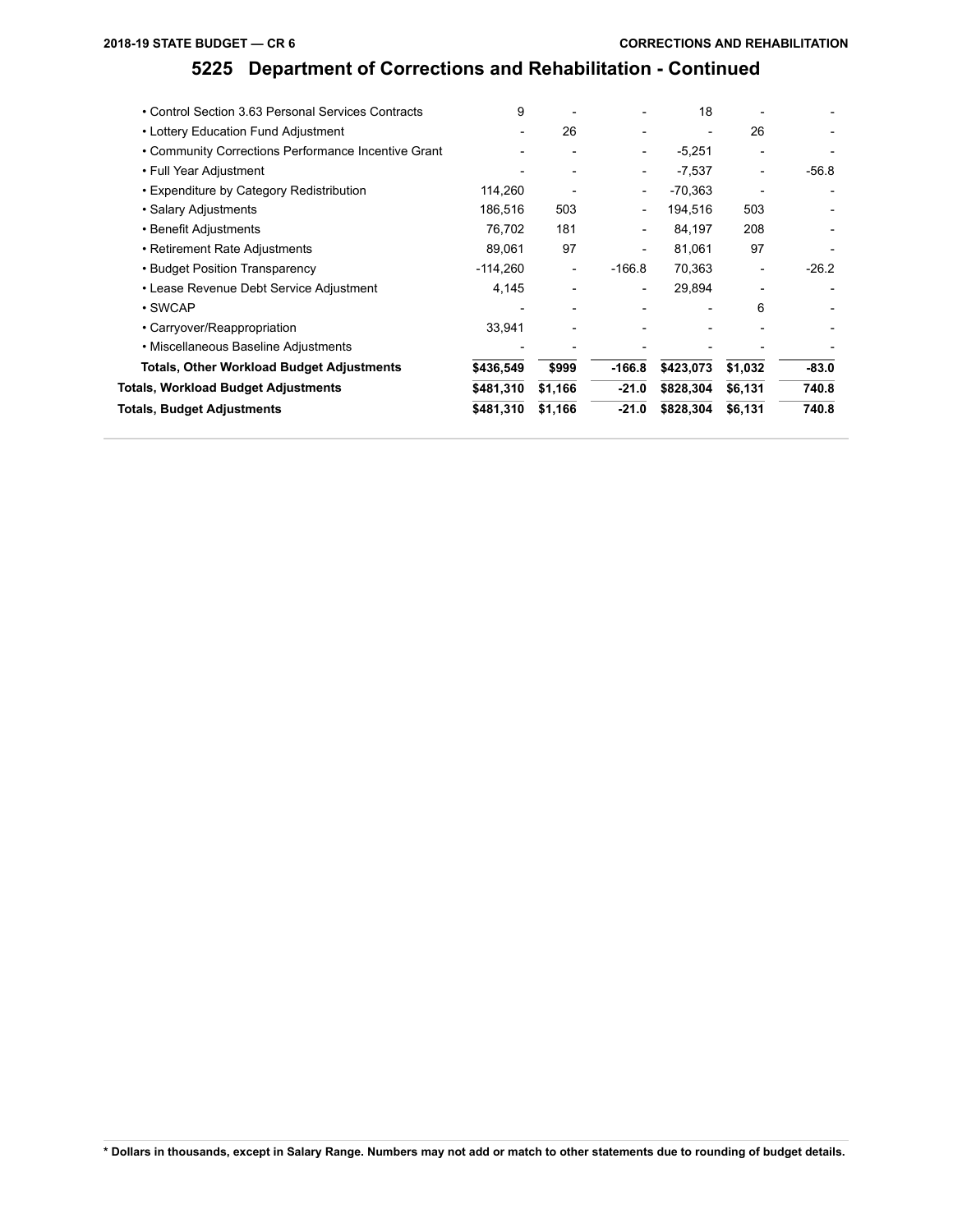# 5225 Department of Corrections and Rehabilitation - Continued

| | | | | | | |
|---|---|---|---|---|---|---|
| • Control Section 3.63 Personal Services Contracts | 9 | - | - | 18 | - | - |
| • Lottery Education Fund Adjustment | - | 26 | - | - | 26 | - |
| • Community Corrections Performance Incentive Grant | - | - | - | -5,251 | - | - |
| • Full Year Adjustment | - | - | - | -7,537 | - | -56.8 |
| • Expenditure by Category Redistribution | 114,260 | - | - | -70,363 | - | - |
| • Salary Adjustments | 186,516 | 503 | - | 194,516 | 503 | - |
| • Benefit Adjustments | 76,702 | 181 | - | 84,197 | 208 | - |
| • Retirement Rate Adjustments | 89,061 | 97 | - | 81,061 | 97 | - |
| • Budget Position Transparency | -114,260 | - | -166.8 | 70,363 | - | -26.2 |
| • Lease Revenue Debt Service Adjustment | 4,145 | - | - | 29,894 | - | - |
| • SWCAP | - | - | - | - | 6 | - |
| • Carryover/Reappropriation | 33,941 | - | - | - | - | - |
| • Miscellaneous Baseline Adjustments | - | - | - | - | - | - |
| **Totals, Other Workload Budget Adjustments** | **$436,549** | **$999** | **-166.8** | **$423,073** | **$1,032** | **-83.0** |
| **Totals, Workload Budget Adjustments** | **$481,310** | **$1,166** | **-21.0** | **$828,304** | **$6,131** | **740.8** |
| **Totals, Budget Adjustments** | **$481,310** | **$1,166** | **-21.0** | **$828,304** | **$6,131** | **740.8** |

**\* Dollars in thousands, except in Salary Range. Numbers may not add or match to other statements due to rounding of budget details.**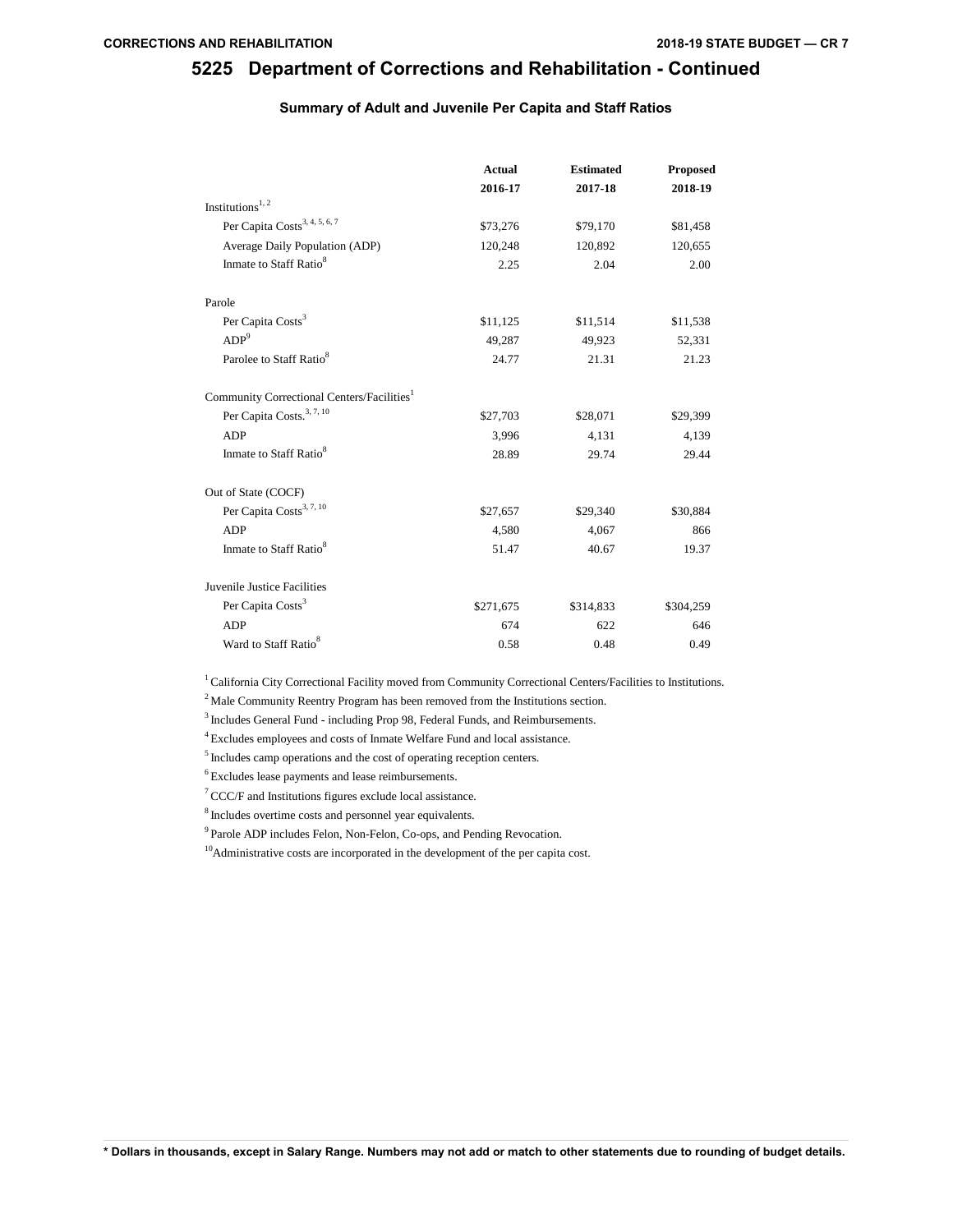# 5225 Department of Corrections and Rehabilitation - Continued

### Summary of Adult and Juvenile Per Capita and Staff Ratios

| | Actual 2016-17 | Estimated 2017-18 | Proposed 2018-19 |
|---|---|---|---|
| Institutions[1, 2] | | | |
| Per Capita Costs[3, 4, 5, 6, 7] | $73,276 | $79,170 | $81,458 |
| Average Daily Population (ADP) | 120,248 | 120,892 | 120,655 |
| Inmate to Staff Ratio[8] | 2.25 | 2.04 | 2.00 |
| Parole | | | |
| Per Capita Costs[3] | $11,125 | $11,514 | $11,538 |
| ADP[9] | 49,287 | 49,923 | 52,331 |
| Parolee to Staff Ratio[8] | 24.77 | 21.31 | 21.23 |
| Community Correctional Centers/Facilities[1] | | | |
| Per Capita Costs.[3, 7, 10] | $27,703 | $28,071 | $29,399 |
| ADP | 3,996 | 4,131 | 4,139 |
| Inmate to Staff Ratio[8] | 28.89 | 29.74 | 29.44 |
| Out of State (COCF) | | | |
| Per Capita Costs[3, 7, 10] | $27,657 | $29,340 | $30,884 |
| ADP | 4,580 | 4,067 | 866 |
| Inmate to Staff Ratio[8] | 51.47 | 40.67 | 19.37 |
| Juvenile Justice Facilities | | | |
| Per Capita Costs[3] | $271,675 | $314,833 | $304,259 |
| ADP | 674 | 622 | 646 |
| Ward to Staff Ratio[8] | 0.58 | 0.48 | 0.49 |

[1] California City Correctional Facility moved from Community Correctional Centers/Facilities to Institutions.

[2] Male Community Reentry Program has been removed from the Institutions section.

[3] Includes General Fund - including Prop 98, Federal Funds, and Reimbursements.

[4] Excludes employees and costs of Inmate Welfare Fund and local assistance.

[5] Includes camp operations and the cost of operating reception centers.

[6] Excludes lease payments and lease reimbursements.

[7] CCC/F and Institutions figures exclude local assistance.

[8] Includes overtime costs and personnel year equivalents.

[9] Parole ADP includes Felon, Non-Felon, Co-ops, and Pending Revocation.

[10] Administrative costs are incorporated in the development of the per capita cost.

**\* Dollars in thousands, except in Salary Range. Numbers may not add or match to other statements due to rounding of budget details.**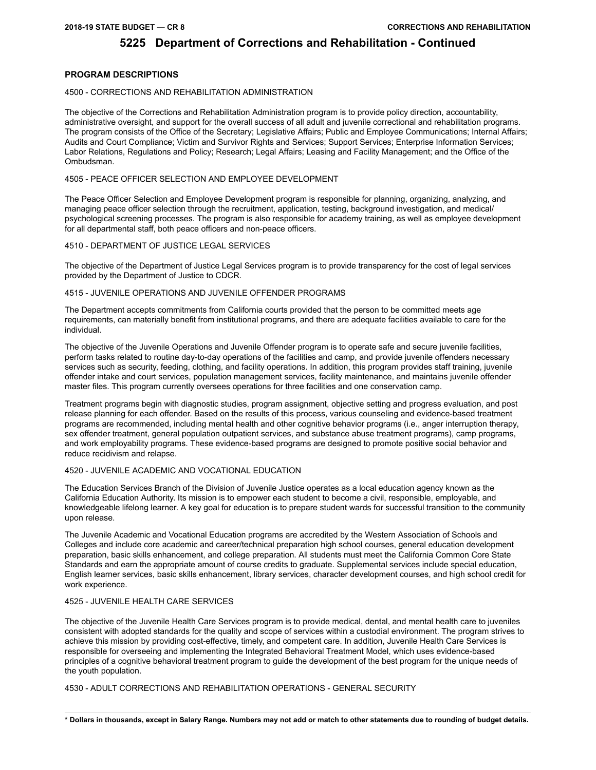# 5225 Department of Corrections and Rehabilitation - Continued

## PROGRAM DESCRIPTIONS

### 4500 - CORRECTIONS AND REHABILITATION ADMINISTRATION

The objective of the Corrections and Rehabilitation Administration program is to provide policy direction, accountability, administrative oversight, and support for the overall success of all adult and juvenile correctional and rehabilitation programs. The program consists of the Office of the Secretary; Legislative Affairs; Public and Employee Communications; Internal Affairs; Audits and Court Compliance; Victim and Survivor Rights and Services; Support Services; Enterprise Information Services; Labor Relations, Regulations and Policy; Research; Legal Affairs; Leasing and Facility Management; and the Office of the Ombudsman.

### 4505 - PEACE OFFICER SELECTION AND EMPLOYEE DEVELOPMENT

The Peace Officer Selection and Employee Development program is responsible for planning, organizing, analyzing, and managing peace officer selection through the recruitment, application, testing, background investigation, and medical/psychological screening processes. The program is also responsible for academy training, as well as employee development for all departmental staff, both peace officers and non-peace officers.

### 4510 - DEPARTMENT OF JUSTICE LEGAL SERVICES

The objective of the Department of Justice Legal Services program is to provide transparency for the cost of legal services provided by the Department of Justice to CDCR.

### 4515 - JUVENILE OPERATIONS AND JUVENILE OFFENDER PROGRAMS

The Department accepts commitments from California courts provided that the person to be committed meets age requirements, can materially benefit from institutional programs, and there are adequate facilities available to care for the individual.

The objective of the Juvenile Operations and Juvenile Offender program is to operate safe and secure juvenile facilities, perform tasks related to routine day-to-day operations of the facilities and camp, and provide juvenile offenders necessary services such as security, feeding, clothing, and facility operations. In addition, this program provides staff training, juvenile offender intake and court services, population management services, facility maintenance, and maintains juvenile offender master files. This program currently oversees operations for three facilities and one conservation camp.

Treatment programs begin with diagnostic studies, program assignment, objective setting and progress evaluation, and post release planning for each offender. Based on the results of this process, various counseling and evidence-based treatment programs are recommended, including mental health and other cognitive behavior programs (i.e., anger interruption therapy, sex offender treatment, general population outpatient services, and substance abuse treatment programs), camp programs, and work employability programs. These evidence-based programs are designed to promote positive social behavior and reduce recidivism and relapse.

### 4520 - JUVENILE ACADEMIC AND VOCATIONAL EDUCATION

The Education Services Branch of the Division of Juvenile Justice operates as a local education agency known as the California Education Authority. Its mission is to empower each student to become a civil, responsible, employable, and knowledgeable lifelong learner. A key goal for education is to prepare student wards for successful transition to the community upon release.

The Juvenile Academic and Vocational Education programs are accredited by the Western Association of Schools and Colleges and include core academic and career/technical preparation high school courses, general education development preparation, basic skills enhancement, and college preparation. All students must meet the California Common Core State Standards and earn the appropriate amount of course credits to graduate. Supplemental services include special education, English learner services, basic skills enhancement, library services, character development courses, and high school credit for work experience.

### 4525 - JUVENILE HEALTH CARE SERVICES

The objective of the Juvenile Health Care Services program is to provide medical, dental, and mental health care to juveniles consistent with adopted standards for the quality and scope of services within a custodial environment. The program strives to achieve this mission by providing cost-effective, timely, and competent care. In addition, Juvenile Health Care Services is responsible for overseeing and implementing the Integrated Behavioral Treatment Model, which uses evidence-based principles of a cognitive behavioral treatment program to guide the development of the best program for the unique needs of the youth population.

### 4530 - ADULT CORRECTIONS AND REHABILITATION OPERATIONS - GENERAL SECURITY

* Dollars in thousands, except in Salary Range. Numbers may not add or match to other statements due to rounding of budget details.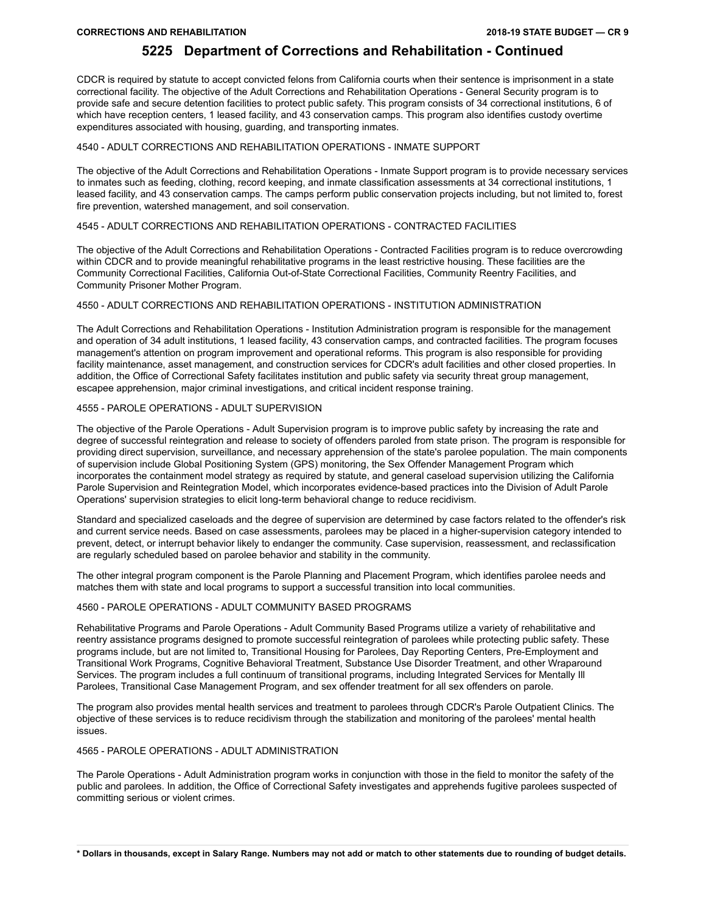## 5225 Department of Corrections and Rehabilitation - Continued

CDCR is required by statute to accept convicted felons from California courts when their sentence is imprisonment in a state correctional facility. The objective of the Adult Corrections and Rehabilitation Operations - General Security program is to provide safe and secure detention facilities to protect public safety. This program consists of 34 correctional institutions, 6 of which have reception centers, 1 leased facility, and 43 conservation camps. This program also identifies custody overtime expenditures associated with housing, guarding, and transporting inmates.

### 4540 - ADULT CORRECTIONS AND REHABILITATION OPERATIONS - INMATE SUPPORT

The objective of the Adult Corrections and Rehabilitation Operations - Inmate Support program is to provide necessary services to inmates such as feeding, clothing, record keeping, and inmate classification assessments at 34 correctional institutions, 1 leased facility, and 43 conservation camps. The camps perform public conservation projects including, but not limited to, forest fire prevention, watershed management, and soil conservation.

### 4545 - ADULT CORRECTIONS AND REHABILITATION OPERATIONS - CONTRACTED FACILITIES

The objective of the Adult Corrections and Rehabilitation Operations - Contracted Facilities program is to reduce overcrowding within CDCR and to provide meaningful rehabilitative programs in the least restrictive housing. These facilities are the Community Correctional Facilities, California Out-of-State Correctional Facilities, Community Reentry Facilities, and Community Prisoner Mother Program.

### 4550 - ADULT CORRECTIONS AND REHABILITATION OPERATIONS - INSTITUTION ADMINISTRATION

The Adult Corrections and Rehabilitation Operations - Institution Administration program is responsible for the management and operation of 34 adult institutions, 1 leased facility, 43 conservation camps, and contracted facilities. The program focuses management's attention on program improvement and operational reforms. This program is also responsible for providing facility maintenance, asset management, and construction services for CDCR's adult facilities and other closed properties. In addition, the Office of Correctional Safety facilitates institution and public safety via security threat group management, escapee apprehension, major criminal investigations, and critical incident response training.

### 4555 - PAROLE OPERATIONS - ADULT SUPERVISION

The objective of the Parole Operations - Adult Supervision program is to improve public safety by increasing the rate and degree of successful reintegration and release to society of offenders paroled from state prison. The program is responsible for providing direct supervision, surveillance, and necessary apprehension of the state's parolee population. The main components of supervision include Global Positioning System (GPS) monitoring, the Sex Offender Management Program which incorporates the containment model strategy as required by statute, and general caseload supervision utilizing the California Parole Supervision and Reintegration Model, which incorporates evidence-based practices into the Division of Adult Parole Operations' supervision strategies to elicit long-term behavioral change to reduce recidivism.

Standard and specialized caseloads and the degree of supervision are determined by case factors related to the offender's risk and current service needs. Based on case assessments, parolees may be placed in a higher-supervision category intended to prevent, detect, or interrupt behavior likely to endanger the community. Case supervision, reassessment, and reclassification are regularly scheduled based on parolee behavior and stability in the community.

The other integral program component is the Parole Planning and Placement Program, which identifies parolee needs and matches them with state and local programs to support a successful transition into local communities.

### 4560 - PAROLE OPERATIONS - ADULT COMMUNITY BASED PROGRAMS

Rehabilitative Programs and Parole Operations - Adult Community Based Programs utilize a variety of rehabilitative and reentry assistance programs designed to promote successful reintegration of parolees while protecting public safety. These programs include, but are not limited to, Transitional Housing for Parolees, Day Reporting Centers, Pre-Employment and Transitional Work Programs, Cognitive Behavioral Treatment, Substance Use Disorder Treatment, and other Wraparound Services. The program includes a full continuum of transitional programs, including Integrated Services for Mentally Ill Parolees, Transitional Case Management Program, and sex offender treatment for all sex offenders on parole.

The program also provides mental health services and treatment to parolees through CDCR's Parole Outpatient Clinics. The objective of these services is to reduce recidivism through the stabilization and monitoring of the parolees' mental health issues.

### 4565 - PAROLE OPERATIONS - ADULT ADMINISTRATION

The Parole Operations - Adult Administration program works in conjunction with those in the field to monitor the safety of the public and parolees. In addition, the Office of Correctional Safety investigates and apprehends fugitive parolees suspected of committing serious or violent crimes.

**\* Dollars in thousands, except in Salary Range. Numbers may not add or match to other statements due to rounding of budget details.**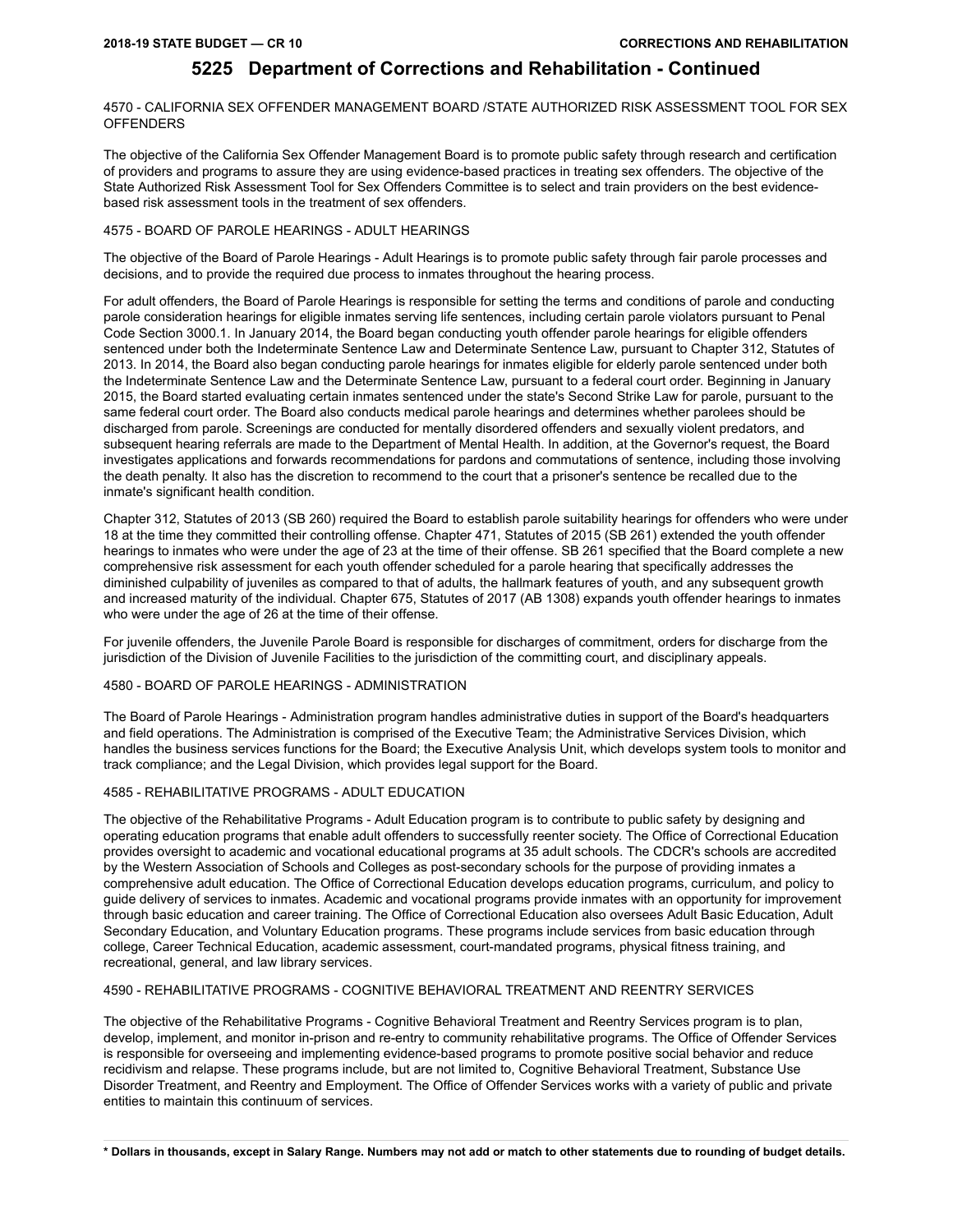# 5225 Department of Corrections and Rehabilitation - Continued

4570 - CALIFORNIA SEX OFFENDER MANAGEMENT BOARD /STATE AUTHORIZED RISK ASSESSMENT TOOL FOR SEX OFFENDERS

The objective of the California Sex Offender Management Board is to promote public safety through research and certification of providers and programs to assure they are using evidence-based practices in treating sex offenders. The objective of the State Authorized Risk Assessment Tool for Sex Offenders Committee is to select and train providers on the best evidence-based risk assessment tools in the treatment of sex offenders.

4575 - BOARD OF PAROLE HEARINGS - ADULT HEARINGS

The objective of the Board of Parole Hearings - Adult Hearings is to promote public safety through fair parole processes and decisions, and to provide the required due process to inmates throughout the hearing process.

For adult offenders, the Board of Parole Hearings is responsible for setting the terms and conditions of parole and conducting parole consideration hearings for eligible inmates serving life sentences, including certain parole violators pursuant to Penal Code Section 3000.1. In January 2014, the Board began conducting youth offender parole hearings for eligible offenders sentenced under both the Indeterminate Sentence Law and Determinate Sentence Law, pursuant to Chapter 312, Statutes of 2013. In 2014, the Board also began conducting parole hearings for inmates eligible for elderly parole sentenced under both the Indeterminate Sentence Law and the Determinate Sentence Law, pursuant to a federal court order. Beginning in January 2015, the Board started evaluating certain inmates sentenced under the state's Second Strike Law for parole, pursuant to the same federal court order. The Board also conducts medical parole hearings and determines whether parolees should be discharged from parole. Screenings are conducted for mentally disordered offenders and sexually violent predators, and subsequent hearing referrals are made to the Department of Mental Health. In addition, at the Governor's request, the Board investigates applications and forwards recommendations for pardons and commutations of sentence, including those involving the death penalty. It also has the discretion to recommend to the court that a prisoner's sentence be recalled due to the inmate's significant health condition.

Chapter 312, Statutes of 2013 (SB 260) required the Board to establish parole suitability hearings for offenders who were under 18 at the time they committed their controlling offense. Chapter 471, Statutes of 2015 (SB 261) extended the youth offender hearings to inmates who were under the age of 23 at the time of their offense. SB 261 specified that the Board complete a new comprehensive risk assessment for each youth offender scheduled for a parole hearing that specifically addresses the diminished culpability of juveniles as compared to that of adults, the hallmark features of youth, and any subsequent growth and increased maturity of the individual. Chapter 675, Statutes of 2017 (AB 1308) expands youth offender hearings to inmates who were under the age of 26 at the time of their offense.

For juvenile offenders, the Juvenile Parole Board is responsible for discharges of commitment, orders for discharge from the jurisdiction of the Division of Juvenile Facilities to the jurisdiction of the committing court, and disciplinary appeals.

4580 - BOARD OF PAROLE HEARINGS - ADMINISTRATION

The Board of Parole Hearings - Administration program handles administrative duties in support of the Board's headquarters and field operations. The Administration is comprised of the Executive Team; the Administrative Services Division, which handles the business services functions for the Board; the Executive Analysis Unit, which develops system tools to monitor and track compliance; and the Legal Division, which provides legal support for the Board.

4585 - REHABILITATIVE PROGRAMS - ADULT EDUCATION

The objective of the Rehabilitative Programs - Adult Education program is to contribute to public safety by designing and operating education programs that enable adult offenders to successfully reenter society. The Office of Correctional Education provides oversight to academic and vocational educational programs at 35 adult schools. The CDCR's schools are accredited by the Western Association of Schools and Colleges as post-secondary schools for the purpose of providing inmates a comprehensive adult education. The Office of Correctional Education develops education programs, curriculum, and policy to guide delivery of services to inmates. Academic and vocational programs provide inmates with an opportunity for improvement through basic education and career training. The Office of Correctional Education also oversees Adult Basic Education, Adult Secondary Education, and Voluntary Education programs. These programs include services from basic education through college, Career Technical Education, academic assessment, court-mandated programs, physical fitness training, and recreational, general, and law library services.

4590 - REHABILITATIVE PROGRAMS - COGNITIVE BEHAVIORAL TREATMENT AND REENTRY SERVICES

The objective of the Rehabilitative Programs - Cognitive Behavioral Treatment and Reentry Services program is to plan, develop, implement, and monitor in-prison and re-entry to community rehabilitative programs. The Office of Offender Services is responsible for overseeing and implementing evidence-based programs to promote positive social behavior and reduce recidivism and relapse. These programs include, but are not limited to, Cognitive Behavioral Treatment, Substance Use Disorder Treatment, and Reentry and Employment. The Office of Offender Services works with a variety of public and private entities to maintain this continuum of services.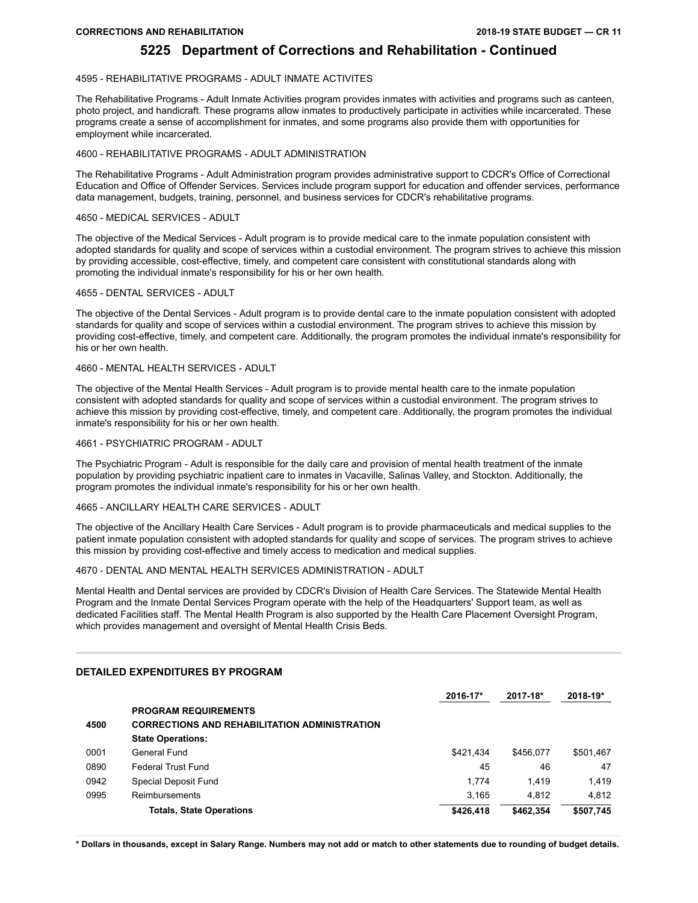## 5225 Department of Corrections and Rehabilitation - Continued

4595 - REHABILITATIVE PROGRAMS - ADULT INMATE ACTIVITES

The Rehabilitative Programs - Adult Inmate Activities program provides inmates with activities and programs such as canteen, photo project, and handicraft. These programs allow inmates to productively participate in activities while incarcerated. These programs create a sense of accomplishment for inmates, and some programs also provide them with opportunities for employment while incarcerated.

4600 - REHABILITATIVE PROGRAMS - ADULT ADMINISTRATION

The Rehabilitative Programs - Adult Administration program provides administrative support to CDCR's Office of Correctional Education and Office of Offender Services. Services include program support for education and offender services, performance data management, budgets, training, personnel, and business services for CDCR's rehabilitative programs.

4650 - MEDICAL SERVICES - ADULT

The objective of the Medical Services - Adult program is to provide medical care to the inmate population consistent with adopted standards for quality and scope of services within a custodial environment. The program strives to achieve this mission by providing accessible, cost-effective, timely, and competent care consistent with constitutional standards along with promoting the individual inmate's responsibility for his or her own health.

4655 - DENTAL SERVICES - ADULT

The objective of the Dental Services - Adult program is to provide dental care to the inmate population consistent with adopted standards for quality and scope of services within a custodial environment. The program strives to achieve this mission by providing cost-effective, timely, and competent care. Additionally, the program promotes the individual inmate's responsibility for his or her own health.

4660 - MENTAL HEALTH SERVICES - ADULT

The objective of the Mental Health Services - Adult program is to provide mental health care to the inmate population consistent with adopted standards for quality and scope of services within a custodial environment. The program strives to achieve this mission by providing cost-effective, timely, and competent care. Additionally, the program promotes the individual inmate's responsibility for his or her own health.

4661 - PSYCHIATRIC PROGRAM - ADULT

The Psychiatric Program - Adult is responsible for the daily care and provision of mental health treatment of the inmate population by providing psychiatric inpatient care to inmates in Vacaville, Salinas Valley, and Stockton. Additionally, the program promotes the individual inmate's responsibility for his or her own health.

4665 - ANCILLARY HEALTH CARE SERVICES - ADULT

The objective of the Ancillary Health Care Services - Adult program is to provide pharmaceuticals and medical supplies to the patient inmate population consistent with adopted standards for quality and scope of services. The program strives to achieve this mission by providing cost-effective and timely access to medication and medical supplies.

4670 - DENTAL AND MENTAL HEALTH SERVICES ADMINISTRATION - ADULT

Mental Health and Dental services are provided by CDCR's Division of Health Care Services. The Statewide Mental Health Program and the Inmate Dental Services Program operate with the help of the Headquarters' Support team, as well as dedicated Facilities staff. The Mental Health Program is also supported by the Health Care Placement Oversight Program, which provides management and oversight of Mental Health Crisis Beds.

### DETAILED EXPENDITURES BY PROGRAM

| | | 2016-17* | 2017-18* | 2018-19* |
|---|---|---|---|---|
| | **PROGRAM REQUIREMENTS** | | | |
| **4500** | **CORRECTIONS AND REHABILITATION ADMINISTRATION** | | | |
| | **State Operations:** | | | |
| 0001 | General Fund | $421,434 | $456,077 | $501,467 |
| 0890 | Federal Trust Fund | 45 | 46 | 47 |
| 0942 | Special Deposit Fund | 1,774 | 1,419 | 1,419 |
| 0995 | Reimbursements | 3,165 | 4,812 | 4,812 |
| | **Totals, State Operations** | **$426,418** | **$462,354** | **$507,745** |

**\* Dollars in thousands, except in Salary Range. Numbers may not add or match to other statements due to rounding of budget details.**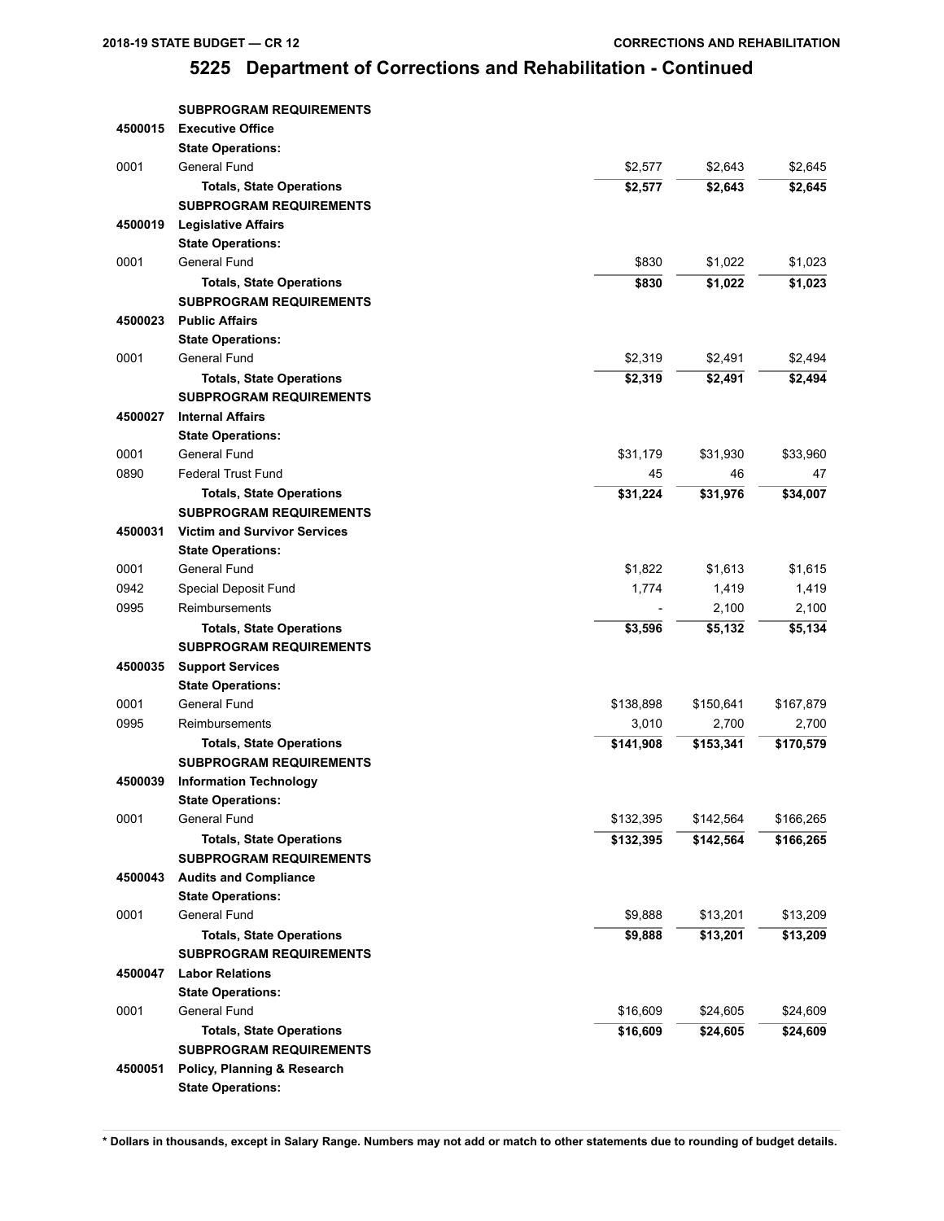## 5225 Department of Corrections and Rehabilitation - Continued

| | | | | |
|---|---|---|---|---|
| | **SUBPROGRAM REQUIREMENTS** | | | |
| **4500015** | **Executive Office** | | | |
| | **State Operations:** | | | |
| 0001 | General Fund | $2,577 | $2,643 | $2,645 |
| | **Totals, State Operations** | **$2,577** | **$2,643** | **$2,645** |
| | **SUBPROGRAM REQUIREMENTS** | | | |
| **4500019** | **Legislative Affairs** | | | |
| | **State Operations:** | | | |
| 0001 | General Fund | $830 | $1,022 | $1,023 |
| | **Totals, State Operations** | **$830** | **$1,022** | **$1,023** |
| | **SUBPROGRAM REQUIREMENTS** | | | |
| **4500023** | **Public Affairs** | | | |
| | **State Operations:** | | | |
| 0001 | General Fund | $2,319 | $2,491 | $2,494 |
| | **Totals, State Operations** | **$2,319** | **$2,491** | **$2,494** |
| | **SUBPROGRAM REQUIREMENTS** | | | |
| **4500027** | **Internal Affairs** | | | |
| | **State Operations:** | | | |
| 0001 | General Fund | $31,179 | $31,930 | $33,960 |
| 0890 | Federal Trust Fund | 45 | 46 | 47 |
| | **Totals, State Operations** | **$31,224** | **$31,976** | **$34,007** |
| | **SUBPROGRAM REQUIREMENTS** | | | |
| **4500031** | **Victim and Survivor Services** | | | |
| | **State Operations:** | | | |
| 0001 | General Fund | $1,822 | $1,613 | $1,615 |
| 0942 | Special Deposit Fund | 1,774 | 1,419 | 1,419 |
| 0995 | Reimbursements | - | 2,100 | 2,100 |
| | **Totals, State Operations** | **$3,596** | **$5,132** | **$5,134** |
| | **SUBPROGRAM REQUIREMENTS** | | | |
| **4500035** | **Support Services** | | | |
| | **State Operations:** | | | |
| 0001 | General Fund | $138,898 | $150,641 | $167,879 |
| 0995 | Reimbursements | 3,010 | 2,700 | 2,700 |
| | **Totals, State Operations** | **$141,908** | **$153,341** | **$170,579** |
| | **SUBPROGRAM REQUIREMENTS** | | | |
| **4500039** | **Information Technology** | | | |
| | **State Operations:** | | | |
| 0001 | General Fund | $132,395 | $142,564 | $166,265 |
| | **Totals, State Operations** | **$132,395** | **$142,564** | **$166,265** |
| | **SUBPROGRAM REQUIREMENTS** | | | |
| **4500043** | **Audits and Compliance** | | | |
| | **State Operations:** | | | |
| 0001 | General Fund | $9,888 | $13,201 | $13,209 |
| | **Totals, State Operations** | **$9,888** | **$13,201** | **$13,209** |
| | **SUBPROGRAM REQUIREMENTS** | | | |
| **4500047** | **Labor Relations** | | | |
| | **State Operations:** | | | |
| 0001 | General Fund | $16,609 | $24,605 | $24,609 |
| | **Totals, State Operations** | **$16,609** | **$24,605** | **$24,609** |
| | **SUBPROGRAM REQUIREMENTS** | | | |
| **4500051** | **Policy, Planning & Research** | | | |
| | **State Operations:** | | | |

**\* Dollars in thousands, except in Salary Range. Numbers may not add or match to other statements due to rounding of budget details.**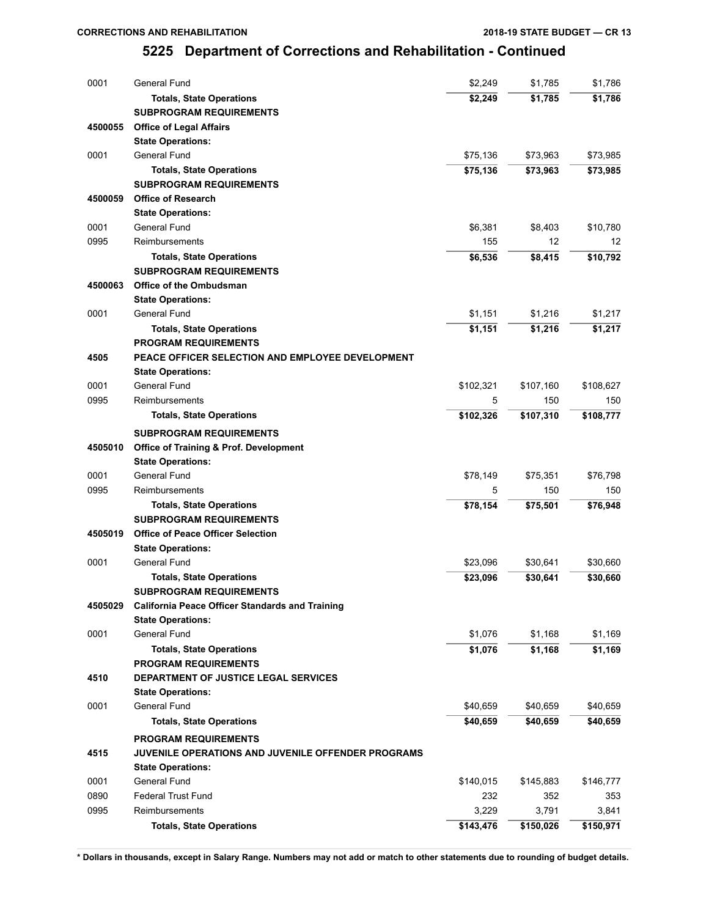## 5225 Department of Corrections and Rehabilitation - Continued

| | | | | |
|---|---|---|---|---|
| 0001 | General Fund | $2,249 | $1,785 | $1,786 |
| | **Totals, State Operations** | **$2,249** | **$1,785** | **$1,786** |
| | **SUBPROGRAM REQUIREMENTS** | | | |
| **4500055** | **Office of Legal Affairs** | | | |
| | **State Operations:** | | | |
| 0001 | General Fund | $75,136 | $73,963 | $73,985 |
| | **Totals, State Operations** | **$75,136** | **$73,963** | **$73,985** |
| | **SUBPROGRAM REQUIREMENTS** | | | |
| **4500059** | **Office of Research** | | | |
| | **State Operations:** | | | |
| 0001 | General Fund | $6,381 | $8,403 | $10,780 |
| 0995 | Reimbursements | 155 | 12 | 12 |
| | **Totals, State Operations** | **$6,536** | **$8,415** | **$10,792** |
| | **SUBPROGRAM REQUIREMENTS** | | | |
| **4500063** | **Office of the Ombudsman** | | | |
| | **State Operations:** | | | |
| 0001 | General Fund | $1,151 | $1,216 | $1,217 |
| | **Totals, State Operations** | **$1,151** | **$1,216** | **$1,217** |
| | **PROGRAM REQUIREMENTS** | | | |
| **4505** | **PEACE OFFICER SELECTION AND EMPLOYEE DEVELOPMENT** | | | |
| | **State Operations:** | | | |
| 0001 | General Fund | $102,321 | $107,160 | $108,627 |
| 0995 | Reimbursements | 5 | 150 | 150 |
| | **Totals, State Operations** | **$102,326** | **$107,310** | **$108,777** |
| | **SUBPROGRAM REQUIREMENTS** | | | |
| **4505010** | **Office of Training & Prof. Development** | | | |
| | **State Operations:** | | | |
| 0001 | General Fund | $78,149 | $75,351 | $76,798 |
| 0995 | Reimbursements | 5 | 150 | 150 |
| | **Totals, State Operations** | **$78,154** | **$75,501** | **$76,948** |
| | **SUBPROGRAM REQUIREMENTS** | | | |
| **4505019** | **Office of Peace Officer Selection** | | | |
| | **State Operations:** | | | |
| 0001 | General Fund | $23,096 | $30,641 | $30,660 |
| | **Totals, State Operations** | **$23,096** | **$30,641** | **$30,660** |
| | **SUBPROGRAM REQUIREMENTS** | | | |
| **4505029** | **California Peace Officer Standards and Training** | | | |
| | **State Operations:** | | | |
| 0001 | General Fund | $1,076 | $1,168 | $1,169 |
| | **Totals, State Operations** | **$1,076** | **$1,168** | **$1,169** |
| | **PROGRAM REQUIREMENTS** | | | |
| **4510** | **DEPARTMENT OF JUSTICE LEGAL SERVICES** | | | |
| | **State Operations:** | | | |
| 0001 | General Fund | $40,659 | $40,659 | $40,659 |
| | **Totals, State Operations** | **$40,659** | **$40,659** | **$40,659** |
| | **PROGRAM REQUIREMENTS** | | | |
| **4515** | **JUVENILE OPERATIONS AND JUVENILE OFFENDER PROGRAMS** | | | |
| | **State Operations:** | | | |
| 0001 | General Fund | $140,015 | $145,883 | $146,777 |
| 0890 | Federal Trust Fund | 232 | 352 | 353 |
| 0995 | Reimbursements | 3,229 | 3,791 | 3,841 |
| | **Totals, State Operations** | **$143,476** | **$150,026** | **$150,971** |

**\* Dollars in thousands, except in Salary Range. Numbers may not add or match to other statements due to rounding of budget details.**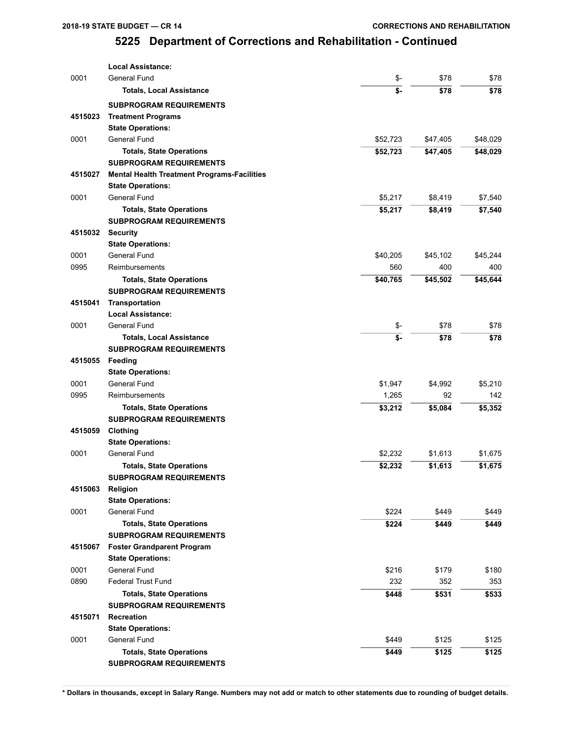## 5225 Department of Corrections and Rehabilitation - Continued

| | | | | |
|---|---|---|---|---|
| | **Local Assistance:** | | | |
| 0001 | General Fund | $- | $78 | $78 |
| | **Totals, Local Assistance** | **$-** | **$78** | **$78** |
| | **SUBPROGRAM REQUIREMENTS** | | | |
| **4515023** | **Treatment Programs** | | | |
| | **State Operations:** | | | |
| 0001 | General Fund | $52,723 | $47,405 | $48,029 |
| | **Totals, State Operations** | **$52,723** | **$47,405** | **$48,029** |
| | **SUBPROGRAM REQUIREMENTS** | | | |
| **4515027** | **Mental Health Treatment Programs-Facilities** | | | |
| | **State Operations:** | | | |
| 0001 | General Fund | $5,217 | $8,419 | $7,540 |
| | **Totals, State Operations** | **$5,217** | **$8,419** | **$7,540** |
| | **SUBPROGRAM REQUIREMENTS** | | | |
| **4515032** | **Security** | | | |
| | **State Operations:** | | | |
| 0001 | General Fund | $40,205 | $45,102 | $45,244 |
| 0995 | Reimbursements | 560 | 400 | 400 |
| | **Totals, State Operations** | **$40,765** | **$45,502** | **$45,644** |
| | **SUBPROGRAM REQUIREMENTS** | | | |
| **4515041** | **Transportation** | | | |
| | **Local Assistance:** | | | |
| 0001 | General Fund | $- | $78 | $78 |
| | **Totals, Local Assistance** | **$-** | **$78** | **$78** |
| | **SUBPROGRAM REQUIREMENTS** | | | |
| **4515055** | **Feeding** | | | |
| | **State Operations:** | | | |
| 0001 | General Fund | $1,947 | $4,992 | $5,210 |
| 0995 | Reimbursements | 1,265 | 92 | 142 |
| | **Totals, State Operations** | **$3,212** | **$5,084** | **$5,352** |
| | **SUBPROGRAM REQUIREMENTS** | | | |
| **4515059** | **Clothing** | | | |
| | **State Operations:** | | | |
| 0001 | General Fund | $2,232 | $1,613 | $1,675 |
| | **Totals, State Operations** | **$2,232** | **$1,613** | **$1,675** |
| | **SUBPROGRAM REQUIREMENTS** | | | |
| **4515063** | **Religion** | | | |
| | **State Operations:** | | | |
| 0001 | General Fund | $224 | $449 | $449 |
| | **Totals, State Operations** | **$224** | **$449** | **$449** |
| | **SUBPROGRAM REQUIREMENTS** | | | |
| **4515067** | **Foster Grandparent Program** | | | |
| | **State Operations:** | | | |
| 0001 | General Fund | $216 | $179 | $180 |
| 0890 | Federal Trust Fund | 232 | 352 | 353 |
| | **Totals, State Operations** | **$448** | **$531** | **$533** |
| | **SUBPROGRAM REQUIREMENTS** | | | |
| **4515071** | **Recreation** | | | |
| | **State Operations:** | | | |
| 0001 | General Fund | $449 | $125 | $125 |
| | **Totals, State Operations** | **$449** | **$125** | **$125** |
| | **SUBPROGRAM REQUIREMENTS** | | | |

**\* Dollars in thousands, except in Salary Range. Numbers may not add or match to other statements due to rounding of budget details.**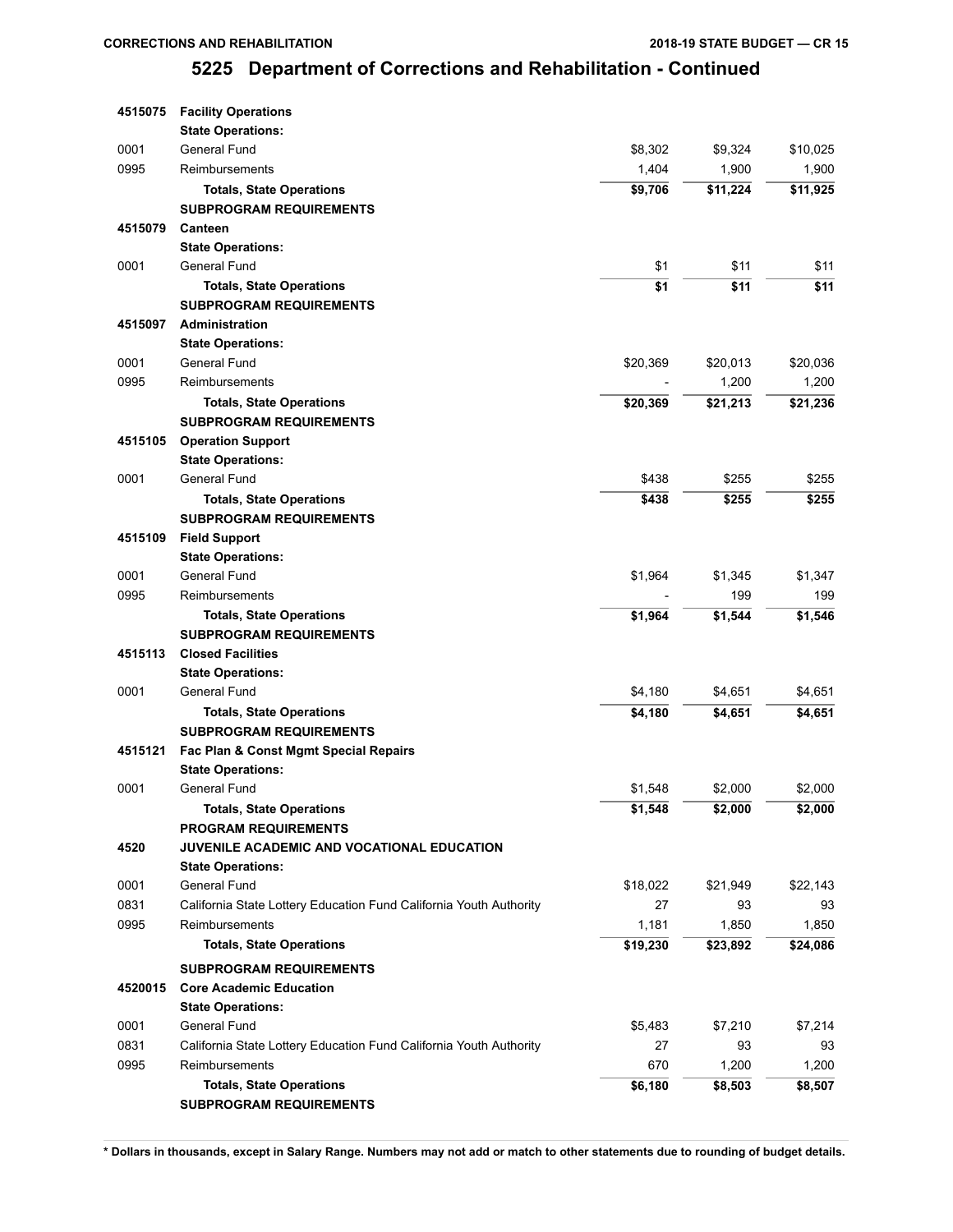## 5225 Department of Corrections and Rehabilitation - Continued

| | | | | |
|---|---|---|---|---|
| **4515075** | **Facility Operations** | | | |
| | **State Operations:** | | | |
| 0001 | General Fund | $8,302 | $9,324 | $10,025 |
| 0995 | Reimbursements | 1,404 | 1,900 | 1,900 |
| | **Totals, State Operations** | **$9,706** | **$11,224** | **$11,925** |
| | **SUBPROGRAM REQUIREMENTS** | | | |
| **4515079** | **Canteen** | | | |
| | **State Operations:** | | | |
| 0001 | General Fund | $1 | $11 | $11 |
| | **Totals, State Operations** | **$1** | **$11** | **$11** |
| | **SUBPROGRAM REQUIREMENTS** | | | |
| **4515097** | **Administration** | | | |
| | **State Operations:** | | | |
| 0001 | General Fund | $20,369 | $20,013 | $20,036 |
| 0995 | Reimbursements | - | 1,200 | 1,200 |
| | **Totals, State Operations** | **$20,369** | **$21,213** | **$21,236** |
| | **SUBPROGRAM REQUIREMENTS** | | | |
| **4515105** | **Operation Support** | | | |
| | **State Operations:** | | | |
| 0001 | General Fund | $438 | $255 | $255 |
| | **Totals, State Operations** | **$438** | **$255** | **$255** |
| | **SUBPROGRAM REQUIREMENTS** | | | |
| **4515109** | **Field Support** | | | |
| | **State Operations:** | | | |
| 0001 | General Fund | $1,964 | $1,345 | $1,347 |
| 0995 | Reimbursements | - | 199 | 199 |
| | **Totals, State Operations** | **$1,964** | **$1,544** | **$1,546** |
| | **SUBPROGRAM REQUIREMENTS** | | | |
| **4515113** | **Closed Facilities** | | | |
| | **State Operations:** | | | |
| 0001 | General Fund | $4,180 | $4,651 | $4,651 |
| | **Totals, State Operations** | **$4,180** | **$4,651** | **$4,651** |
| | **SUBPROGRAM REQUIREMENTS** | | | |
| **4515121** | **Fac Plan & Const Mgmt Special Repairs** | | | |
| | **State Operations:** | | | |
| 0001 | General Fund | $1,548 | $2,000 | $2,000 |
| | **Totals, State Operations** | **$1,548** | **$2,000** | **$2,000** |
| | **PROGRAM REQUIREMENTS** | | | |
| **4520** | **JUVENILE ACADEMIC AND VOCATIONAL EDUCATION** | | | |
| | **State Operations:** | | | |
| 0001 | General Fund | $18,022 | $21,949 | $22,143 |
| 0831 | California State Lottery Education Fund California Youth Authority | 27 | 93 | 93 |
| 0995 | Reimbursements | 1,181 | 1,850 | 1,850 |
| | **Totals, State Operations** | **$19,230** | **$23,892** | **$24,086** |
| | **SUBPROGRAM REQUIREMENTS** | | | |
| **4520015** | **Core Academic Education** | | | |
| | **State Operations:** | | | |
| 0001 | General Fund | $5,483 | $7,210 | $7,214 |
| 0831 | California State Lottery Education Fund California Youth Authority | 27 | 93 | 93 |
| 0995 | Reimbursements | 670 | 1,200 | 1,200 |
| | **Totals, State Operations** | **$6,180** | **$8,503** | **$8,507** |
| | **SUBPROGRAM REQUIREMENTS** | | | |

**\* Dollars in thousands, except in Salary Range. Numbers may not add or match to other statements due to rounding of budget details.**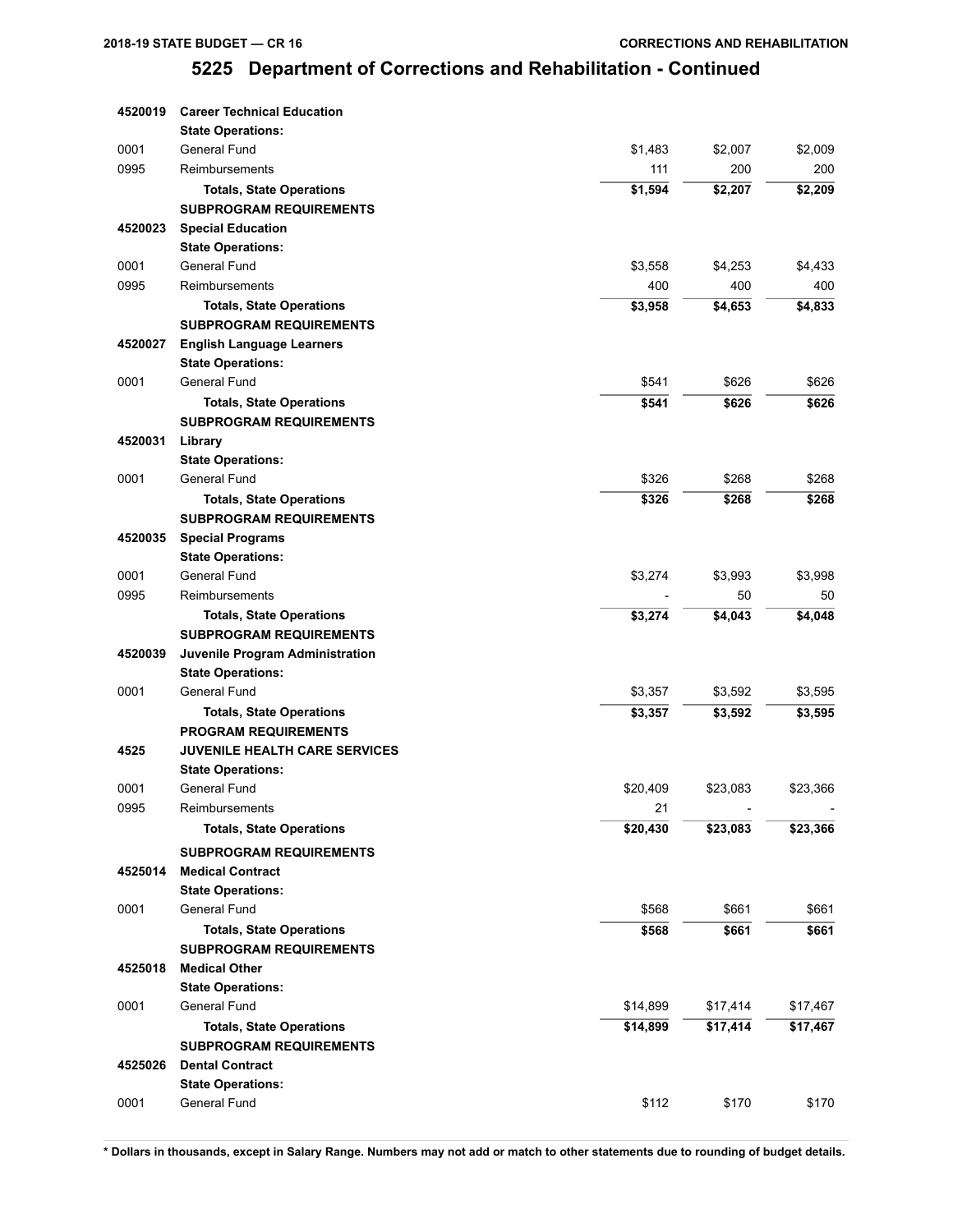# 5225 Department of Corrections and Rehabilitation - Continued

| | | | | |
|---|---|---|---|---|
| 4520019 | **Career Technical Education** | | | |
| | **State Operations:** | | | |
| 0001 | General Fund | $1,483 | $2,007 | $2,009 |
| 0995 | Reimbursements | 111 | 200 | 200 |
| | **Totals, State Operations** | **$1,594** | **$2,207** | **$2,209** |
| | **SUBPROGRAM REQUIREMENTS** | | | |
| 4520023 | **Special Education** | | | |
| | **State Operations:** | | | |
| 0001 | General Fund | $3,558 | $4,253 | $4,433 |
| 0995 | Reimbursements | 400 | 400 | 400 |
| | **Totals, State Operations** | **$3,958** | **$4,653** | **$4,833** |
| | **SUBPROGRAM REQUIREMENTS** | | | |
| 4520027 | **English Language Learners** | | | |
| | **State Operations:** | | | |
| 0001 | General Fund | $541 | $626 | $626 |
| | **Totals, State Operations** | **$541** | **$626** | **$626** |
| | **SUBPROGRAM REQUIREMENTS** | | | |
| 4520031 | **Library** | | | |
| | **State Operations:** | | | |
| 0001 | General Fund | $326 | $268 | $268 |
| | **Totals, State Operations** | **$326** | **$268** | **$268** |
| | **SUBPROGRAM REQUIREMENTS** | | | |
| 4520035 | **Special Programs** | | | |
| | **State Operations:** | | | |
| 0001 | General Fund | $3,274 | $3,993 | $3,998 |
| 0995 | Reimbursements | - | 50 | 50 |
| | **Totals, State Operations** | **$3,274** | **$4,043** | **$4,048** |
| | **SUBPROGRAM REQUIREMENTS** | | | |
| 4520039 | **Juvenile Program Administration** | | | |
| | **State Operations:** | | | |
| 0001 | General Fund | $3,357 | $3,592 | $3,595 |
| | **Totals, State Operations** | **$3,357** | **$3,592** | **$3,595** |
| | **PROGRAM REQUIREMENTS** | | | |
| 4525 | **JUVENILE HEALTH CARE SERVICES** | | | |
| | **State Operations:** | | | |
| 0001 | General Fund | $20,409 | $23,083 | $23,366 |
| 0995 | Reimbursements | 21 | - | - |
| | **Totals, State Operations** | **$20,430** | **$23,083** | **$23,366** |
| | **SUBPROGRAM REQUIREMENTS** | | | |
| 4525014 | **Medical Contract** | | | |
| | **State Operations:** | | | |
| 0001 | General Fund | $568 | $661 | $661 |
| | **Totals, State Operations** | **$568** | **$661** | **$661** |
| | **SUBPROGRAM REQUIREMENTS** | | | |
| 4525018 | **Medical Other** | | | |
| | **State Operations:** | | | |
| 0001 | General Fund | $14,899 | $17,414 | $17,467 |
| | **Totals, State Operations** | **$14,899** | **$17,414** | **$17,467** |
| | **SUBPROGRAM REQUIREMENTS** | | | |
| 4525026 | **Dental Contract** | | | |
| | **State Operations:** | | | |
| 0001 | General Fund | $112 | $170 | $170 |

**\* Dollars in thousands, except in Salary Range. Numbers may not add or match to other statements due to rounding of budget details.**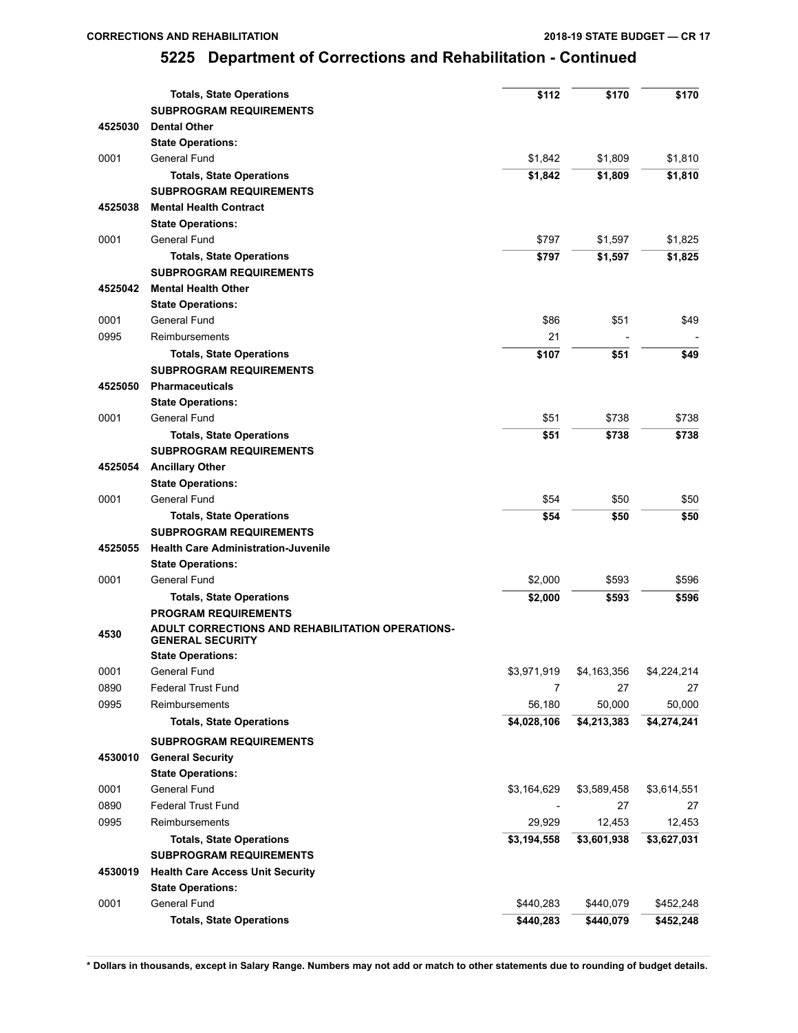## 5225 Department of Corrections and Rehabilitation - Continued

| | | | | |
|---|---|---|---|---|
| | **Totals, State Operations** | **$112** | **$170** | **$170** |
| | **SUBPROGRAM REQUIREMENTS** | | | |
| **4525030** | **Dental Other** | | | |
| | **State Operations:** | | | |
| 0001 | General Fund | $1,842 | $1,809 | $1,810 |
| | **Totals, State Operations** | **$1,842** | **$1,809** | **$1,810** |
| | **SUBPROGRAM REQUIREMENTS** | | | |
| **4525038** | **Mental Health Contract** | | | |
| | **State Operations:** | | | |
| 0001 | General Fund | $797 | $1,597 | $1,825 |
| | **Totals, State Operations** | **$797** | **$1,597** | **$1,825** |
| | **SUBPROGRAM REQUIREMENTS** | | | |
| **4525042** | **Mental Health Other** | | | |
| | **State Operations:** | | | |
| 0001 | General Fund | $86 | $51 | $49 |
| 0995 | Reimbursements | 21 | - | - |
| | **Totals, State Operations** | **$107** | **$51** | **$49** |
| | **SUBPROGRAM REQUIREMENTS** | | | |
| **4525050** | **Pharmaceuticals** | | | |
| | **State Operations:** | | | |
| 0001 | General Fund | $51 | $738 | $738 |
| | **Totals, State Operations** | **$51** | **$738** | **$738** |
| | **SUBPROGRAM REQUIREMENTS** | | | |
| **4525054** | **Ancillary Other** | | | |
| | **State Operations:** | | | |
| 0001 | General Fund | $54 | $50 | $50 |
| | **Totals, State Operations** | **$54** | **$50** | **$50** |
| | **SUBPROGRAM REQUIREMENTS** | | | |
| **4525055** | **Health Care Administration-Juvenile** | | | |
| | **State Operations:** | | | |
| 0001 | General Fund | $2,000 | $593 | $596 |
| | **Totals, State Operations** | **$2,000** | **$593** | **$596** |
| | **PROGRAM REQUIREMENTS** | | | |
| **4530** | **ADULT CORRECTIONS AND REHABILITATION OPERATIONS-GENERAL SECURITY** | | | |
| | **State Operations:** | | | |
| 0001 | General Fund | $3,971,919 | $4,163,356 | $4,224,214 |
| 0890 | Federal Trust Fund | 7 | 27 | 27 |
| 0995 | Reimbursements | 56,180 | 50,000 | 50,000 |
| | **Totals, State Operations** | **$4,028,106** | **$4,213,383** | **$4,274,241** |
| | **SUBPROGRAM REQUIREMENTS** | | | |
| **4530010** | **General Security** | | | |
| | **State Operations:** | | | |
| 0001 | General Fund | $3,164,629 | $3,589,458 | $3,614,551 |
| 0890 | Federal Trust Fund | - | 27 | 27 |
| 0995 | Reimbursements | 29,929 | 12,453 | 12,453 |
| | **Totals, State Operations** | **$3,194,558** | **$3,601,938** | **$3,627,031** |
| | **SUBPROGRAM REQUIREMENTS** | | | |
| **4530019** | **Health Care Access Unit Security** | | | |
| | **State Operations:** | | | |
| 0001 | General Fund | $440,283 | $440,079 | $452,248 |
| | **Totals, State Operations** | **$440,283** | **$440,079** | **$452,248** |

**\* Dollars in thousands, except in Salary Range. Numbers may not add or match to other statements due to rounding of budget details.**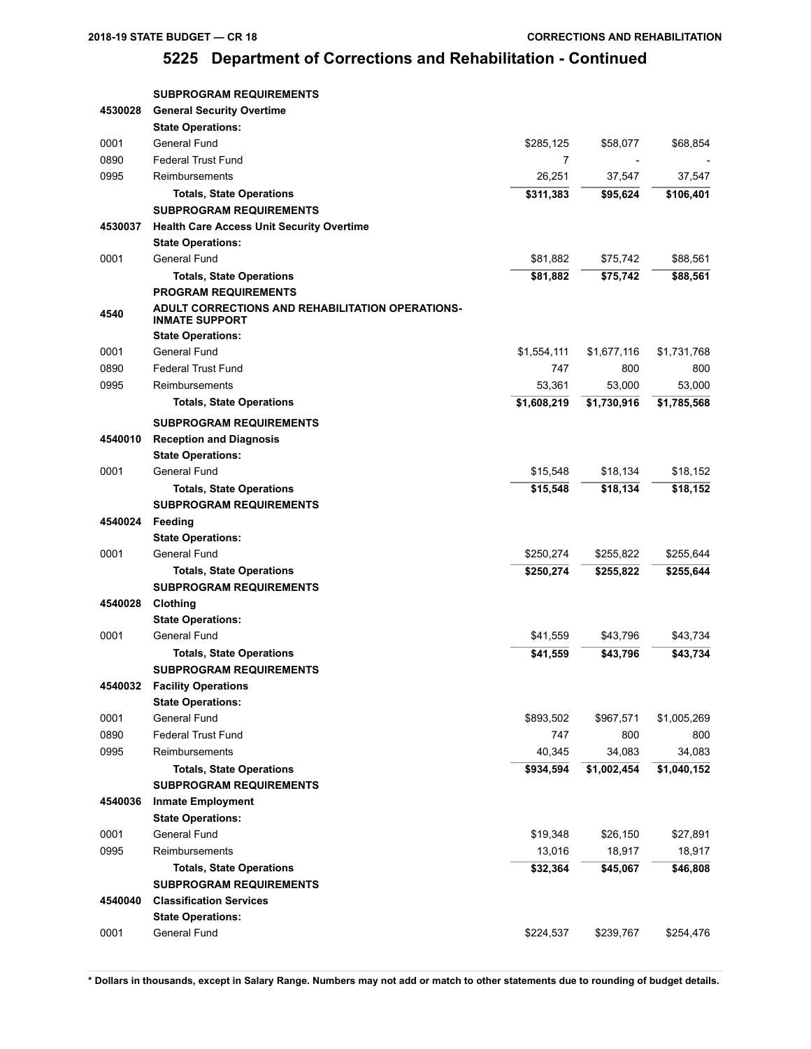# 5225 Department of Corrections and Rehabilitation - Continued

| | | | | |
|---|---|---|---|---|
| | **SUBPROGRAM REQUIREMENTS** | | | |
| **4530028** | **General Security Overtime** | | | |
| | **State Operations:** | | | |
| 0001 | General Fund | $285,125 | $58,077 | $68,854 |
| 0890 | Federal Trust Fund | 7 | - | - |
| 0995 | Reimbursements | 26,251 | 37,547 | 37,547 |
| | **Totals, State Operations** | **$311,383** | **$95,624** | **$106,401** |
| | **SUBPROGRAM REQUIREMENTS** | | | |
| **4530037** | **Health Care Access Unit Security Overtime** | | | |
| | **State Operations:** | | | |
| 0001 | General Fund | $81,882 | $75,742 | $88,561 |
| | **Totals, State Operations** | **$81,882** | **$75,742** | **$88,561** |
| | **PROGRAM REQUIREMENTS** | | | |
| **4540** | **ADULT CORRECTIONS AND REHABILITATION OPERATIONS-INMATE SUPPORT** | | | |
| | **State Operations:** | | | |
| 0001 | General Fund | $1,554,111 | $1,677,116 | $1,731,768 |
| 0890 | Federal Trust Fund | 747 | 800 | 800 |
| 0995 | Reimbursements | 53,361 | 53,000 | 53,000 |
| | **Totals, State Operations** | **$1,608,219** | **$1,730,916** | **$1,785,568** |
| | **SUBPROGRAM REQUIREMENTS** | | | |
| **4540010** | **Reception and Diagnosis** | | | |
| | **State Operations:** | | | |
| 0001 | General Fund | $15,548 | $18,134 | $18,152 |
| | **Totals, State Operations** | **$15,548** | **$18,134** | **$18,152** |
| | **SUBPROGRAM REQUIREMENTS** | | | |
| **4540024** | **Feeding** | | | |
| | **State Operations:** | | | |
| 0001 | General Fund | $250,274 | $255,822 | $255,644 |
| | **Totals, State Operations** | **$250,274** | **$255,822** | **$255,644** |
| | **SUBPROGRAM REQUIREMENTS** | | | |
| **4540028** | **Clothing** | | | |
| | **State Operations:** | | | |
| 0001 | General Fund | $41,559 | $43,796 | $43,734 |
| | **Totals, State Operations** | **$41,559** | **$43,796** | **$43,734** |
| | **SUBPROGRAM REQUIREMENTS** | | | |
| **4540032** | **Facility Operations** | | | |
| | **State Operations:** | | | |
| 0001 | General Fund | $893,502 | $967,571 | $1,005,269 |
| 0890 | Federal Trust Fund | 747 | 800 | 800 |
| 0995 | Reimbursements | 40,345 | 34,083 | 34,083 |
| | **Totals, State Operations** | **$934,594** | **$1,002,454** | **$1,040,152** |
| | **SUBPROGRAM REQUIREMENTS** | | | |
| **4540036** | **Inmate Employment** | | | |
| | **State Operations:** | | | |
| 0001 | General Fund | $19,348 | $26,150 | $27,891 |
| 0995 | Reimbursements | 13,016 | 18,917 | 18,917 |
| | **Totals, State Operations** | **$32,364** | **$45,067** | **$46,808** |
| | **SUBPROGRAM REQUIREMENTS** | | | |
| **4540040** | **Classification Services** | | | |
| | **State Operations:** | | | |
| 0001 | General Fund | $224,537 | $239,767 | $254,476 |

**\* Dollars in thousands, except in Salary Range. Numbers may not add or match to other statements due to rounding of budget details.**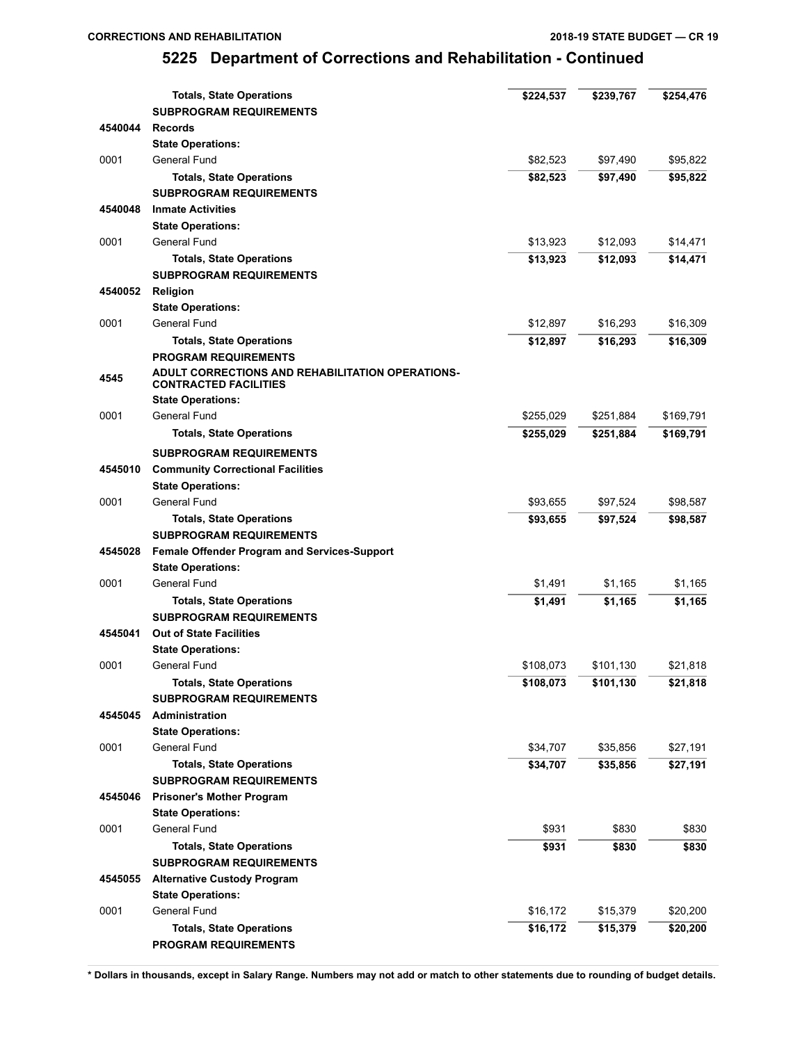## 5225 Department of Corrections and Rehabilitation - Continued

| | | | | |
|---|---|---|---|---|
| | **Totals, State Operations** | **$224,537** | **$239,767** | **$254,476** |
| | **SUBPROGRAM REQUIREMENTS** | | | |
| **4540044** | **Records** | | | |
| | **State Operations:** | | | |
| 0001 | General Fund | $82,523 | $97,490 | $95,822 |
| | **Totals, State Operations** | **$82,523** | **$97,490** | **$95,822** |
| | **SUBPROGRAM REQUIREMENTS** | | | |
| **4540048** | **Inmate Activities** | | | |
| | **State Operations:** | | | |
| 0001 | General Fund | $13,923 | $12,093 | $14,471 |
| | **Totals, State Operations** | **$13,923** | **$12,093** | **$14,471** |
| | **SUBPROGRAM REQUIREMENTS** | | | |
| **4540052** | **Religion** | | | |
| | **State Operations:** | | | |
| 0001 | General Fund | $12,897 | $16,293 | $16,309 |
| | **Totals, State Operations** | **$12,897** | **$16,293** | **$16,309** |
| | **PROGRAM REQUIREMENTS** | | | |
| **4545** | **ADULT CORRECTIONS AND REHABILITATION OPERATIONS-CONTRACTED FACILITIES** | | | |
| | **State Operations:** | | | |
| 0001 | General Fund | $255,029 | $251,884 | $169,791 |
| | **Totals, State Operations** | **$255,029** | **$251,884** | **$169,791** |
| | **SUBPROGRAM REQUIREMENTS** | | | |
| **4545010** | **Community Correctional Facilities** | | | |
| | **State Operations:** | | | |
| 0001 | General Fund | $93,655 | $97,524 | $98,587 |
| | **Totals, State Operations** | **$93,655** | **$97,524** | **$98,587** |
| | **SUBPROGRAM REQUIREMENTS** | | | |
| **4545028** | **Female Offender Program and Services-Support** | | | |
| | **State Operations:** | | | |
| 0001 | General Fund | $1,491 | $1,165 | $1,165 |
| | **Totals, State Operations** | **$1,491** | **$1,165** | **$1,165** |
| | **SUBPROGRAM REQUIREMENTS** | | | |
| **4545041** | **Out of State Facilities** | | | |
| | **State Operations:** | | | |
| 0001 | General Fund | $108,073 | $101,130 | $21,818 |
| | **Totals, State Operations** | **$108,073** | **$101,130** | **$21,818** |
| | **SUBPROGRAM REQUIREMENTS** | | | |
| **4545045** | **Administration** | | | |
| | **State Operations:** | | | |
| 0001 | General Fund | $34,707 | $35,856 | $27,191 |
| | **Totals, State Operations** | **$34,707** | **$35,856** | **$27,191** |
| | **SUBPROGRAM REQUIREMENTS** | | | |
| **4545046** | **Prisoner's Mother Program** | | | |
| | **State Operations:** | | | |
| 0001 | General Fund | $931 | $830 | $830 |
| | **Totals, State Operations** | **$931** | **$830** | **$830** |
| | **SUBPROGRAM REQUIREMENTS** | | | |
| **4545055** | **Alternative Custody Program** | | | |
| | **State Operations:** | | | |
| 0001 | General Fund | $16,172 | $15,379 | $20,200 |
| | **Totals, State Operations** | **$16,172** | **$15,379** | **$20,200** |
| | **PROGRAM REQUIREMENTS** | | | |

**\* Dollars in thousands, except in Salary Range. Numbers may not add or match to other statements due to rounding of budget details.**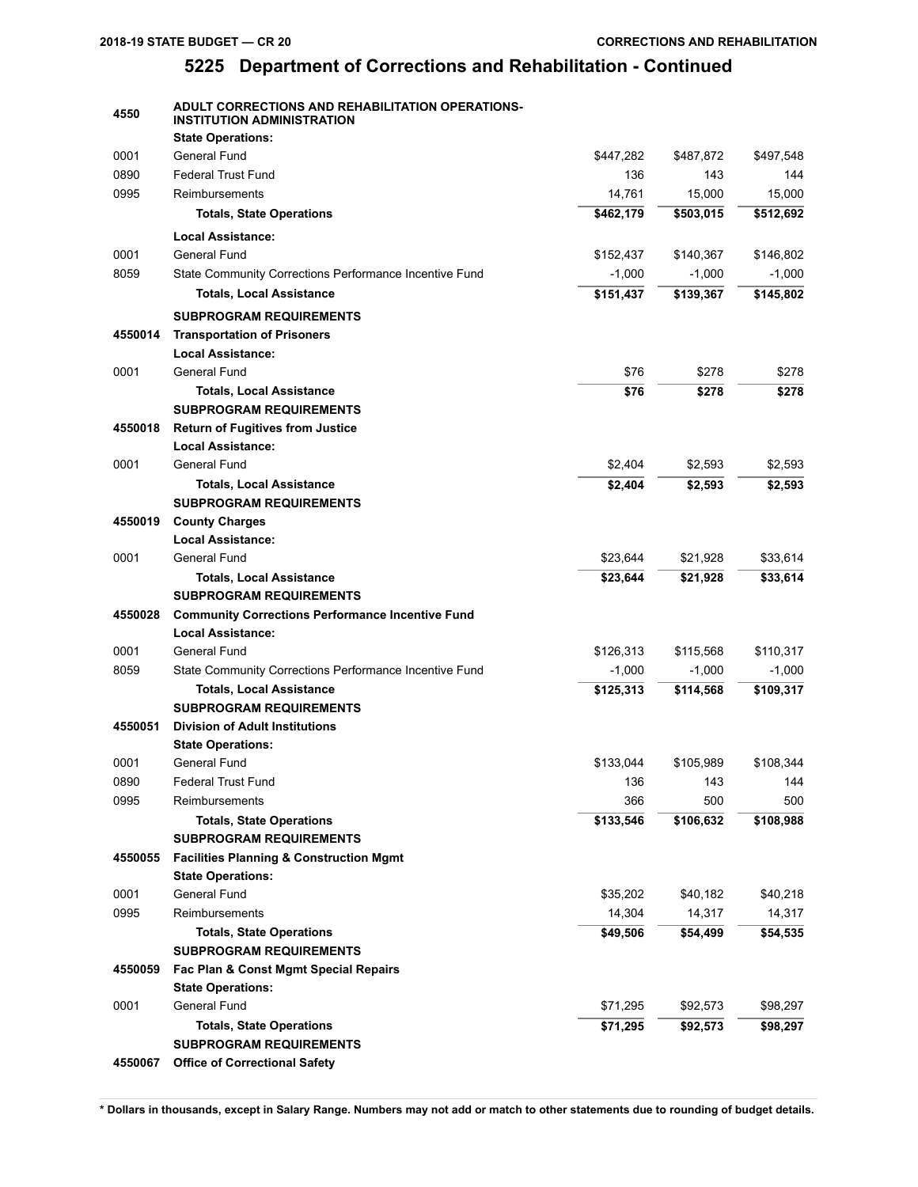## 5225 Department of Corrections and Rehabilitation - Continued

| | | | | |
|---|---|---|---|---|
| 4550 | **ADULT CORRECTIONS AND REHABILITATION OPERATIONS-INSTITUTION ADMINISTRATION** | | | |
| | **State Operations:** | | | |
| 0001 | General Fund | $447,282 | $487,872 | $497,548 |
| 0890 | Federal Trust Fund | 136 | 143 | 144 |
| 0995 | Reimbursements | 14,761 | 15,000 | 15,000 |
| | **Totals, State Operations** | **$462,179** | **$503,015** | **$512,692** |
| | **Local Assistance:** | | | |
| 0001 | General Fund | $152,437 | $140,367 | $146,802 |
| 8059 | State Community Corrections Performance Incentive Fund | -1,000 | -1,000 | -1,000 |
| | **Totals, Local Assistance** | **$151,437** | **$139,367** | **$145,802** |
| | **SUBPROGRAM REQUIREMENTS** | | | |
| **4550014** | **Transportation of Prisoners** | | | |
| | **Local Assistance:** | | | |
| 0001 | General Fund | $76 | $278 | $278 |
| | **Totals, Local Assistance** | **$76** | **$278** | **$278** |
| | **SUBPROGRAM REQUIREMENTS** | | | |
| **4550018** | **Return of Fugitives from Justice** | | | |
| | **Local Assistance:** | | | |
| 0001 | General Fund | $2,404 | $2,593 | $2,593 |
| | **Totals, Local Assistance** | **$2,404** | **$2,593** | **$2,593** |
| | **SUBPROGRAM REQUIREMENTS** | | | |
| **4550019** | **County Charges** | | | |
| | **Local Assistance:** | | | |
| 0001 | General Fund | $23,644 | $21,928 | $33,614 |
| | **Totals, Local Assistance** | **$23,644** | **$21,928** | **$33,614** |
| | **SUBPROGRAM REQUIREMENTS** | | | |
| **4550028** | **Community Corrections Performance Incentive Fund** | | | |
| | **Local Assistance:** | | | |
| 0001 | General Fund | $126,313 | $115,568 | $110,317 |
| 8059 | State Community Corrections Performance Incentive Fund | -1,000 | -1,000 | -1,000 |
| | **Totals, Local Assistance** | **$125,313** | **$114,568** | **$109,317** |
| | **SUBPROGRAM REQUIREMENTS** | | | |
| **4550051** | **Division of Adult Institutions** | | | |
| | **State Operations:** | | | |
| 0001 | General Fund | $133,044 | $105,989 | $108,344 |
| 0890 | Federal Trust Fund | 136 | 143 | 144 |
| 0995 | Reimbursements | 366 | 500 | 500 |
| | **Totals, State Operations** | **$133,546** | **$106,632** | **$108,988** |
| | **SUBPROGRAM REQUIREMENTS** | | | |
| **4550055** | **Facilities Planning & Construction Mgmt** | | | |
| | **State Operations:** | | | |
| 0001 | General Fund | $35,202 | $40,182 | $40,218 |
| 0995 | Reimbursements | 14,304 | 14,317 | 14,317 |
| | **Totals, State Operations** | **$49,506** | **$54,499** | **$54,535** |
| | **SUBPROGRAM REQUIREMENTS** | | | |
| **4550059** | **Fac Plan & Const Mgmt Special Repairs** | | | |
| | **State Operations:** | | | |
| 0001 | General Fund | $71,295 | $92,573 | $98,297 |
| | **Totals, State Operations** | **$71,295** | **$92,573** | **$98,297** |
| | **SUBPROGRAM REQUIREMENTS** | | | |
| **4550067** | **Office of Correctional Safety** | | | |

**\* Dollars in thousands, except in Salary Range. Numbers may not add or match to other statements due to rounding of budget details.**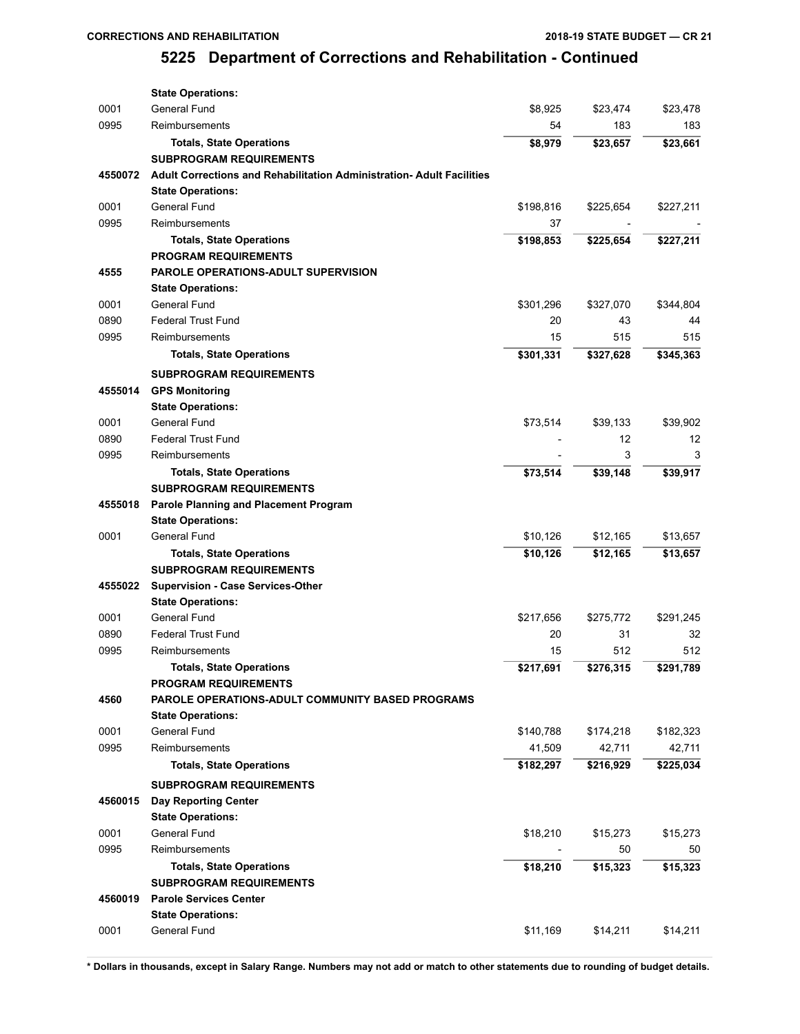## 5225 Department of Corrections and Rehabilitation - Continued

| | | | | |
|---|---|---|---|---|
| | **State Operations:** | | | |
| 0001 | General Fund | $8,925 | $23,474 | $23,478 |
| 0995 | Reimbursements | 54 | 183 | 183 |
| | **Totals, State Operations** | **$8,979** | **$23,657** | **$23,661** |
| | **SUBPROGRAM REQUIREMENTS** | | | |
| **4550072** | **Adult Corrections and Rehabilitation Administration- Adult Facilities** | | | |
| | **State Operations:** | | | |
| 0001 | General Fund | $198,816 | $225,654 | $227,211 |
| 0995 | Reimbursements | 37 | - | - |
| | **Totals, State Operations** | **$198,853** | **$225,654** | **$227,211** |
| | **PROGRAM REQUIREMENTS** | | | |
| **4555** | **PAROLE OPERATIONS-ADULT SUPERVISION** | | | |
| | **State Operations:** | | | |
| 0001 | General Fund | $301,296 | $327,070 | $344,804 |
| 0890 | Federal Trust Fund | 20 | 43 | 44 |
| 0995 | Reimbursements | 15 | 515 | 515 |
| | **Totals, State Operations** | **$301,331** | **$327,628** | **$345,363** |
| | **SUBPROGRAM REQUIREMENTS** | | | |
| **4555014** | **GPS Monitoring** | | | |
| | **State Operations:** | | | |
| 0001 | General Fund | $73,514 | $39,133 | $39,902 |
| 0890 | Federal Trust Fund | - | 12 | 12 |
| 0995 | Reimbursements | - | 3 | 3 |
| | **Totals, State Operations** | **$73,514** | **$39,148** | **$39,917** |
| | **SUBPROGRAM REQUIREMENTS** | | | |
| **4555018** | **Parole Planning and Placement Program** | | | |
| | **State Operations:** | | | |
| 0001 | General Fund | $10,126 | $12,165 | $13,657 |
| | **Totals, State Operations** | **$10,126** | **$12,165** | **$13,657** |
| | **SUBPROGRAM REQUIREMENTS** | | | |
| **4555022** | **Supervision - Case Services-Other** | | | |
| | **State Operations:** | | | |
| 0001 | General Fund | $217,656 | $275,772 | $291,245 |
| 0890 | Federal Trust Fund | 20 | 31 | 32 |
| 0995 | Reimbursements | 15 | 512 | 512 |
| | **Totals, State Operations** | **$217,691** | **$276,315** | **$291,789** |
| | **PROGRAM REQUIREMENTS** | | | |
| **4560** | **PAROLE OPERATIONS-ADULT COMMUNITY BASED PROGRAMS** | | | |
| | **State Operations:** | | | |
| 0001 | General Fund | $140,788 | $174,218 | $182,323 |
| 0995 | Reimbursements | 41,509 | 42,711 | 42,711 |
| | **Totals, State Operations** | **$182,297** | **$216,929** | **$225,034** |
| | **SUBPROGRAM REQUIREMENTS** | | | |
| **4560015** | **Day Reporting Center** | | | |
| | **State Operations:** | | | |
| 0001 | General Fund | $18,210 | $15,273 | $15,273 |
| 0995 | Reimbursements | - | 50 | 50 |
| | **Totals, State Operations** | **$18,210** | **$15,323** | **$15,323** |
| | **SUBPROGRAM REQUIREMENTS** | | | |
| **4560019** | **Parole Services Center** | | | |
| | **State Operations:** | | | |
| 0001 | General Fund | $11,169 | $14,211 | $14,211 |

**\* Dollars in thousands, except in Salary Range. Numbers may not add or match to other statements due to rounding of budget details.**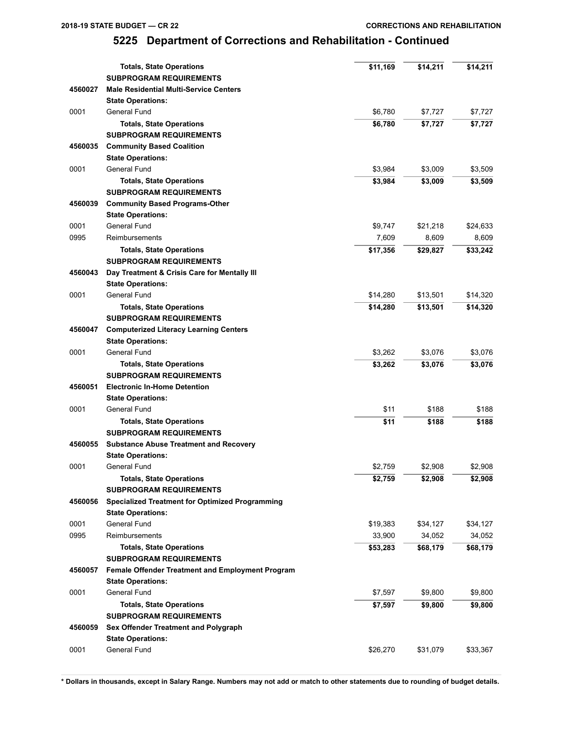## 5225 Department of Corrections and Rehabilitation - Continued

| | | | | |
|---|---|---|---|---|
| | **Totals, State Operations** | **$11,169** | **$14,211** | **$14,211** |
| | **SUBPROGRAM REQUIREMENTS** | | | |
| **4560027** | **Male Residential Multi-Service Centers** | | | |
| | **State Operations:** | | | |
| 0001 | General Fund | $6,780 | $7,727 | $7,727 |
| | **Totals, State Operations** | **$6,780** | **$7,727** | **$7,727** |
| | **SUBPROGRAM REQUIREMENTS** | | | |
| **4560035** | **Community Based Coalition** | | | |
| | **State Operations:** | | | |
| 0001 | General Fund | $3,984 | $3,009 | $3,509 |
| | **Totals, State Operations** | **$3,984** | **$3,009** | **$3,509** |
| | **SUBPROGRAM REQUIREMENTS** | | | |
| **4560039** | **Community Based Programs-Other** | | | |
| | **State Operations:** | | | |
| 0001 | General Fund | $9,747 | $21,218 | $24,633 |
| 0995 | Reimbursements | 7,609 | 8,609 | 8,609 |
| | **Totals, State Operations** | **$17,356** | **$29,827** | **$33,242** |
| | **SUBPROGRAM REQUIREMENTS** | | | |
| **4560043** | **Day Treatment & Crisis Care for Mentally Ill** | | | |
| | **State Operations:** | | | |
| 0001 | General Fund | $14,280 | $13,501 | $14,320 |
| | **Totals, State Operations** | **$14,280** | **$13,501** | **$14,320** |
| | **SUBPROGRAM REQUIREMENTS** | | | |
| **4560047** | **Computerized Literacy Learning Centers** | | | |
| | **State Operations:** | | | |
| 0001 | General Fund | $3,262 | $3,076 | $3,076 |
| | **Totals, State Operations** | **$3,262** | **$3,076** | **$3,076** |
| | **SUBPROGRAM REQUIREMENTS** | | | |
| **4560051** | **Electronic In-Home Detention** | | | |
| | **State Operations:** | | | |
| 0001 | General Fund | $11 | $188 | $188 |
| | **Totals, State Operations** | **$11** | **$188** | **$188** |
| | **SUBPROGRAM REQUIREMENTS** | | | |
| **4560055** | **Substance Abuse Treatment and Recovery** | | | |
| | **State Operations:** | | | |
| 0001 | General Fund | $2,759 | $2,908 | $2,908 |
| | **Totals, State Operations** | **$2,759** | **$2,908** | **$2,908** |
| | **SUBPROGRAM REQUIREMENTS** | | | |
| **4560056** | **Specialized Treatment for Optimized Programming** | | | |
| | **State Operations:** | | | |
| 0001 | General Fund | $19,383 | $34,127 | $34,127 |
| 0995 | Reimbursements | 33,900 | 34,052 | 34,052 |
| | **Totals, State Operations** | **$53,283** | **$68,179** | **$68,179** |
| | **SUBPROGRAM REQUIREMENTS** | | | |
| **4560057** | **Female Offender Treatment and Employment Program** | | | |
| | **State Operations:** | | | |
| 0001 | General Fund | $7,597 | $9,800 | $9,800 |
| | **Totals, State Operations** | **$7,597** | **$9,800** | **$9,800** |
| | **SUBPROGRAM REQUIREMENTS** | | | |
| **4560059** | **Sex Offender Treatment and Polygraph** | | | |
| | **State Operations:** | | | |
| 0001 | General Fund | $26,270 | $31,079 | $33,367 |

**\* Dollars in thousands, except in Salary Range. Numbers may not add or match to other statements due to rounding of budget details.**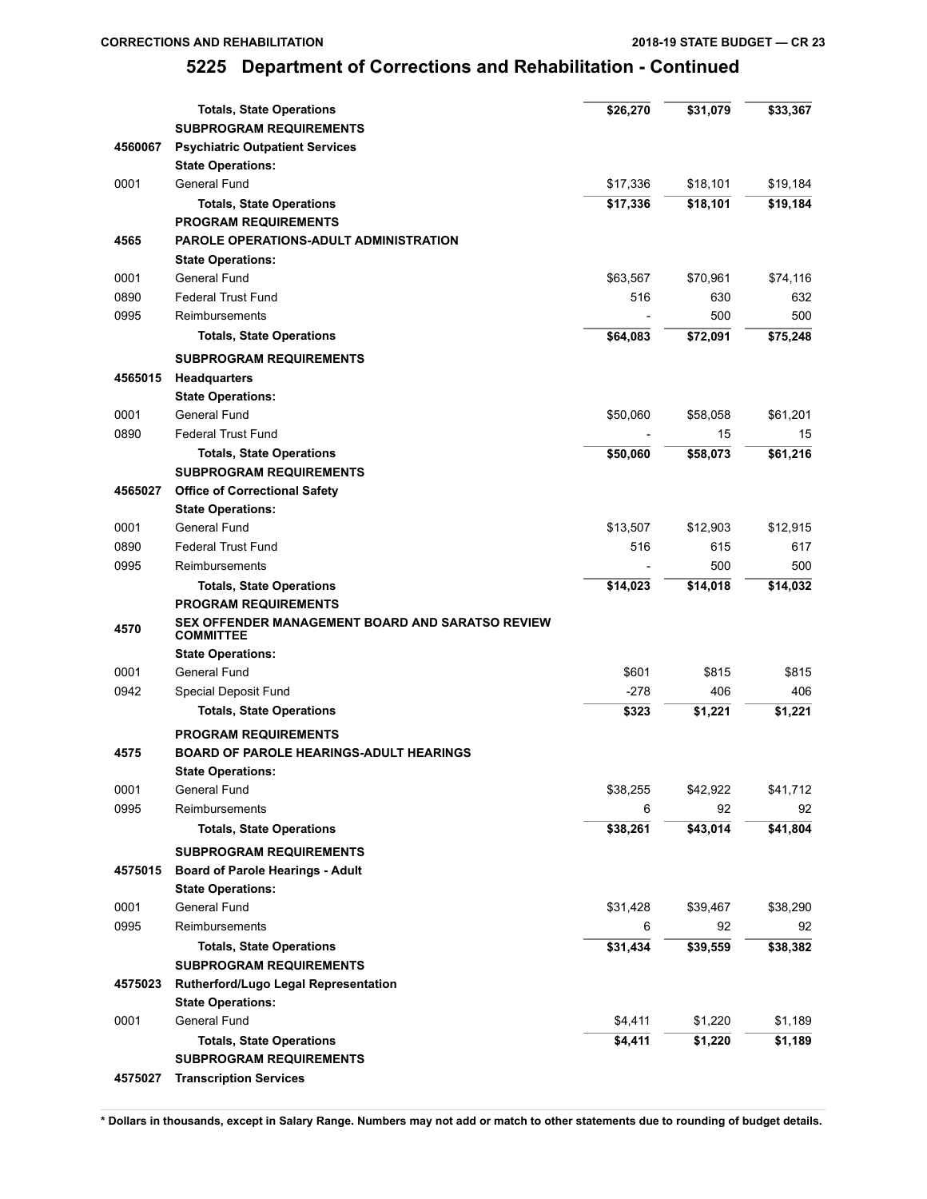## 5225 Department of Corrections and Rehabilitation - Continued

| | | | | |
|---|---|---|---|---|
| | **Totals, State Operations** | **$26,270** | **$31,079** | **$33,367** |
| | **SUBPROGRAM REQUIREMENTS** | | | |
| **4560067** | **Psychiatric Outpatient Services** | | | |
| | **State Operations:** | | | |
| 0001 | General Fund | $17,336 | $18,101 | $19,184 |
| | **Totals, State Operations** | **$17,336** | **$18,101** | **$19,184** |
| | **PROGRAM REQUIREMENTS** | | | |
| **4565** | **PAROLE OPERATIONS-ADULT ADMINISTRATION** | | | |
| | **State Operations:** | | | |
| 0001 | General Fund | $63,567 | $70,961 | $74,116 |
| 0890 | Federal Trust Fund | 516 | 630 | 632 |
| 0995 | Reimbursements | - | 500 | 500 |
| | **Totals, State Operations** | **$64,083** | **$72,091** | **$75,248** |
| | **SUBPROGRAM REQUIREMENTS** | | | |
| **4565015** | **Headquarters** | | | |
| | **State Operations:** | | | |
| 0001 | General Fund | $50,060 | $58,058 | $61,201 |
| 0890 | Federal Trust Fund | - | 15 | 15 |
| | **Totals, State Operations** | **$50,060** | **$58,073** | **$61,216** |
| | **SUBPROGRAM REQUIREMENTS** | | | |
| **4565027** | **Office of Correctional Safety** | | | |
| | **State Operations:** | | | |
| 0001 | General Fund | $13,507 | $12,903 | $12,915 |
| 0890 | Federal Trust Fund | 516 | 615 | 617 |
| 0995 | Reimbursements | - | 500 | 500 |
| | **Totals, State Operations** | **$14,023** | **$14,018** | **$14,032** |
| | **PROGRAM REQUIREMENTS** | | | |
| **4570** | **SEX OFFENDER MANAGEMENT BOARD AND SARATSO REVIEW COMMITTEE** | | | |
| | **State Operations:** | | | |
| 0001 | General Fund | $601 | $815 | $815 |
| 0942 | Special Deposit Fund | -278 | 406 | 406 |
| | **Totals, State Operations** | **$323** | **$1,221** | **$1,221** |
| | **PROGRAM REQUIREMENTS** | | | |
| **4575** | **BOARD OF PAROLE HEARINGS-ADULT HEARINGS** | | | |
| | **State Operations:** | | | |
| 0001 | General Fund | $38,255 | $42,922 | $41,712 |
| 0995 | Reimbursements | 6 | 92 | 92 |
| | **Totals, State Operations** | **$38,261** | **$43,014** | **$41,804** |
| | **SUBPROGRAM REQUIREMENTS** | | | |
| **4575015** | **Board of Parole Hearings - Adult** | | | |
| | **State Operations:** | | | |
| 0001 | General Fund | $31,428 | $39,467 | $38,290 |
| 0995 | Reimbursements | 6 | 92 | 92 |
| | **Totals, State Operations** | **$31,434** | **$39,559** | **$38,382** |
| | **SUBPROGRAM REQUIREMENTS** | | | |
| **4575023** | **Rutherford/Lugo Legal Representation** | | | |
| | **State Operations:** | | | |
| 0001 | General Fund | $4,411 | $1,220 | $1,189 |
| | **Totals, State Operations** | **$4,411** | **$1,220** | **$1,189** |
| | **SUBPROGRAM REQUIREMENTS** | | | |
| **4575027** | **Transcription Services** | | | |

**\* Dollars in thousands, except in Salary Range. Numbers may not add or match to other statements due to rounding of budget details.**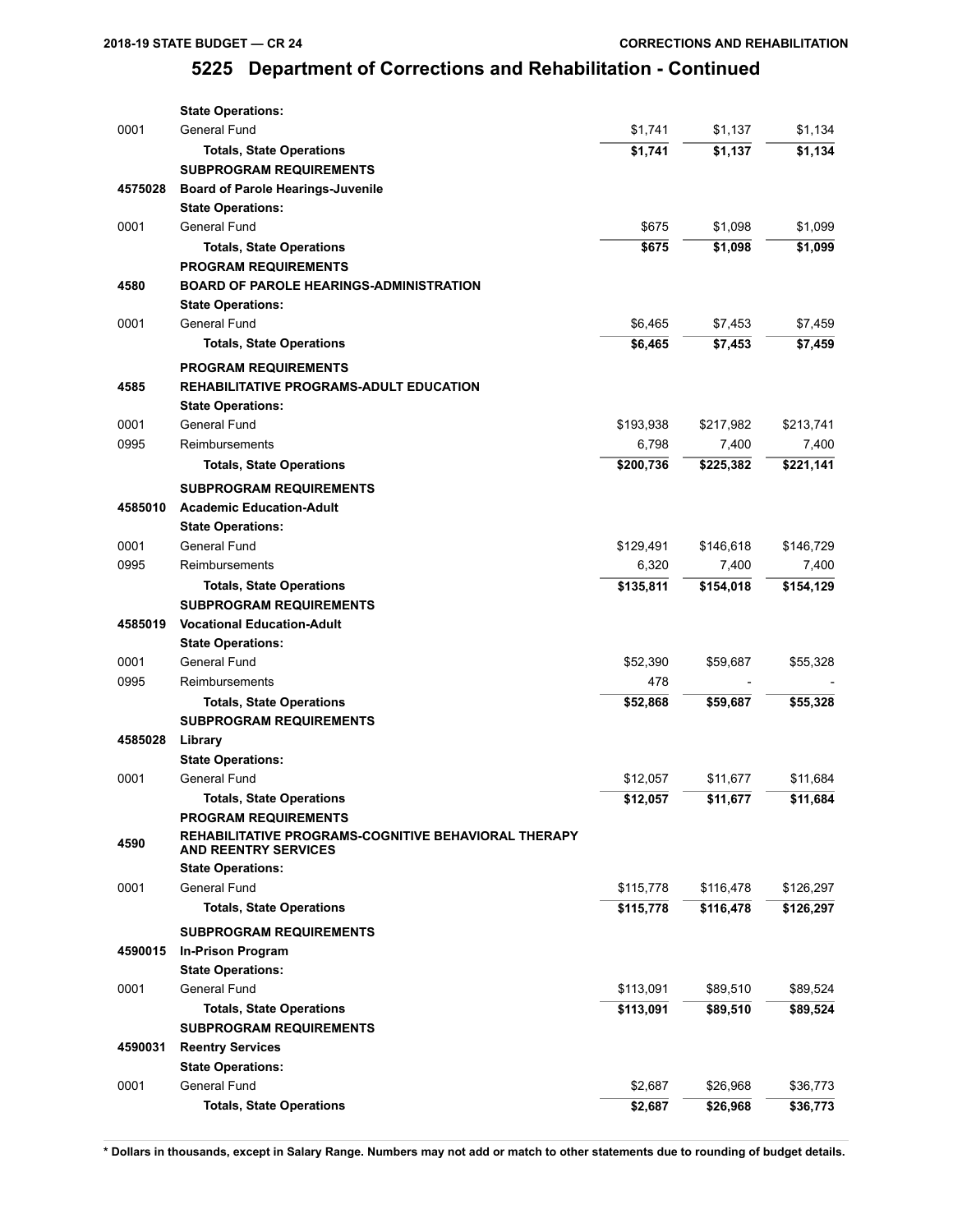## 5225 Department of Corrections and Rehabilitation - Continued

| | | | | |
|---|---|---|---|---|
| | **State Operations:** | | | |
| 0001 | General Fund | $1,741 | $1,137 | $1,134 |
| | **Totals, State Operations** | **$1,741** | **$1,137** | **$1,134** |
| | **SUBPROGRAM REQUIREMENTS** | | | |
| **4575028** | **Board of Parole Hearings-Juvenile** | | | |
| | **State Operations:** | | | |
| 0001 | General Fund | $675 | $1,098 | $1,099 |
| | **Totals, State Operations** | **$675** | **$1,098** | **$1,099** |
| | **PROGRAM REQUIREMENTS** | | | |
| **4580** | **BOARD OF PAROLE HEARINGS-ADMINISTRATION** | | | |
| | **State Operations:** | | | |
| 0001 | General Fund | $6,465 | $7,453 | $7,459 |
| | **Totals, State Operations** | **$6,465** | **$7,453** | **$7,459** |
| | **PROGRAM REQUIREMENTS** | | | |
| **4585** | **REHABILITATIVE PROGRAMS-ADULT EDUCATION** | | | |
| | **State Operations:** | | | |
| 0001 | General Fund | $193,938 | $217,982 | $213,741 |
| 0995 | Reimbursements | 6,798 | 7,400 | 7,400 |
| | **Totals, State Operations** | **$200,736** | **$225,382** | **$221,141** |
| | **SUBPROGRAM REQUIREMENTS** | | | |
| **4585010** | **Academic Education-Adult** | | | |
| | **State Operations:** | | | |
| 0001 | General Fund | $129,491 | $146,618 | $146,729 |
| 0995 | Reimbursements | 6,320 | 7,400 | 7,400 |
| | **Totals, State Operations** | **$135,811** | **$154,018** | **$154,129** |
| | **SUBPROGRAM REQUIREMENTS** | | | |
| **4585019** | **Vocational Education-Adult** | | | |
| | **State Operations:** | | | |
| 0001 | General Fund | $52,390 | $59,687 | $55,328 |
| 0995 | Reimbursements | 478 | - | - |
| | **Totals, State Operations** | **$52,868** | **$59,687** | **$55,328** |
| | **SUBPROGRAM REQUIREMENTS** | | | |
| **4585028** | **Library** | | | |
| | **State Operations:** | | | |
| 0001 | General Fund | $12,057 | $11,677 | $11,684 |
| | **Totals, State Operations** | **$12,057** | **$11,677** | **$11,684** |
| | **PROGRAM REQUIREMENTS** | | | |
| **4590** | **REHABILITATIVE PROGRAMS-COGNITIVE BEHAVIORAL THERAPY AND REENTRY SERVICES** | | | |
| | **State Operations:** | | | |
| 0001 | General Fund | $115,778 | $116,478 | $126,297 |
| | **Totals, State Operations** | **$115,778** | **$116,478** | **$126,297** |
| | **SUBPROGRAM REQUIREMENTS** | | | |
| **4590015** | **In-Prison Program** | | | |
| | **State Operations:** | | | |
| 0001 | General Fund | $113,091 | $89,510 | $89,524 |
| | **Totals, State Operations** | **$113,091** | **$89,510** | **$89,524** |
| | **SUBPROGRAM REQUIREMENTS** | | | |
| **4590031** | **Reentry Services** | | | |
| | **State Operations:** | | | |
| 0001 | General Fund | $2,687 | $26,968 | $36,773 |
| | **Totals, State Operations** | **$2,687** | **$26,968** | **$36,773** |

**\* Dollars in thousands, except in Salary Range. Numbers may not add or match to other statements due to rounding of budget details.**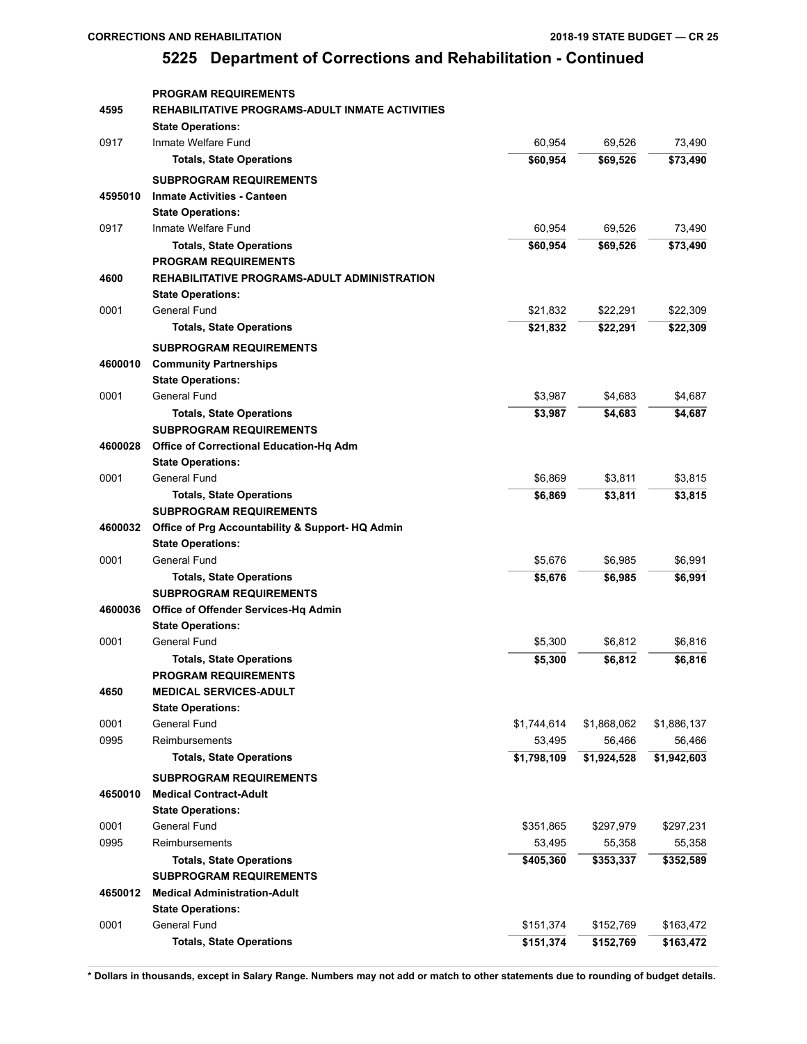## 5225 Department of Corrections and Rehabilitation - Continued

| | | | | |
|---|---|---|---|---|
| | **PROGRAM REQUIREMENTS** | | | |
| **4595** | **REHABILITATIVE PROGRAMS-ADULT INMATE ACTIVITIES** | | | |
| | **State Operations:** | | | |
| 0917 | Inmate Welfare Fund | 60,954 | 69,526 | 73,490 |
| | **Totals, State Operations** | **$60,954** | **$69,526** | **$73,490** |
| | **SUBPROGRAM REQUIREMENTS** | | | |
| **4595010** | **Inmate Activities - Canteen** | | | |
| | **State Operations:** | | | |
| 0917 | Inmate Welfare Fund | 60,954 | 69,526 | 73,490 |
| | **Totals, State Operations** | **$60,954** | **$69,526** | **$73,490** |
| | **PROGRAM REQUIREMENTS** | | | |
| **4600** | **REHABILITATIVE PROGRAMS-ADULT ADMINISTRATION** | | | |
| | **State Operations:** | | | |
| 0001 | General Fund | $21,832 | $22,291 | $22,309 |
| | **Totals, State Operations** | **$21,832** | **$22,291** | **$22,309** |
| | **SUBPROGRAM REQUIREMENTS** | | | |
| **4600010** | **Community Partnerships** | | | |
| | **State Operations:** | | | |
| 0001 | General Fund | $3,987 | $4,683 | $4,687 |
| | **Totals, State Operations** | **$3,987** | **$4,683** | **$4,687** |
| | **SUBPROGRAM REQUIREMENTS** | | | |
| **4600028** | **Office of Correctional Education-Hq Adm** | | | |
| | **State Operations:** | | | |
| 0001 | General Fund | $6,869 | $3,811 | $3,815 |
| | **Totals, State Operations** | **$6,869** | **$3,811** | **$3,815** |
| | **SUBPROGRAM REQUIREMENTS** | | | |
| **4600032** | **Office of Prg Accountability & Support- HQ Admin** | | | |
| | **State Operations:** | | | |
| 0001 | General Fund | $5,676 | $6,985 | $6,991 |
| | **Totals, State Operations** | **$5,676** | **$6,985** | **$6,991** |
| | **SUBPROGRAM REQUIREMENTS** | | | |
| **4600036** | **Office of Offender Services-Hq Admin** | | | |
| | **State Operations:** | | | |
| 0001 | General Fund | $5,300 | $6,812 | $6,816 |
| | **Totals, State Operations** | **$5,300** | **$6,812** | **$6,816** |
| | **PROGRAM REQUIREMENTS** | | | |
| **4650** | **MEDICAL SERVICES-ADULT** | | | |
| | **State Operations:** | | | |
| 0001 | General Fund | $1,744,614 | $1,868,062 | $1,886,137 |
| 0995 | Reimbursements | 53,495 | 56,466 | 56,466 |
| | **Totals, State Operations** | **$1,798,109** | **$1,924,528** | **$1,942,603** |
| | **SUBPROGRAM REQUIREMENTS** | | | |
| **4650010** | **Medical Contract-Adult** | | | |
| | **State Operations:** | | | |
| 0001 | General Fund | $351,865 | $297,979 | $297,231 |
| 0995 | Reimbursements | 53,495 | 55,358 | 55,358 |
| | **Totals, State Operations** | **$405,360** | **$353,337** | **$352,589** |
| | **SUBPROGRAM REQUIREMENTS** | | | |
| **4650012** | **Medical Administration-Adult** | | | |
| | **State Operations:** | | | |
| 0001 | General Fund | $151,374 | $152,769 | $163,472 |
| | **Totals, State Operations** | **$151,374** | **$152,769** | **$163,472** |

**\* Dollars in thousands, except in Salary Range. Numbers may not add or match to other statements due to rounding of budget details.**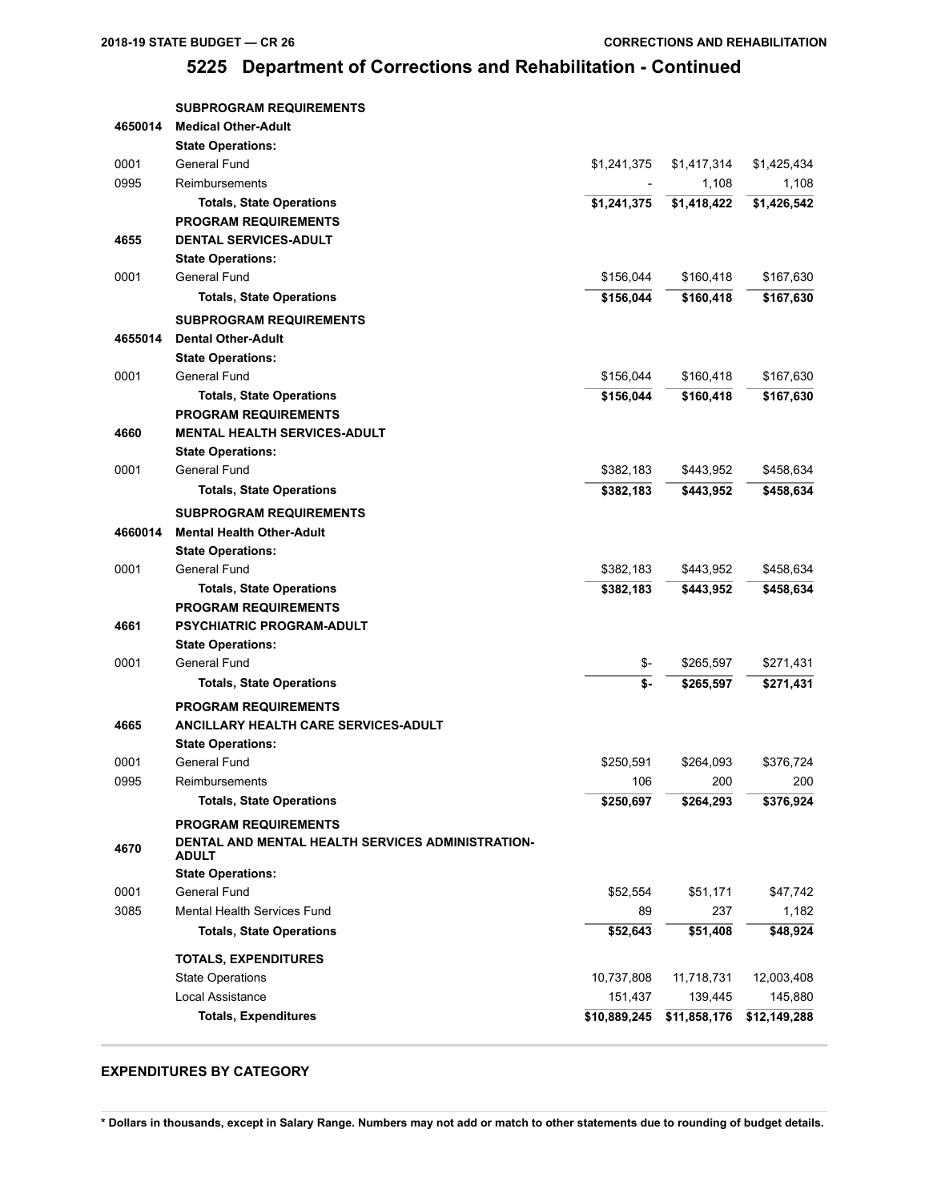## 5225 Department of Corrections and Rehabilitation - Continued

| | | | | |
|---|---|---|---|---|
| | **SUBPROGRAM REQUIREMENTS** | | | |
| **4650014** | **Medical Other-Adult** | | | |
| | **State Operations:** | | | |
| 0001 | General Fund | $1,241,375 | $1,417,314 | $1,425,434 |
| 0995 | Reimbursements | - | 1,108 | 1,108 |
| | **Totals, State Operations** | **$1,241,375** | **$1,418,422** | **$1,426,542** |
| | **PROGRAM REQUIREMENTS** | | | |
| **4655** | **DENTAL SERVICES-ADULT** | | | |
| | **State Operations:** | | | |
| 0001 | General Fund | $156,044 | $160,418 | $167,630 |
| | **Totals, State Operations** | **$156,044** | **$160,418** | **$167,630** |
| | **SUBPROGRAM REQUIREMENTS** | | | |
| **4655014** | **Dental Other-Adult** | | | |
| | **State Operations:** | | | |
| 0001 | General Fund | $156,044 | $160,418 | $167,630 |
| | **Totals, State Operations** | **$156,044** | **$160,418** | **$167,630** |
| | **PROGRAM REQUIREMENTS** | | | |
| **4660** | **MENTAL HEALTH SERVICES-ADULT** | | | |
| | **State Operations:** | | | |
| 0001 | General Fund | $382,183 | $443,952 | $458,634 |
| | **Totals, State Operations** | **$382,183** | **$443,952** | **$458,634** |
| | **SUBPROGRAM REQUIREMENTS** | | | |
| **4660014** | **Mental Health Other-Adult** | | | |
| | **State Operations:** | | | |
| 0001 | General Fund | $382,183 | $443,952 | $458,634 |
| | **Totals, State Operations** | **$382,183** | **$443,952** | **$458,634** |
| | **PROGRAM REQUIREMENTS** | | | |
| **4661** | **PSYCHIATRIC PROGRAM-ADULT** | | | |
| | **State Operations:** | | | |
| 0001 | General Fund | $- | $265,597 | $271,431 |
| | **Totals, State Operations** | **$-** | **$265,597** | **$271,431** |
| | **PROGRAM REQUIREMENTS** | | | |
| **4665** | **ANCILLARY HEALTH CARE SERVICES-ADULT** | | | |
| | **State Operations:** | | | |
| 0001 | General Fund | $250,591 | $264,093 | $376,724 |
| 0995 | Reimbursements | 106 | 200 | 200 |
| | **Totals, State Operations** | **$250,697** | **$264,293** | **$376,924** |
| | **PROGRAM REQUIREMENTS** | | | |
| **4670** | **DENTAL AND MENTAL HEALTH SERVICES ADMINISTRATION-ADULT** | | | |
| | **State Operations:** | | | |
| 0001 | General Fund | $52,554 | $51,171 | $47,742 |
| 3085 | Mental Health Services Fund | 89 | 237 | 1,182 |
| | **Totals, State Operations** | **$52,643** | **$51,408** | **$48,924** |
| | **TOTALS, EXPENDITURES** | | | |
| | State Operations | 10,737,808 | 11,718,731 | 12,003,408 |
| | Local Assistance | 151,437 | 139,445 | 145,880 |
| | **Totals, Expenditures** | **$10,889,245** | **$11,858,176** | **$12,149,288** |

### EXPENDITURES BY CATEGORY

**\* Dollars in thousands, except in Salary Range. Numbers may not add or match to other statements due to rounding of budget details.**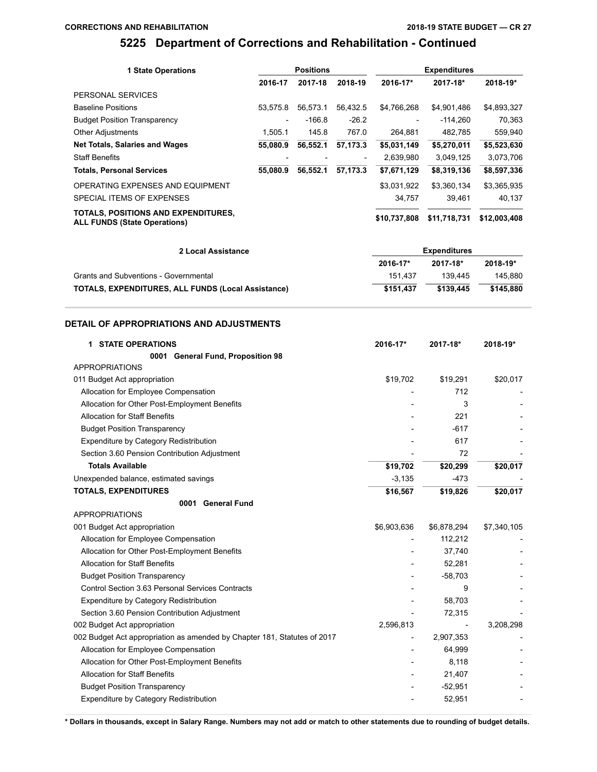# 5225 Department of Corrections and Rehabilitation - Continued

| 1 State Operations | Positions | | | Expenditures | | |
|---|---|---|---|---|---|---|
| | 2016-17 | 2017-18 | 2018-19 | 2016-17* | 2017-18* | 2018-19* |
| PERSONAL SERVICES | | | | | | |
| Baseline Positions | 53,575.8 | 56,573.1 | 56,432.5 | $4,766,268 | $4,901,486 | $4,893,327 |
| Budget Position Transparency | - | -166.8 | -26.2 | - | -114,260 | 70,363 |
| Other Adjustments | 1,505.1 | 145.8 | 767.0 | 264,881 | 482,785 | 559,940 |
| **Net Totals, Salaries and Wages** | **55,080.9** | **56,552.1** | **57,173.3** | **$5,031,149** | **$5,270,011** | **$5,523,630** |
| Staff Benefits | - | - | - | 2,639,980 | 3,049,125 | 3,073,706 |
| **Totals, Personal Services** | **55,080.9** | **56,552.1** | **57,173.3** | **$7,671,129** | **$8,319,136** | **$8,597,336** |
| OPERATING EXPENSES AND EQUIPMENT | | | | $3,031,922 | $3,360,134 | $3,365,935 |
| SPECIAL ITEMS OF EXPENSES | | | | 34,757 | 39,461 | 40,137 |
| **TOTALS, POSITIONS AND EXPENDITURES, ALL FUNDS (State Operations)** | | | | **$10,737,808** | **$11,718,731** | **$12,003,408** |

| 2 Local Assistance | Expenditures | | |
|---|---|---|---|
| | 2016-17* | 2017-18* | 2018-19* |
| Grants and Subventions - Governmental | 151,437 | 139,445 | 145,880 |
| **TOTALS, EXPENDITURES, ALL FUNDS (Local Assistance)** | **$151,437** | **$139,445** | **$145,880** |

## DETAIL OF APPROPRIATIONS AND ADJUSTMENTS

| 1 STATE OPERATIONS | 2016-17* | 2017-18* | 2018-19* |
|---|---|---|---|
| **0001 General Fund, Proposition 98** | | | |
| APPROPRIATIONS | | | |
| 011 Budget Act appropriation | $19,702 | $19,291 | $20,017 |
| Allocation for Employee Compensation | - | 712 | - |
| Allocation for Other Post-Employment Benefits | - | 3 | - |
| Allocation for Staff Benefits | - | 221 | - |
| Budget Position Transparency | - | -617 | - |
| Expenditure by Category Redistribution | - | 617 | - |
| Section 3.60 Pension Contribution Adjustment | - | 72 | - |
| **Totals Available** | **$19,702** | **$20,299** | **$20,017** |
| Unexpended balance, estimated savings | -3,135 | -473 | - |
| **TOTALS, EXPENDITURES** | **$16,567** | **$19,826** | **$20,017** |
| **0001 General Fund** | | | |
| APPROPRIATIONS | | | |
| 001 Budget Act appropriation | $6,903,636 | $6,878,294 | $7,340,105 |
| Allocation for Employee Compensation | - | 112,212 | - |
| Allocation for Other Post-Employment Benefits | - | 37,740 | - |
| Allocation for Staff Benefits | - | 52,281 | - |
| Budget Position Transparency | - | -58,703 | - |
| Control Section 3.63 Personal Services Contracts | - | 9 | - |
| Expenditure by Category Redistribution | - | 58,703 | - |
| Section 3.60 Pension Contribution Adjustment | - | 72,315 | - |
| 002 Budget Act appropriation | 2,596,813 | - | 3,208,298 |
| 002 Budget Act appropriation as amended by Chapter 181, Statutes of 2017 | - | 2,907,353 | - |
| Allocation for Employee Compensation | - | 64,999 | - |
| Allocation for Other Post-Employment Benefits | - | 8,118 | - |
| Allocation for Staff Benefits | - | 21,407 | - |
| Budget Position Transparency | - | -52,951 | - |
| Expenditure by Category Redistribution | - | 52,951 | - |

**\* Dollars in thousands, except in Salary Range. Numbers may not add or match to other statements due to rounding of budget details.**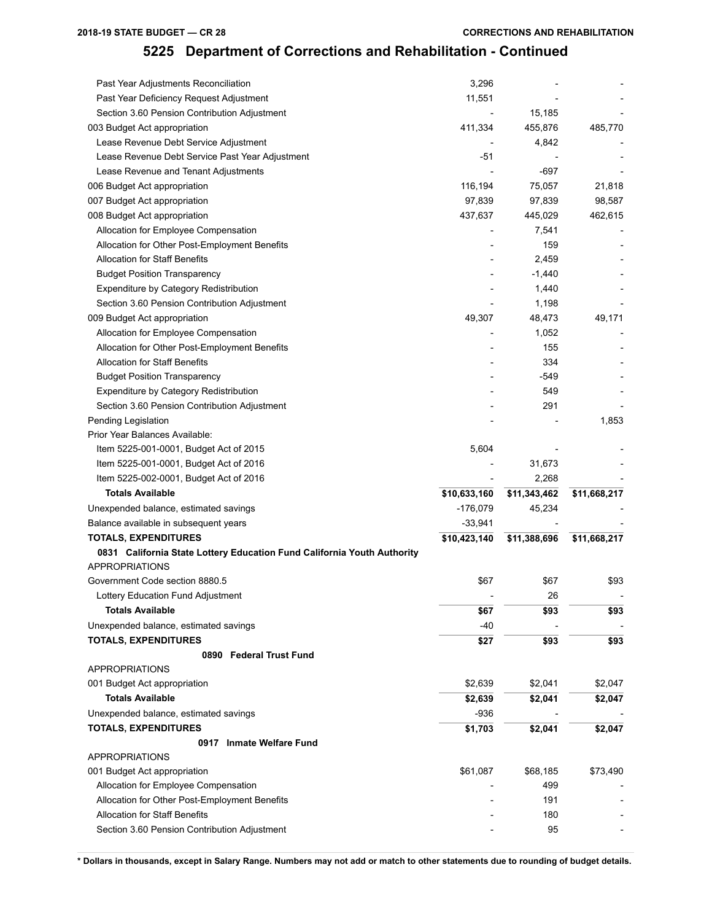## 5225 Department of Corrections and Rehabilitation - Continued

| | | | |
|---|---|---|---|
| Past Year Adjustments Reconciliation | 3,296 | - | - |
| Past Year Deficiency Request Adjustment | 11,551 | - | - |
| Section 3.60 Pension Contribution Adjustment | - | 15,185 | - |
| 003 Budget Act appropriation | 411,334 | 455,876 | 485,770 |
| Lease Revenue Debt Service Adjustment | - | 4,842 | - |
| Lease Revenue Debt Service Past Year Adjustment | -51 | - | - |
| Lease Revenue and Tenant Adjustments | - | -697 | - |
| 006 Budget Act appropriation | 116,194 | 75,057 | 21,818 |
| 007 Budget Act appropriation | 97,839 | 97,839 | 98,587 |
| 008 Budget Act appropriation | 437,637 | 445,029 | 462,615 |
| Allocation for Employee Compensation | - | 7,541 | - |
| Allocation for Other Post-Employment Benefits | - | 159 | - |
| Allocation for Staff Benefits | - | 2,459 | - |
| Budget Position Transparency | - | -1,440 | - |
| Expenditure by Category Redistribution | - | 1,440 | - |
| Section 3.60 Pension Contribution Adjustment | - | 1,198 | - |
| 009 Budget Act appropriation | 49,307 | 48,473 | 49,171 |
| Allocation for Employee Compensation | - | 1,052 | - |
| Allocation for Other Post-Employment Benefits | - | 155 | - |
| Allocation for Staff Benefits | - | 334 | - |
| Budget Position Transparency | - | -549 | - |
| Expenditure by Category Redistribution | - | 549 | - |
| Section 3.60 Pension Contribution Adjustment | - | 291 | - |
| Pending Legislation | - | - | 1,853 |
| Prior Year Balances Available: | | | |
| Item 5225-001-0001, Budget Act of 2015 | 5,604 | - | - |
| Item 5225-001-0001, Budget Act of 2016 | - | 31,673 | - |
| Item 5225-002-0001, Budget Act of 2016 | - | 2,268 | - |
| **Totals Available** | **$10,633,160** | **$11,343,462** | **$11,668,217** |
| Unexpended balance, estimated savings | -176,079 | 45,234 | - |
| Balance available in subsequent years | -33,941 | - | - |
| **TOTALS, EXPENDITURES** | **$10,423,140** | **$11,388,696** | **$11,668,217** |
| **0831 California State Lottery Education Fund California Youth Authority** | | | |
| APPROPRIATIONS | | | |
| Government Code section 8880.5 | $67 | $67 | $93 |
| Lottery Education Fund Adjustment | - | 26 | - |
| **Totals Available** | **$67** | **$93** | **$93** |
| Unexpended balance, estimated savings | -40 | - | - |
| **TOTALS, EXPENDITURES** | **$27** | **$93** | **$93** |
| **0890 Federal Trust Fund** | | | |
| APPROPRIATIONS | | | |
| 001 Budget Act appropriation | $2,639 | $2,041 | $2,047 |
| **Totals Available** | **$2,639** | **$2,041** | **$2,047** |
| Unexpended balance, estimated savings | -936 | - | - |
| **TOTALS, EXPENDITURES** | **$1,703** | **$2,041** | **$2,047** |
| **0917 Inmate Welfare Fund** | | | |
| APPROPRIATIONS | | | |
| 001 Budget Act appropriation | $61,087 | $68,185 | $73,490 |
| Allocation for Employee Compensation | - | 499 | - |
| Allocation for Other Post-Employment Benefits | - | 191 | - |
| Allocation for Staff Benefits | - | 180 | - |
| Section 3.60 Pension Contribution Adjustment | - | 95 | - |

**\* Dollars in thousands, except in Salary Range. Numbers may not add or match to other statements due to rounding of budget details.**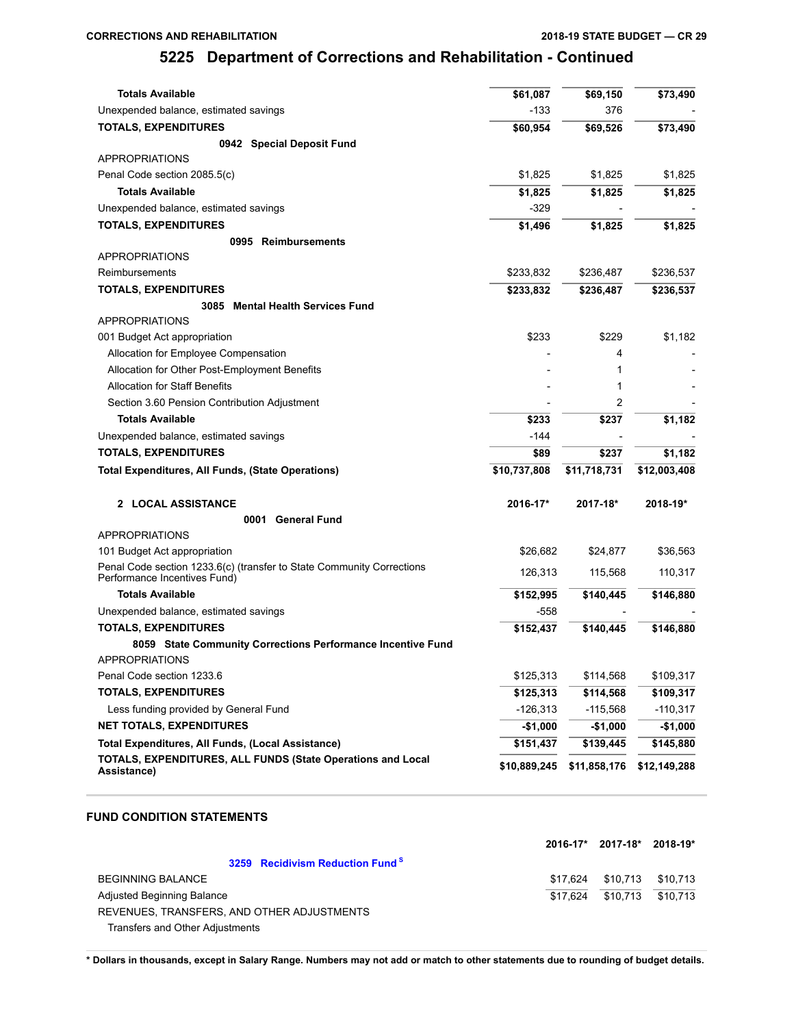## 5225 Department of Corrections and Rehabilitation - Continued

| | | | |
|---|---|---|---|
| **Totals Available** | **$61,087** | **$69,150** | **$73,490** |
| Unexpended balance, estimated savings | -133 | 376 | - |
| **TOTALS, EXPENDITURES** | **$60,954** | **$69,526** | **$73,490** |
| **0942 Special Deposit Fund** | | | |
| APPROPRIATIONS | | | |
| Penal Code section 2085.5(c) | $1,825 | $1,825 | $1,825 |
| **Totals Available** | **$1,825** | **$1,825** | **$1,825** |
| Unexpended balance, estimated savings | -329 | - | - |
| **TOTALS, EXPENDITURES** | **$1,496** | **$1,825** | **$1,825** |
| **0995 Reimbursements** | | | |
| APPROPRIATIONS | | | |
| Reimbursements | $233,832 | $236,487 | $236,537 |
| **TOTALS, EXPENDITURES** | **$233,832** | **$236,487** | **$236,537** |
| **3085 Mental Health Services Fund** | | | |
| APPROPRIATIONS | | | |
| 001 Budget Act appropriation | $233 | $229 | $1,182 |
| Allocation for Employee Compensation | - | 4 | - |
| Allocation for Other Post-Employment Benefits | - | 1 | - |
| Allocation for Staff Benefits | - | 1 | - |
| Section 3.60 Pension Contribution Adjustment | - | 2 | - |
| **Totals Available** | **$233** | **$237** | **$1,182** |
| Unexpended balance, estimated savings | -144 | - | - |
| **TOTALS, EXPENDITURES** | **$89** | **$237** | **$1,182** |
| **Total Expenditures, All Funds, (State Operations)** | **$10,737,808** | **$11,718,731** | **$12,003,408** |

| **2 LOCAL ASSISTANCE** | **2016-17*** | **2017-18*** | **2018-19*** |
|---|---|---|---|
| **0001 General Fund** | | | |
| APPROPRIATIONS | | | |
| 101 Budget Act appropriation | $26,682 | $24,877 | $36,563 |
| Penal Code section 1233.6(c) (transfer to State Community Corrections Performance Incentives Fund) | 126,313 | 115,568 | 110,317 |
| **Totals Available** | **$152,995** | **$140,445** | **$146,880** |
| Unexpended balance, estimated savings | -558 | - | - |
| **TOTALS, EXPENDITURES** | **$152,437** | **$140,445** | **$146,880** |
| **8059 State Community Corrections Performance Incentive Fund** | | | |
| APPROPRIATIONS | | | |
| Penal Code section 1233.6 | $125,313 | $114,568 | $109,317 |
| **TOTALS, EXPENDITURES** | **$125,313** | **$114,568** | **$109,317** |
| Less funding provided by General Fund | -126,313 | -115,568 | -110,317 |
| **NET TOTALS, EXPENDITURES** | **-$1,000** | **-$1,000** | **-$1,000** |
| **Total Expenditures, All Funds, (Local Assistance)** | **$151,437** | **$139,445** | **$145,880** |
| **TOTALS, EXPENDITURES, ALL FUNDS (State Operations and Local Assistance)** | **$10,889,245** | **$11,858,176** | **$12,149,288** |

### FUND CONDITION STATEMENTS

| | **2016-17*** | **2017-18*** | **2018-19*** |
|---|---|---|---|
| **3259 Recidivism Reduction Fund** [S] | | | |
| BEGINNING BALANCE | $17,624 | $10,713 | $10,713 |
| Adjusted Beginning Balance | $17,624 | $10,713 | $10,713 |
| REVENUES, TRANSFERS, AND OTHER ADJUSTMENTS | | | |
| Transfers and Other Adjustments | | | |

**\* Dollars in thousands, except in Salary Range. Numbers may not add or match to other statements due to rounding of budget details.**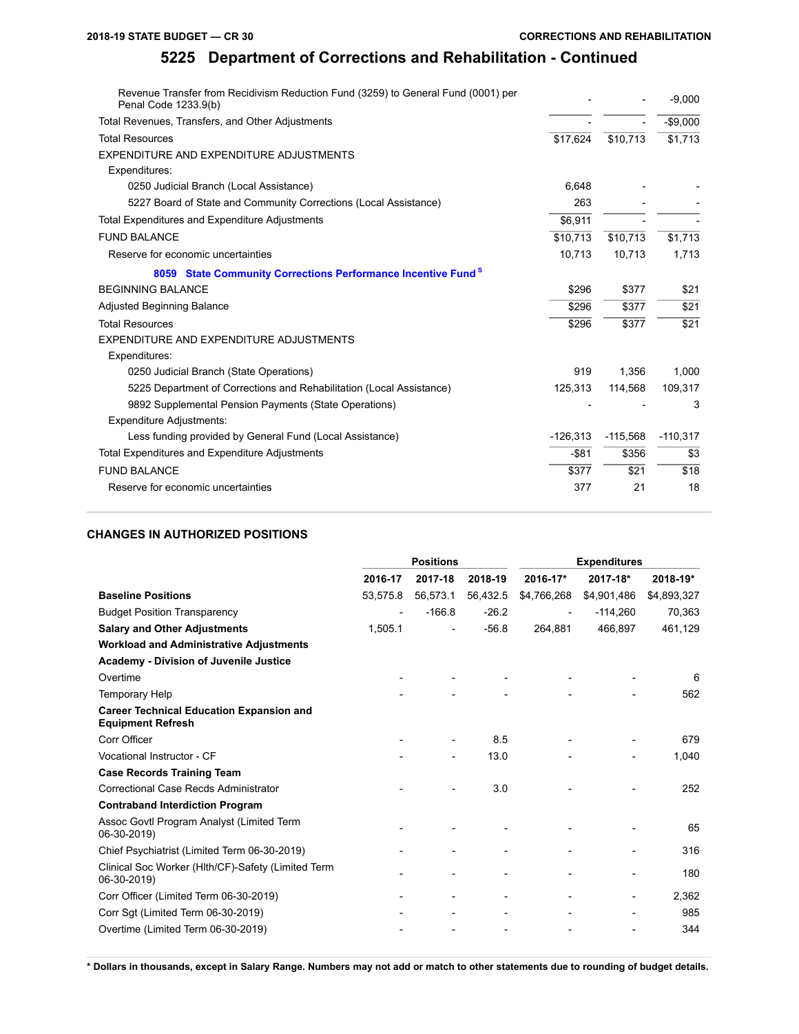## 5225 Department of Corrections and Rehabilitation - Continued

| | | | |
|---|---|---|---|
| Revenue Transfer from Recidivism Reduction Fund (3259) to General Fund (0001) per Penal Code 1233.9(b) | - | - | -9,000 |
| Total Revenues, Transfers, and Other Adjustments | - | - | -$9,000 |
| Total Resources | $17,624 | $10,713 | $1,713 |
| EXPENDITURE AND EXPENDITURE ADJUSTMENTS | | | |
| Expenditures: | | | |
| 0250 Judicial Branch (Local Assistance) | 6,648 | - | - |
| 5227 Board of State and Community Corrections (Local Assistance) | 263 | - | - |
| Total Expenditures and Expenditure Adjustments | $6,911 | - | - |
| FUND BALANCE | $10,713 | $10,713 | $1,713 |
| Reserve for economic uncertainties | 10,713 | 10,713 | 1,713 |

### 8059 State Community Corrections Performance Incentive Fund [S]

| | | | |
|---|---|---|---|
| BEGINNING BALANCE | $296 | $377 | $21 |
| Adjusted Beginning Balance | $296 | $377 | $21 |
| Total Resources | $296 | $377 | $21 |
| EXPENDITURE AND EXPENDITURE ADJUSTMENTS | | | |
| Expenditures: | | | |
| 0250 Judicial Branch (State Operations) | 919 | 1,356 | 1,000 |
| 5225 Department of Corrections and Rehabilitation (Local Assistance) | 125,313 | 114,568 | 109,317 |
| 9892 Supplemental Pension Payments (State Operations) | - | - | 3 |
| Expenditure Adjustments: | | | |
| Less funding provided by General Fund (Local Assistance) | -126,313 | -115,568 | -110,317 |
| Total Expenditures and Expenditure Adjustments | -$81 | $356 | $3 |
| FUND BALANCE | $377 | $21 | $18 |
| Reserve for economic uncertainties | 377 | 21 | 18 |

## CHANGES IN AUTHORIZED POSITIONS

| | Positions | | | Expenditures | | |
|---|---|---|---|---|---|---|
| | 2016-17 | 2017-18 | 2018-19 | 2016-17* | 2017-18* | 2018-19* |
| **Baseline Positions** | 53,575.8 | 56,573.1 | 56,432.5 | $4,766,268 | $4,901,486 | $4,893,327 |
| Budget Position Transparency | - | -166.8 | -26.2 | - | -114,260 | 70,363 |
| **Salary and Other Adjustments** | 1,505.1 | - | -56.8 | 264,881 | 466,897 | 461,129 |
| **Workload and Administrative Adjustments** | | | | | | |
| **Academy - Division of Juvenile Justice** | | | | | | |
| Overtime | - | - | - | - | - | 6 |
| Temporary Help | - | - | - | - | - | 562 |
| **Career Technical Education Expansion and Equipment Refresh** | | | | | | |
| Corr Officer | - | - | 8.5 | - | - | 679 |
| Vocational Instructor - CF | - | - | 13.0 | - | - | 1,040 |
| **Case Records Training Team** | | | | | | |
| Correctional Case Recds Administrator | - | - | 3.0 | - | - | 252 |
| **Contraband Interdiction Program** | | | | | | |
| Assoc Govtl Program Analyst (Limited Term 06-30-2019) | - | - | - | - | - | 65 |
| Chief Psychiatrist (Limited Term 06-30-2019) | - | - | - | - | - | 316 |
| Clinical Soc Worker (Hlth/CF)-Safety (Limited Term 06-30-2019) | - | - | - | - | - | 180 |
| Corr Officer (Limited Term 06-30-2019) | - | - | - | - | - | 2,362 |
| Corr Sgt (Limited Term 06-30-2019) | - | - | - | - | - | 985 |
| Overtime (Limited Term 06-30-2019) | - | - | - | - | - | 344 |

**\* Dollars in thousands, except in Salary Range. Numbers may not add or match to other statements due to rounding of budget details.**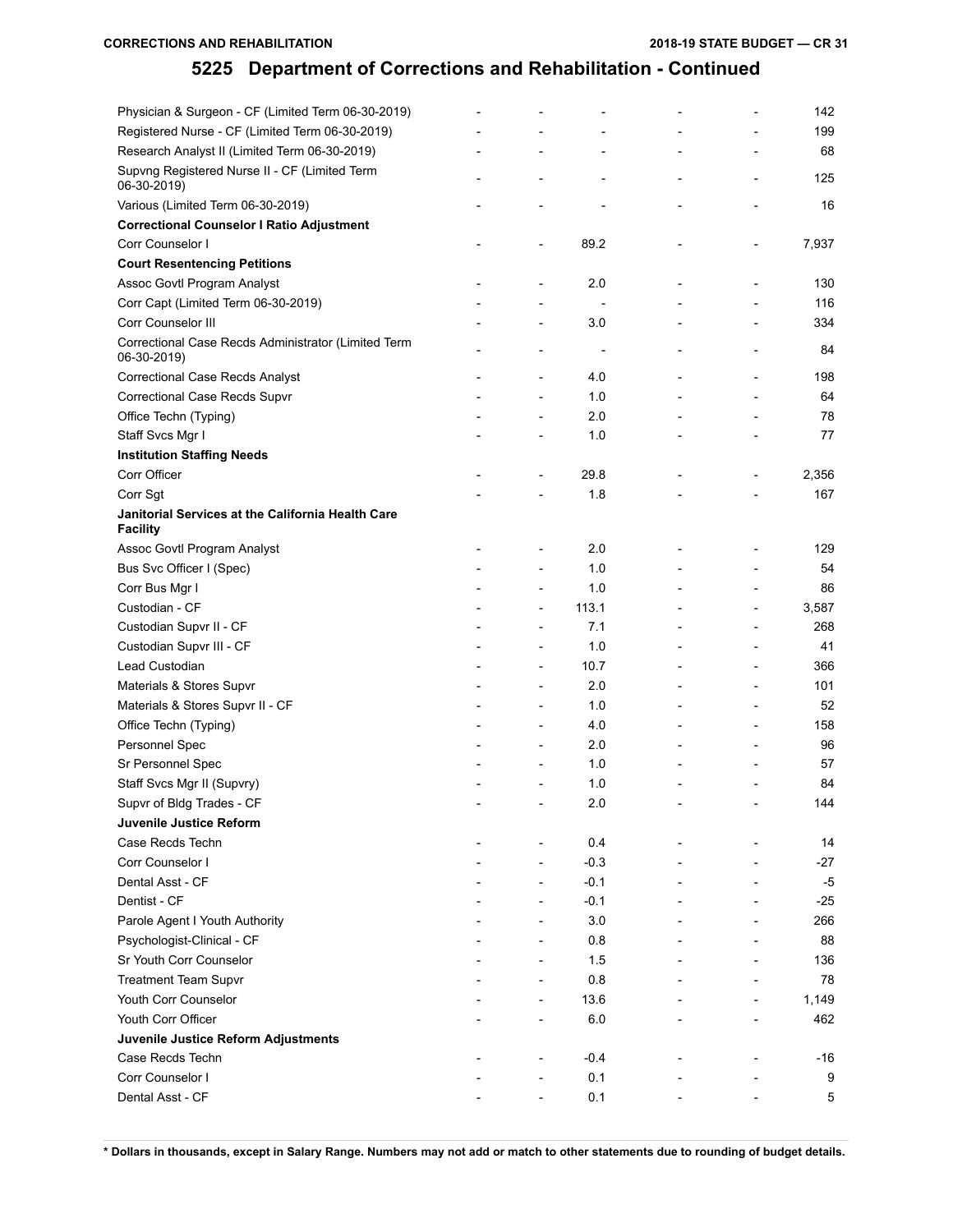## 5225 Department of Corrections and Rehabilitation - Continued

| | | | | | | |
|---|---|---|---|---|---|---|
| Physician & Surgeon - CF (Limited Term 06-30-2019) | - | - | - | - | - | 142 |
| Registered Nurse - CF (Limited Term 06-30-2019) | - | - | - | - | - | 199 |
| Research Analyst II (Limited Term 06-30-2019) | - | - | - | - | - | 68 |
| Supvng Registered Nurse II - CF (Limited Term 06-30-2019) | - | - | - | - | - | 125 |
| Various (Limited Term 06-30-2019) | - | - | - | - | - | 16 |
| **Correctional Counselor I Ratio Adjustment** | | | | | | |
| Corr Counselor I | - | - | 89.2 | - | - | 7,937 |
| **Court Resentencing Petitions** | | | | | | |
| Assoc Govtl Program Analyst | - | - | 2.0 | - | - | 130 |
| Corr Capt (Limited Term 06-30-2019) | - | - | - | - | - | 116 |
| Corr Counselor III | - | - | 3.0 | - | - | 334 |
| Correctional Case Recds Administrator (Limited Term 06-30-2019) | - | - | - | - | - | 84 |
| Correctional Case Recds Analyst | - | - | 4.0 | - | - | 198 |
| Correctional Case Recds Supvr | - | - | 1.0 | - | - | 64 |
| Office Techn (Typing) | - | - | 2.0 | - | - | 78 |
| Staff Svcs Mgr I | - | - | 1.0 | - | - | 77 |
| **Institution Staffing Needs** | | | | | | |
| Corr Officer | - | - | 29.8 | - | - | 2,356 |
| Corr Sgt | - | - | 1.8 | - | - | 167 |
| **Janitorial Services at the California Health Care Facility** | | | | | | |
| Assoc Govtl Program Analyst | - | - | 2.0 | - | - | 129 |
| Bus Svc Officer I (Spec) | - | - | 1.0 | - | - | 54 |
| Corr Bus Mgr I | - | - | 1.0 | - | - | 86 |
| Custodian - CF | - | - | 113.1 | - | - | 3,587 |
| Custodian Supvr II - CF | - | - | 7.1 | - | - | 268 |
| Custodian Supvr III - CF | - | - | 1.0 | - | - | 41 |
| Lead Custodian | - | - | 10.7 | - | - | 366 |
| Materials & Stores Supvr | - | - | 2.0 | - | - | 101 |
| Materials & Stores Supvr II - CF | - | - | 1.0 | - | - | 52 |
| Office Techn (Typing) | - | - | 4.0 | - | - | 158 |
| Personnel Spec | - | - | 2.0 | - | - | 96 |
| Sr Personnel Spec | - | - | 1.0 | - | - | 57 |
| Staff Svcs Mgr II (Supvry) | - | - | 1.0 | - | - | 84 |
| Supvr of Bldg Trades - CF | - | - | 2.0 | - | - | 144 |
| **Juvenile Justice Reform** | | | | | | |
| Case Recds Techn | - | - | 0.4 | - | - | 14 |
| Corr Counselor I | - | - | -0.3 | - | - | -27 |
| Dental Asst - CF | - | - | -0.1 | - | - | -5 |
| Dentist - CF | - | - | -0.1 | - | - | -25 |
| Parole Agent I Youth Authority | - | - | 3.0 | - | - | 266 |
| Psychologist-Clinical - CF | - | - | 0.8 | - | - | 88 |
| Sr Youth Corr Counselor | - | - | 1.5 | - | - | 136 |
| Treatment Team Supvr | - | - | 0.8 | - | - | 78 |
| Youth Corr Counselor | - | - | 13.6 | - | - | 1,149 |
| Youth Corr Officer | - | - | 6.0 | - | - | 462 |
| **Juvenile Justice Reform Adjustments** | | | | | | |
| Case Recds Techn | - | - | -0.4 | - | - | -16 |
| Corr Counselor I | - | - | 0.1 | - | - | 9 |
| Dental Asst - CF | - | - | 0.1 | - | - | 5 |

**\* Dollars in thousands, except in Salary Range. Numbers may not add or match to other statements due to rounding of budget details.**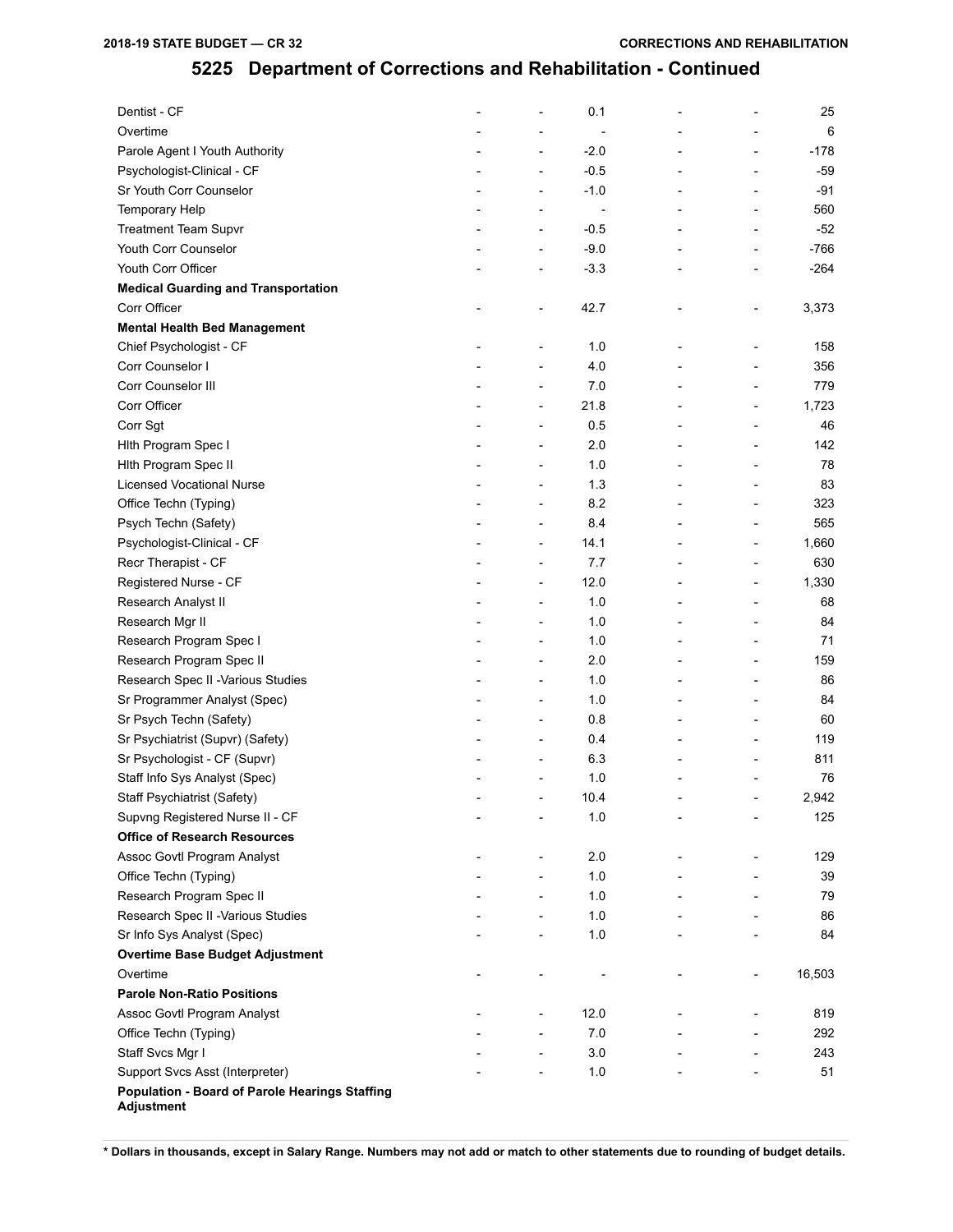## 5225 Department of Corrections and Rehabilitation - Continued

| | | | | | | |
|---|---|---|---|---|---|---|
| Dentist - CF | - | - | 0.1 | - | - | 25 |
| Overtime | - | - | - | - | - | 6 |
| Parole Agent I Youth Authority | - | - | -2.0 | - | - | -178 |
| Psychologist-Clinical - CF | - | - | -0.5 | - | - | -59 |
| Sr Youth Corr Counselor | - | - | -1.0 | - | - | -91 |
| Temporary Help | - | - | - | - | - | 560 |
| Treatment Team Supvr | - | - | -0.5 | - | - | -52 |
| Youth Corr Counselor | - | - | -9.0 | - | - | -766 |
| Youth Corr Officer | - | - | -3.3 | - | - | -264 |
| **Medical Guarding and Transportation** | | | | | | |
| Corr Officer | - | - | 42.7 | - | - | 3,373 |
| **Mental Health Bed Management** | | | | | | |
| Chief Psychologist - CF | - | - | 1.0 | - | - | 158 |
| Corr Counselor I | - | - | 4.0 | - | - | 356 |
| Corr Counselor III | - | - | 7.0 | - | - | 779 |
| Corr Officer | - | - | 21.8 | - | - | 1,723 |
| Corr Sgt | - | - | 0.5 | - | - | 46 |
| Hlth Program Spec I | - | - | 2.0 | - | - | 142 |
| Hlth Program Spec II | - | - | 1.0 | - | - | 78 |
| Licensed Vocational Nurse | - | - | 1.3 | - | - | 83 |
| Office Techn (Typing) | - | - | 8.2 | - | - | 323 |
| Psych Techn (Safety) | - | - | 8.4 | - | - | 565 |
| Psychologist-Clinical - CF | - | - | 14.1 | - | - | 1,660 |
| Recr Therapist - CF | - | - | 7.7 | - | - | 630 |
| Registered Nurse - CF | - | - | 12.0 | - | - | 1,330 |
| Research Analyst II | - | - | 1.0 | - | - | 68 |
| Research Mgr II | - | - | 1.0 | - | - | 84 |
| Research Program Spec I | - | - | 1.0 | - | - | 71 |
| Research Program Spec II | - | - | 2.0 | - | - | 159 |
| Research Spec II -Various Studies | - | - | 1.0 | - | - | 86 |
| Sr Programmer Analyst (Spec) | - | - | 1.0 | - | - | 84 |
| Sr Psych Techn (Safety) | - | - | 0.8 | - | - | 60 |
| Sr Psychiatrist (Supvr) (Safety) | - | - | 0.4 | - | - | 119 |
| Sr Psychologist - CF (Supvr) | - | - | 6.3 | - | - | 811 |
| Staff Info Sys Analyst (Spec) | - | - | 1.0 | - | - | 76 |
| Staff Psychiatrist (Safety) | - | - | 10.4 | - | - | 2,942 |
| Supvng Registered Nurse II - CF | - | - | 1.0 | - | - | 125 |
| **Office of Research Resources** | | | | | | |
| Assoc Govtl Program Analyst | - | - | 2.0 | - | - | 129 |
| Office Techn (Typing) | - | - | 1.0 | - | - | 39 |
| Research Program Spec II | - | - | 1.0 | - | - | 79 |
| Research Spec II -Various Studies | - | - | 1.0 | - | - | 86 |
| Sr Info Sys Analyst (Spec) | - | - | 1.0 | - | - | 84 |
| **Overtime Base Budget Adjustment** | | | | | | |
| Overtime | - | - | - | - | - | 16,503 |
| **Parole Non-Ratio Positions** | | | | | | |
| Assoc Govtl Program Analyst | - | - | 12.0 | - | - | 819 |
| Office Techn (Typing) | - | - | 7.0 | - | - | 292 |
| Staff Svcs Mgr I | - | - | 3.0 | - | - | 243 |
| Support Svcs Asst (Interpreter) | - | - | 1.0 | - | - | 51 |
| **Population - Board of Parole Hearings Staffing Adjustment** | | | | | | |

**\* Dollars in thousands, except in Salary Range. Numbers may not add or match to other statements due to rounding of budget details.**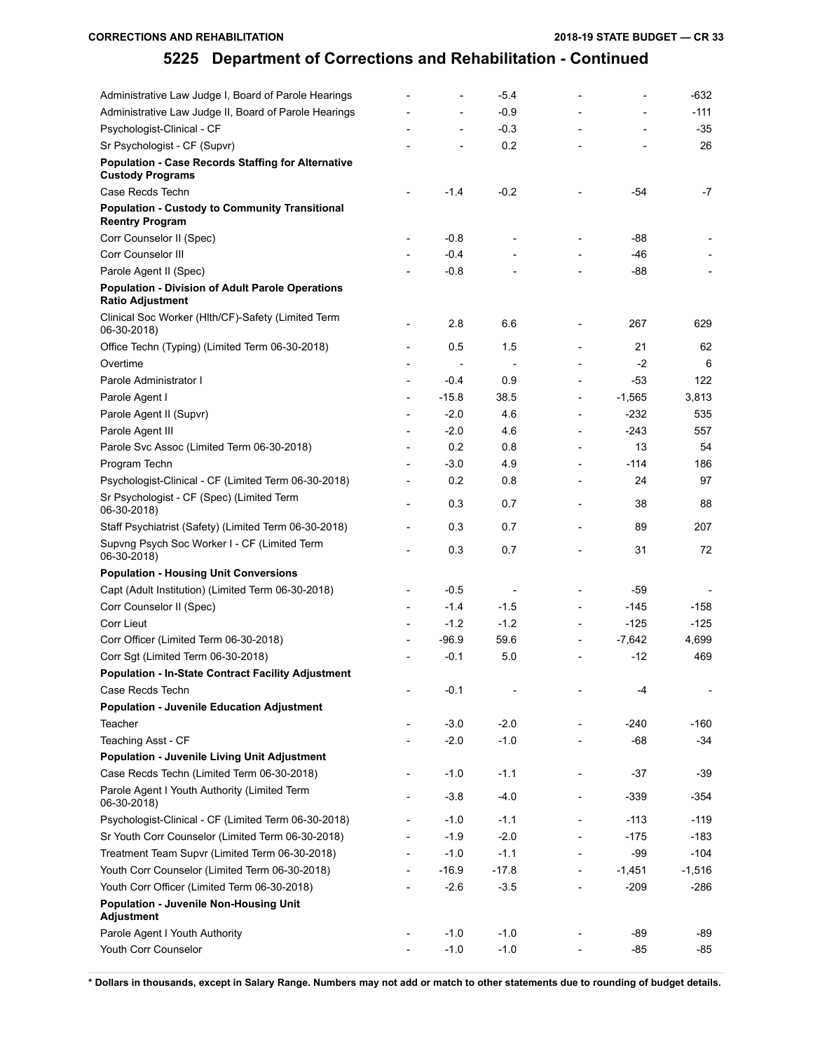## 5225 Department of Corrections and Rehabilitation - Continued

| | | | | | | |
|---|---|---|---|---|---|---|
| Administrative Law Judge I, Board of Parole Hearings | - | - | -5.4 | - | - | -632 |
| Administrative Law Judge II, Board of Parole Hearings | - | - | -0.9 | - | - | -111 |
| Psychologist-Clinical - CF | - | - | -0.3 | - | - | -35 |
| Sr Psychologist - CF (Supvr) | - | - | 0.2 | - | - | 26 |
| **Population - Case Records Staffing for Alternative Custody Programs** | | | | | | |
| Case Recds Techn | - | -1.4 | -0.2 | - | -54 | -7 |
| **Population - Custody to Community Transitional Reentry Program** | | | | | | |
| Corr Counselor II (Spec) | - | -0.8 | - | - | -88 | - |
| Corr Counselor III | - | -0.4 | - | - | -46 | - |
| Parole Agent II (Spec) | - | -0.8 | - | - | -88 | - |
| **Population - Division of Adult Parole Operations Ratio Adjustment** | | | | | | |
| Clinical Soc Worker (Hlth/CF)-Safety (Limited Term 06-30-2018) | - | 2.8 | 6.6 | - | 267 | 629 |
| Office Techn (Typing) (Limited Term 06-30-2018) | - | 0.5 | 1.5 | - | 21 | 62 |
| Overtime | - | - | - | - | -2 | 6 |
| Parole Administrator I | - | -0.4 | 0.9 | - | -53 | 122 |
| Parole Agent I | - | -15.8 | 38.5 | - | -1,565 | 3,813 |
| Parole Agent II (Supvr) | - | -2.0 | 4.6 | - | -232 | 535 |
| Parole Agent III | - | -2.0 | 4.6 | - | -243 | 557 |
| Parole Svc Assoc (Limited Term 06-30-2018) | - | 0.2 | 0.8 | - | 13 | 54 |
| Program Techn | - | -3.0 | 4.9 | - | -114 | 186 |
| Psychologist-Clinical - CF (Limited Term 06-30-2018) | - | 0.2 | 0.8 | - | 24 | 97 |
| Sr Psychologist - CF (Spec) (Limited Term 06-30-2018) | - | 0.3 | 0.7 | - | 38 | 88 |
| Staff Psychiatrist (Safety) (Limited Term 06-30-2018) | - | 0.3 | 0.7 | - | 89 | 207 |
| Supvng Psych Soc Worker I - CF (Limited Term 06-30-2018) | - | 0.3 | 0.7 | - | 31 | 72 |
| **Population - Housing Unit Conversions** | | | | | | |
| Capt (Adult Institution) (Limited Term 06-30-2018) | - | -0.5 | - | - | -59 | - |
| Corr Counselor II (Spec) | - | -1.4 | -1.5 | - | -145 | -158 |
| Corr Lieut | - | -1.2 | -1.2 | - | -125 | -125 |
| Corr Officer (Limited Term 06-30-2018) | - | -96.9 | 59.6 | - | -7,642 | 4,699 |
| Corr Sgt (Limited Term 06-30-2018) | - | -0.1 | 5.0 | - | -12 | 469 |
| **Population - In-State Contract Facility Adjustment** | | | | | | |
| Case Recds Techn | - | -0.1 | - | - | -4 | - |
| **Population - Juvenile Education Adjustment** | | | | | | |
| Teacher | - | -3.0 | -2.0 | - | -240 | -160 |
| Teaching Asst - CF | - | -2.0 | -1.0 | - | -68 | -34 |
| **Population - Juvenile Living Unit Adjustment** | | | | | | |
| Case Recds Techn (Limited Term 06-30-2018) | - | -1.0 | -1.1 | - | -37 | -39 |
| Parole Agent I Youth Authority (Limited Term 06-30-2018) | - | -3.8 | -4.0 | - | -339 | -354 |
| Psychologist-Clinical - CF (Limited Term 06-30-2018) | - | -1.0 | -1.1 | - | -113 | -119 |
| Sr Youth Corr Counselor (Limited Term 06-30-2018) | - | -1.9 | -2.0 | - | -175 | -183 |
| Treatment Team Supvr (Limited Term 06-30-2018) | - | -1.0 | -1.1 | - | -99 | -104 |
| Youth Corr Counselor (Limited Term 06-30-2018) | - | -16.9 | -17.8 | - | -1,451 | -1,516 |
| Youth Corr Officer (Limited Term 06-30-2018) | - | -2.6 | -3.5 | - | -209 | -286 |
| **Population - Juvenile Non-Housing Unit Adjustment** | | | | | | |
| Parole Agent I Youth Authority | - | -1.0 | -1.0 | - | -89 | -89 |
| Youth Corr Counselor | - | -1.0 | -1.0 | - | -85 | -85 |

**\* Dollars in thousands, except in Salary Range. Numbers may not add or match to other statements due to rounding of budget details.**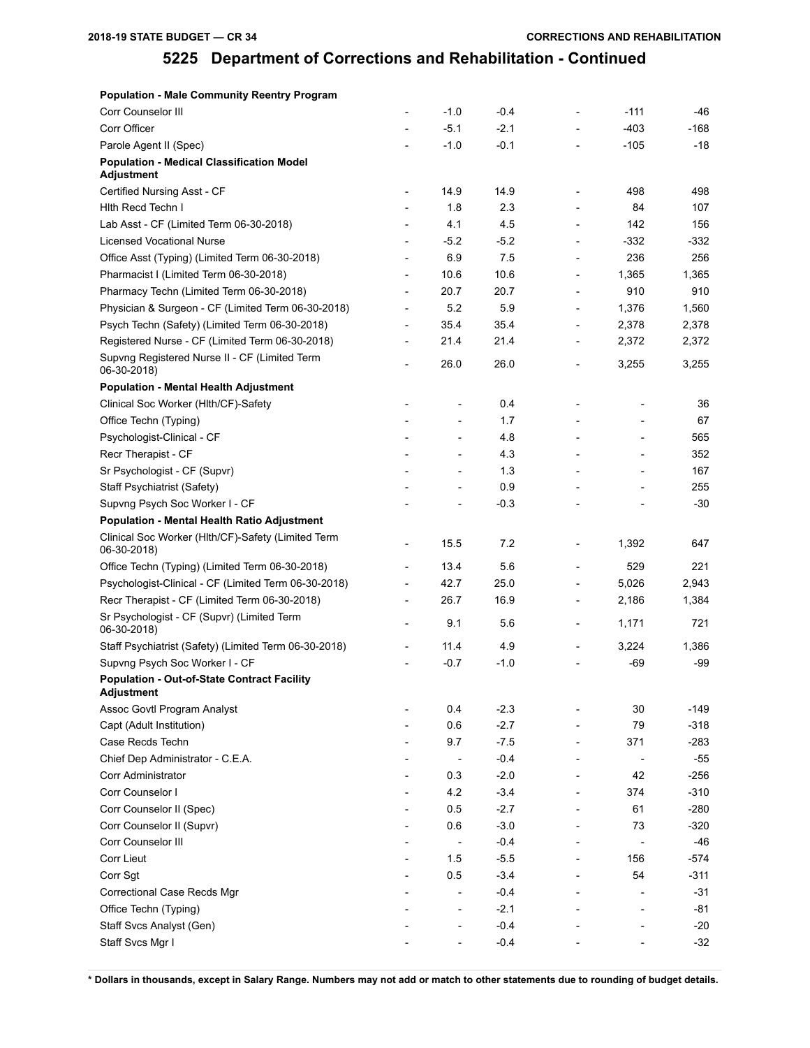# 5225 Department of Corrections and Rehabilitation - Continued

| | | | | | | |
|---|---|---|---|---|---|---|
| **Population - Male Community Reentry Program** | | | | | | |
| Corr Counselor III | - | -1.0 | -0.4 | - | -111 | -46 |
| Corr Officer | - | -5.1 | -2.1 | - | -403 | -168 |
| Parole Agent II (Spec) | - | -1.0 | -0.1 | - | -105 | -18 |
| **Population - Medical Classification Model Adjustment** | | | | | | |
| Certified Nursing Asst - CF | - | 14.9 | 14.9 | - | 498 | 498 |
| Hlth Recd Techn I | - | 1.8 | 2.3 | - | 84 | 107 |
| Lab Asst - CF (Limited Term 06-30-2018) | - | 4.1 | 4.5 | - | 142 | 156 |
| Licensed Vocational Nurse | - | -5.2 | -5.2 | - | -332 | -332 |
| Office Asst (Typing) (Limited Term 06-30-2018) | - | 6.9 | 7.5 | - | 236 | 256 |
| Pharmacist I (Limited Term 06-30-2018) | - | 10.6 | 10.6 | - | 1,365 | 1,365 |
| Pharmacy Techn (Limited Term 06-30-2018) | - | 20.7 | 20.7 | - | 910 | 910 |
| Physician & Surgeon - CF (Limited Term 06-30-2018) | - | 5.2 | 5.9 | - | 1,376 | 1,560 |
| Psych Techn (Safety) (Limited Term 06-30-2018) | - | 35.4 | 35.4 | - | 2,378 | 2,378 |
| Registered Nurse - CF (Limited Term 06-30-2018) | - | 21.4 | 21.4 | - | 2,372 | 2,372 |
| Supvng Registered Nurse II - CF (Limited Term 06-30-2018) | - | 26.0 | 26.0 | - | 3,255 | 3,255 |
| **Population - Mental Health Adjustment** | | | | | | |
| Clinical Soc Worker (Hlth/CF)-Safety | - | - | 0.4 | - | - | 36 |
| Office Techn (Typing) | - | - | 1.7 | - | - | 67 |
| Psychologist-Clinical - CF | - | - | 4.8 | - | - | 565 |
| Recr Therapist - CF | - | - | 4.3 | - | - | 352 |
| Sr Psychologist - CF (Supvr) | - | - | 1.3 | - | - | 167 |
| Staff Psychiatrist (Safety) | - | - | 0.9 | - | - | 255 |
| Supvng Psych Soc Worker I - CF | - | - | -0.3 | - | - | -30 |
| **Population - Mental Health Ratio Adjustment** | | | | | | |
| Clinical Soc Worker (Hlth/CF)-Safety (Limited Term 06-30-2018) | - | 15.5 | 7.2 | - | 1,392 | 647 |
| Office Techn (Typing) (Limited Term 06-30-2018) | - | 13.4 | 5.6 | - | 529 | 221 |
| Psychologist-Clinical - CF (Limited Term 06-30-2018) | - | 42.7 | 25.0 | - | 5,026 | 2,943 |
| Recr Therapist - CF (Limited Term 06-30-2018) | - | 26.7 | 16.9 | - | 2,186 | 1,384 |
| Sr Psychologist - CF (Supvr) (Limited Term 06-30-2018) | - | 9.1 | 5.6 | - | 1,171 | 721 |
| Staff Psychiatrist (Safety) (Limited Term 06-30-2018) | - | 11.4 | 4.9 | - | 3,224 | 1,386 |
| Supvng Psych Soc Worker I - CF | - | -0.7 | -1.0 | - | -69 | -99 |
| **Population - Out-of-State Contract Facility Adjustment** | | | | | | |
| Assoc Govtl Program Analyst | - | 0.4 | -2.3 | - | 30 | -149 |
| Capt (Adult Institution) | - | 0.6 | -2.7 | - | 79 | -318 |
| Case Recds Techn | - | 9.7 | -7.5 | - | 371 | -283 |
| Chief Dep Administrator - C.E.A. | - | - | -0.4 | - | - | -55 |
| Corr Administrator | - | 0.3 | -2.0 | - | 42 | -256 |
| Corr Counselor I | - | 4.2 | -3.4 | - | 374 | -310 |
| Corr Counselor II (Spec) | - | 0.5 | -2.7 | - | 61 | -280 |
| Corr Counselor II (Supvr) | - | 0.6 | -3.0 | - | 73 | -320 |
| Corr Counselor III | - | - | -0.4 | - | - | -46 |
| Corr Lieut | - | 1.5 | -5.5 | - | 156 | -574 |
| Corr Sgt | - | 0.5 | -3.4 | - | 54 | -311 |
| Correctional Case Recds Mgr | - | - | -0.4 | - | - | -31 |
| Office Techn (Typing) | - | - | -2.1 | - | - | -81 |
| Staff Svcs Analyst (Gen) | - | - | -0.4 | - | - | -20 |
| Staff Svcs Mgr I | - | - | -0.4 | - | - | -32 |

**\* Dollars in thousands, except in Salary Range. Numbers may not add or match to other statements due to rounding of budget details.**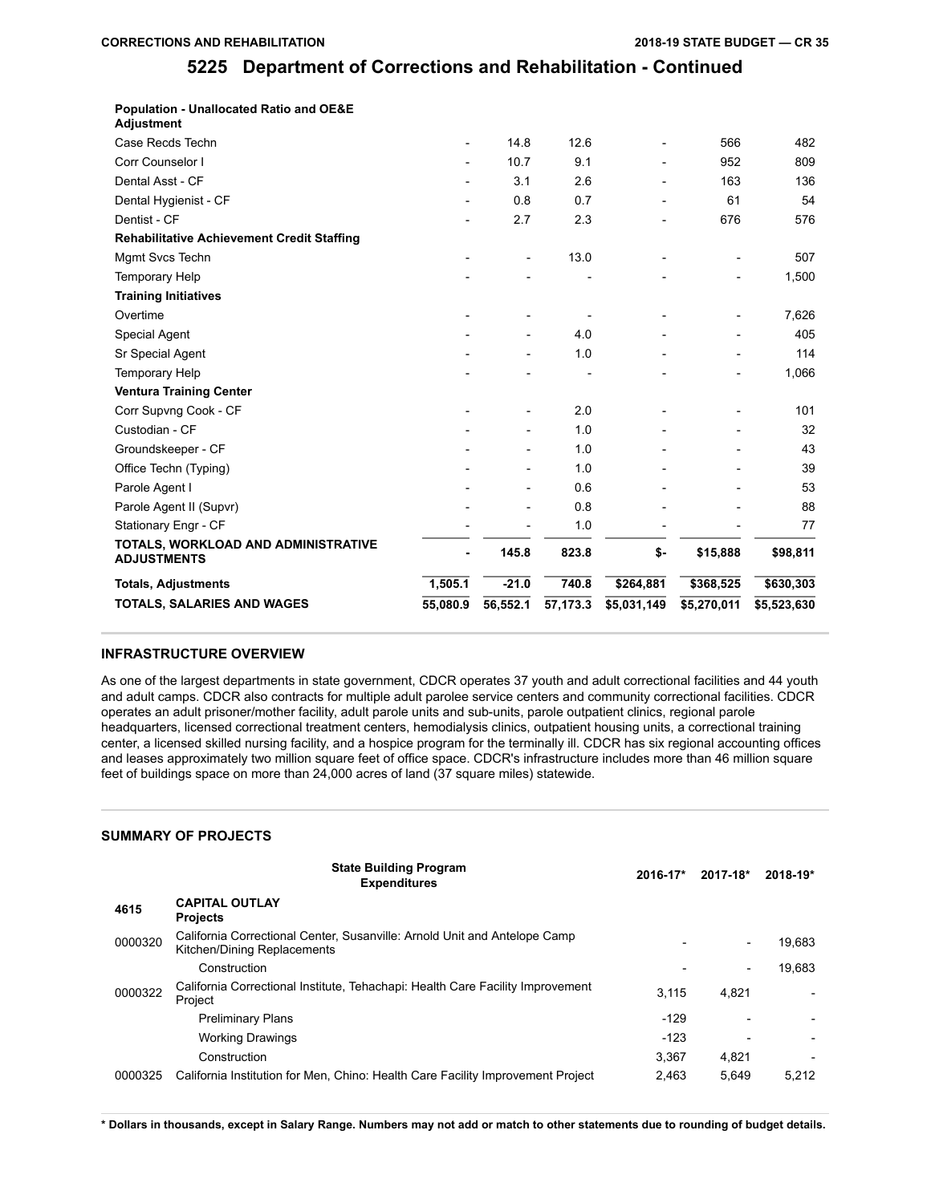# 5225 Department of Corrections and Rehabilitation - Continued

| | | | | | | |
|---|---|---|---|---|---|---|
| **Population - Unallocated Ratio and OE&E Adjustment** | | | | | | |
| Case Recds Techn | - | 14.8 | 12.6 | - | 566 | 482 |
| Corr Counselor I | - | 10.7 | 9.1 | - | 952 | 809 |
| Dental Asst - CF | - | 3.1 | 2.6 | - | 163 | 136 |
| Dental Hygienist - CF | - | 0.8 | 0.7 | - | 61 | 54 |
| Dentist - CF | - | 2.7 | 2.3 | - | 676 | 576 |
| **Rehabilitative Achievement Credit Staffing** | | | | | | |
| Mgmt Svcs Techn | - | - | 13.0 | - | - | 507 |
| Temporary Help | - | - | - | - | - | 1,500 |
| **Training Initiatives** | | | | | | |
| Overtime | - | - | - | - | - | 7,626 |
| Special Agent | - | - | 4.0 | - | - | 405 |
| Sr Special Agent | - | - | 1.0 | - | - | 114 |
| Temporary Help | - | - | - | - | - | 1,066 |
| **Ventura Training Center** | | | | | | |
| Corr Supvng Cook - CF | - | - | 2.0 | - | - | 101 |
| Custodian - CF | - | - | 1.0 | - | - | 32 |
| Groundskeeper - CF | - | - | 1.0 | - | - | 43 |
| Office Techn (Typing) | - | - | 1.0 | - | - | 39 |
| Parole Agent I | - | - | 0.6 | - | - | 53 |
| Parole Agent II (Supvr) | - | - | 0.8 | - | - | 88 |
| Stationary Engr - CF | - | - | 1.0 | - | - | 77 |
| **TOTALS, WORKLOAD AND ADMINISTRATIVE ADJUSTMENTS** | **-** | **145.8** | **823.8** | **$-** | **$15,888** | **$98,811** |
| **Totals, Adjustments** | **1,505.1** | **-21.0** | **740.8** | **$264,881** | **$368,525** | **$630,303** |
| **TOTALS, SALARIES AND WAGES** | **55,080.9** | **56,552.1** | **57,173.3** | **$5,031,149** | **$5,270,011** | **$5,523,630** |

## INFRASTRUCTURE OVERVIEW

As one of the largest departments in state government, CDCR operates 37 youth and adult correctional facilities and 44 youth and adult camps. CDCR also contracts for multiple adult parolee service centers and community correctional facilities. CDCR operates an adult prisoner/mother facility, adult parole units and sub-units, parole outpatient clinics, regional parole headquarters, licensed correctional treatment centers, hemodialysis clinics, outpatient housing units, a correctional training center, a licensed skilled nursing facility, and a hospice program for the terminally ill. CDCR has six regional accounting offices and leases approximately two million square feet of office space. CDCR's infrastructure includes more than 46 million square feet of buildings space on more than 24,000 acres of land (37 square miles) statewide.

## SUMMARY OF PROJECTS

| | State Building Program Expenditures | 2016-17* | 2017-18* | 2018-19* |
|---|---|---|---|---|
| **4615** | **CAPITAL OUTLAY Projects** | | | |
| 0000320 | California Correctional Center, Susanville: Arnold Unit and Antelope Camp Kitchen/Dining Replacements | - | - | 19,683 |
| | Construction | - | - | 19,683 |
| 0000322 | California Correctional Institute, Tehachapi: Health Care Facility Improvement Project | 3,115 | 4,821 | - |
| | Preliminary Plans | -129 | - | - |
| | Working Drawings | -123 | - | - |
| | Construction | 3,367 | 4,821 | - |
| 0000325 | California Institution for Men, Chino: Health Care Facility Improvement Project | 2,463 | 5,649 | 5,212 |

**\* Dollars in thousands, except in Salary Range. Numbers may not add or match to other statements due to rounding of budget details.**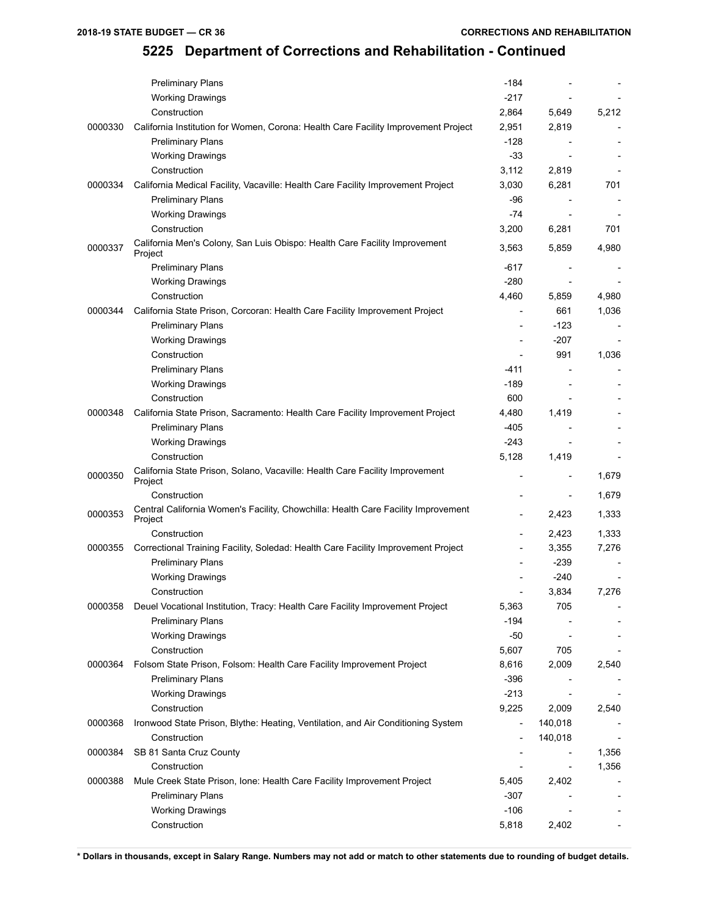## 5225 Department of Corrections and Rehabilitation - Continued

| | | | | |
|---|---|---|---|---|
| | Preliminary Plans | -184 | - | - |
| | Working Drawings | -217 | - | - |
| | Construction | 2,864 | 5,649 | 5,212 |
| 0000330 | California Institution for Women, Corona: Health Care Facility Improvement Project | 2,951 | 2,819 | - |
| | Preliminary Plans | -128 | - | - |
| | Working Drawings | -33 | - | - |
| | Construction | 3,112 | 2,819 | - |
| 0000334 | California Medical Facility, Vacaville: Health Care Facility Improvement Project | 3,030 | 6,281 | 701 |
| | Preliminary Plans | -96 | - | - |
| | Working Drawings | -74 | - | - |
| | Construction | 3,200 | 6,281 | 701 |
| 0000337 | California Men's Colony, San Luis Obispo: Health Care Facility Improvement Project | 3,563 | 5,859 | 4,980 |
| | Preliminary Plans | -617 | - | - |
| | Working Drawings | -280 | - | - |
| | Construction | 4,460 | 5,859 | 4,980 |
| 0000344 | California State Prison, Corcoran: Health Care Facility Improvement Project | - | 661 | 1,036 |
| | Preliminary Plans | - | -123 | - |
| | Working Drawings | - | -207 | - |
| | Construction | - | 991 | 1,036 |
| | Preliminary Plans | -411 | - | - |
| | Working Drawings | -189 | - | - |
| | Construction | 600 | - | - |
| 0000348 | California State Prison, Sacramento: Health Care Facility Improvement Project | 4,480 | 1,419 | - |
| | Preliminary Plans | -405 | - | - |
| | Working Drawings | -243 | - | - |
| | Construction | 5,128 | 1,419 | - |
| 0000350 | California State Prison, Solano, Vacaville: Health Care Facility Improvement Project | - | - | 1,679 |
| | Construction | - | - | 1,679 |
| 0000353 | Central California Women's Facility, Chowchilla: Health Care Facility Improvement Project | - | 2,423 | 1,333 |
| | Construction | - | 2,423 | 1,333 |
| 0000355 | Correctional Training Facility, Soledad: Health Care Facility Improvement Project | - | 3,355 | 7,276 |
| | Preliminary Plans | - | -239 | - |
| | Working Drawings | - | -240 | - |
| | Construction | - | 3,834 | 7,276 |
| 0000358 | Deuel Vocational Institution, Tracy: Health Care Facility Improvement Project | 5,363 | 705 | - |
| | Preliminary Plans | -194 | - | - |
| | Working Drawings | -50 | - | - |
| | Construction | 5,607 | 705 | - |
| 0000364 | Folsom State Prison, Folsom: Health Care Facility Improvement Project | 8,616 | 2,009 | 2,540 |
| | Preliminary Plans | -396 | - | - |
| | Working Drawings | -213 | - | - |
| | Construction | 9,225 | 2,009 | 2,540 |
| 0000368 | Ironwood State Prison, Blythe: Heating, Ventilation, and Air Conditioning System | - | 140,018 | - |
| | Construction | - | 140,018 | - |
| 0000384 | SB 81 Santa Cruz County | - | - | 1,356 |
| | Construction | - | - | 1,356 |
| 0000388 | Mule Creek State Prison, Ione: Health Care Facility Improvement Project | 5,405 | 2,402 | - |
| | Preliminary Plans | -307 | - | - |
| | Working Drawings | -106 | - | - |
| | Construction | 5,818 | 2,402 | - |

**\* Dollars in thousands, except in Salary Range. Numbers may not add or match to other statements due to rounding of budget details.**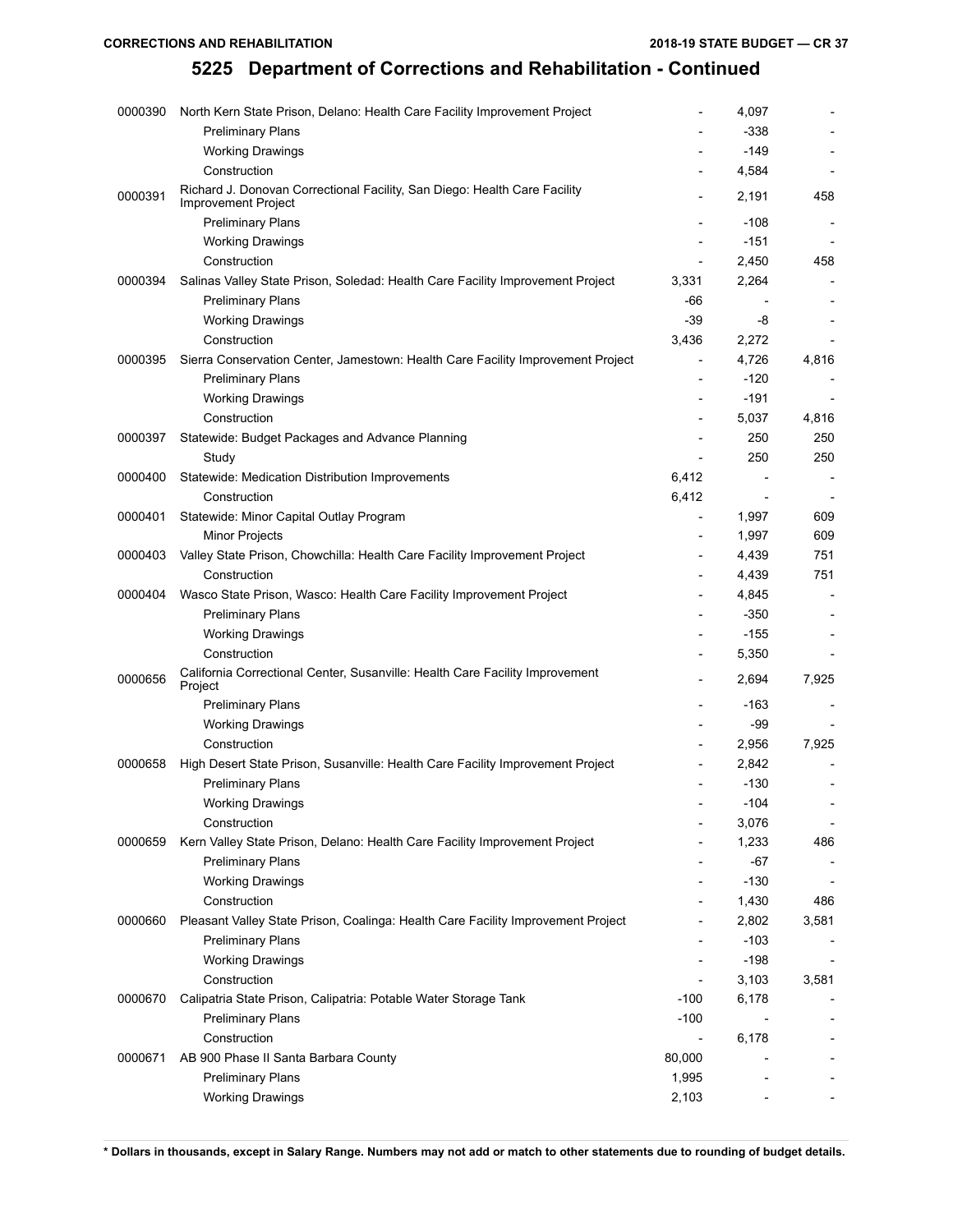## 5225 Department of Corrections and Rehabilitation - Continued

| | | | | |
|---|---|---|---|---|
| 0000390 | North Kern State Prison, Delano: Health Care Facility Improvement Project | - | 4,097 | - |
| | Preliminary Plans | - | -338 | - |
| | Working Drawings | - | -149 | - |
| | Construction | - | 4,584 | - |
| 0000391 | Richard J. Donovan Correctional Facility, San Diego: Health Care Facility Improvement Project | - | 2,191 | 458 |
| | Preliminary Plans | - | -108 | - |
| | Working Drawings | - | -151 | - |
| | Construction | - | 2,450 | 458 |
| 0000394 | Salinas Valley State Prison, Soledad: Health Care Facility Improvement Project | 3,331 | 2,264 | - |
| | Preliminary Plans | -66 | - | - |
| | Working Drawings | -39 | -8 | - |
| | Construction | 3,436 | 2,272 | - |
| 0000395 | Sierra Conservation Center, Jamestown: Health Care Facility Improvement Project | - | 4,726 | 4,816 |
| | Preliminary Plans | - | -120 | - |
| | Working Drawings | - | -191 | - |
| | Construction | - | 5,037 | 4,816 |
| 0000397 | Statewide: Budget Packages and Advance Planning | - | 250 | 250 |
| | Study | - | 250 | 250 |
| 0000400 | Statewide: Medication Distribution Improvements | 6,412 | - | - |
| | Construction | 6,412 | - | - |
| 0000401 | Statewide: Minor Capital Outlay Program | - | 1,997 | 609 |
| | Minor Projects | - | 1,997 | 609 |
| 0000403 | Valley State Prison, Chowchilla: Health Care Facility Improvement Project | - | 4,439 | 751 |
| | Construction | - | 4,439 | 751 |
| 0000404 | Wasco State Prison, Wasco: Health Care Facility Improvement Project | - | 4,845 | - |
| | Preliminary Plans | - | -350 | - |
| | Working Drawings | - | -155 | - |
| | Construction | - | 5,350 | - |
| 0000656 | California Correctional Center, Susanville: Health Care Facility Improvement Project | - | 2,694 | 7,925 |
| | Preliminary Plans | - | -163 | - |
| | Working Drawings | - | -99 | - |
| | Construction | - | 2,956 | 7,925 |
| 0000658 | High Desert State Prison, Susanville: Health Care Facility Improvement Project | - | 2,842 | - |
| | Preliminary Plans | - | -130 | - |
| | Working Drawings | - | -104 | - |
| | Construction | - | 3,076 | - |
| 0000659 | Kern Valley State Prison, Delano: Health Care Facility Improvement Project | - | 1,233 | 486 |
| | Preliminary Plans | - | -67 | - |
| | Working Drawings | - | -130 | - |
| | Construction | - | 1,430 | 486 |
| 0000660 | Pleasant Valley State Prison, Coalinga: Health Care Facility Improvement Project | - | 2,802 | 3,581 |
| | Preliminary Plans | - | -103 | - |
| | Working Drawings | - | -198 | - |
| | Construction | - | 3,103 | 3,581 |
| 0000670 | Calipatria State Prison, Calipatria: Potable Water Storage Tank | -100 | 6,178 | - |
| | Preliminary Plans | -100 | - | - |
| | Construction | - | 6,178 | - |
| 0000671 | AB 900 Phase II Santa Barbara County | 80,000 | - | - |
| | Preliminary Plans | 1,995 | - | - |
| | Working Drawings | 2,103 | - | - |

**\* Dollars in thousands, except in Salary Range. Numbers may not add or match to other statements due to rounding of budget details.**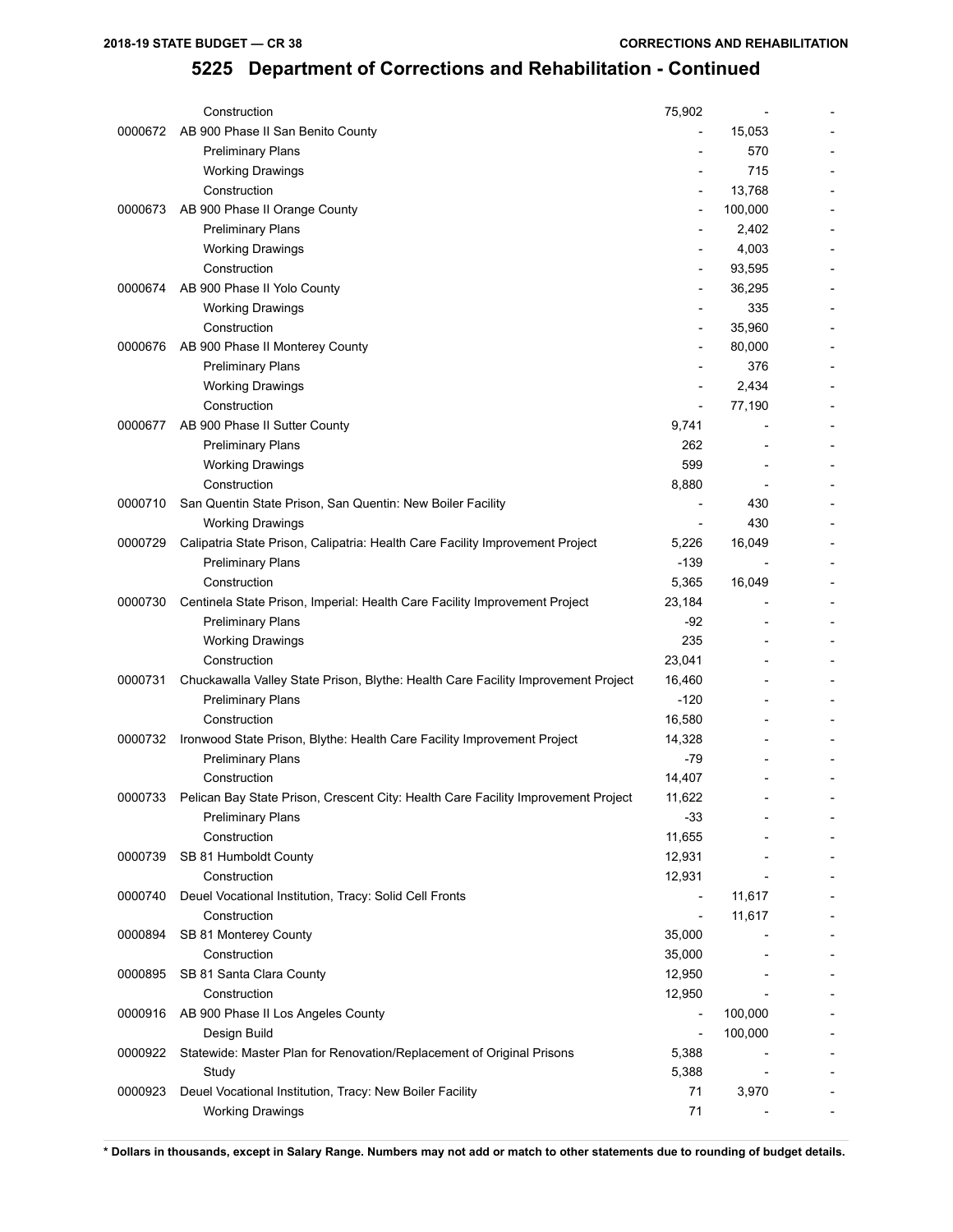# 5225 Department of Corrections and Rehabilitation - Continued

| | | | | |
|---|---|---|---|---|
| | Construction | 75,902 | - | - |
| 0000672 | AB 900 Phase II San Benito County | - | 15,053 | - |
| | Preliminary Plans | - | 570 | - |
| | Working Drawings | - | 715 | - |
| | Construction | - | 13,768 | - |
| 0000673 | AB 900 Phase II Orange County | - | 100,000 | - |
| | Preliminary Plans | - | 2,402 | - |
| | Working Drawings | - | 4,003 | - |
| | Construction | - | 93,595 | - |
| 0000674 | AB 900 Phase II Yolo County | - | 36,295 | - |
| | Working Drawings | - | 335 | - |
| | Construction | - | 35,960 | - |
| 0000676 | AB 900 Phase II Monterey County | - | 80,000 | - |
| | Preliminary Plans | - | 376 | - |
| | Working Drawings | - | 2,434 | - |
| | Construction | - | 77,190 | - |
| 0000677 | AB 900 Phase II Sutter County | 9,741 | - | - |
| | Preliminary Plans | 262 | - | - |
| | Working Drawings | 599 | - | - |
| | Construction | 8,880 | - | - |
| 0000710 | San Quentin State Prison, San Quentin: New Boiler Facility | - | 430 | - |
| | Working Drawings | - | 430 | - |
| 0000729 | Calipatria State Prison, Calipatria: Health Care Facility Improvement Project | 5,226 | 16,049 | - |
| | Preliminary Plans | -139 | - | - |
| | Construction | 5,365 | 16,049 | - |
| 0000730 | Centinela State Prison, Imperial: Health Care Facility Improvement Project | 23,184 | - | - |
| | Preliminary Plans | -92 | - | - |
| | Working Drawings | 235 | - | - |
| | Construction | 23,041 | - | - |
| 0000731 | Chuckawalla Valley State Prison, Blythe: Health Care Facility Improvement Project | 16,460 | - | - |
| | Preliminary Plans | -120 | - | - |
| | Construction | 16,580 | - | - |
| 0000732 | Ironwood State Prison, Blythe: Health Care Facility Improvement Project | 14,328 | - | - |
| | Preliminary Plans | -79 | - | - |
| | Construction | 14,407 | - | - |
| 0000733 | Pelican Bay State Prison, Crescent City: Health Care Facility Improvement Project | 11,622 | - | - |
| | Preliminary Plans | -33 | - | - |
| | Construction | 11,655 | - | - |
| 0000739 | SB 81 Humboldt County | 12,931 | - | - |
| | Construction | 12,931 | - | - |
| 0000740 | Deuel Vocational Institution, Tracy: Solid Cell Fronts | - | 11,617 | - |
| | Construction | - | 11,617 | - |
| 0000894 | SB 81 Monterey County | 35,000 | - | - |
| | Construction | 35,000 | - | - |
| 0000895 | SB 81 Santa Clara County | 12,950 | - | - |
| | Construction | 12,950 | - | - |
| 0000916 | AB 900 Phase II Los Angeles County | - | 100,000 | - |
| | Design Build | - | 100,000 | - |
| 0000922 | Statewide: Master Plan for Renovation/Replacement of Original Prisons | 5,388 | - | - |
| | Study | 5,388 | - | - |
| 0000923 | Deuel Vocational Institution, Tracy: New Boiler Facility | 71 | 3,970 | - |
| | Working Drawings | 71 | - | - |

**\* Dollars in thousands, except in Salary Range. Numbers may not add or match to other statements due to rounding of budget details.**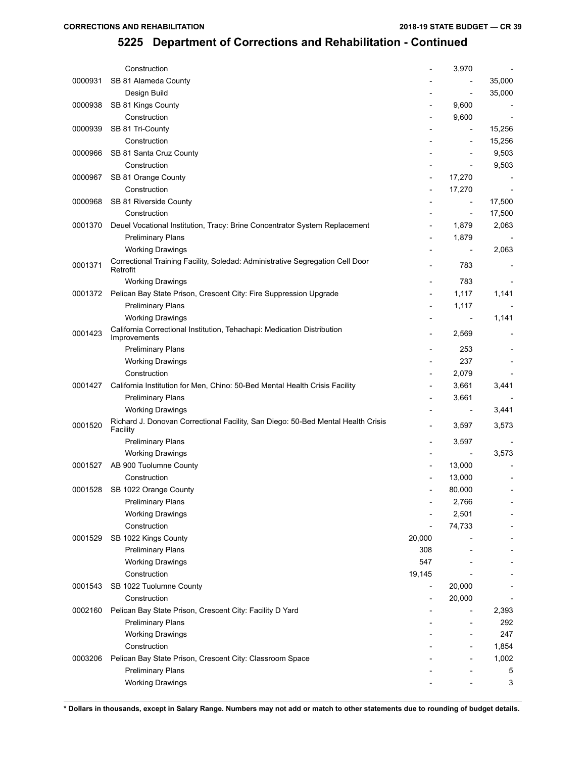## 5225 Department of Corrections and Rehabilitation - Continued

| | | | | |
|---|---|---|---|---|
| | Construction | - | 3,970 | - |
| 0000931 | SB 81 Alameda County | - | - | 35,000 |
| | Design Build | - | - | 35,000 |
| 0000938 | SB 81 Kings County | - | 9,600 | - |
| | Construction | - | 9,600 | - |
| 0000939 | SB 81 Tri-County | - | - | 15,256 |
| | Construction | - | - | 15,256 |
| 0000966 | SB 81 Santa Cruz County | - | - | 9,503 |
| | Construction | - | - | 9,503 |
| 0000967 | SB 81 Orange County | - | 17,270 | - |
| | Construction | - | 17,270 | - |
| 0000968 | SB 81 Riverside County | - | - | 17,500 |
| | Construction | - | - | 17,500 |
| 0001370 | Deuel Vocational Institution, Tracy: Brine Concentrator System Replacement | - | 1,879 | 2,063 |
| | Preliminary Plans | - | 1,879 | - |
| | Working Drawings | - | - | 2,063 |
| 0001371 | Correctional Training Facility, Soledad: Administrative Segregation Cell Door Retrofit | - | 783 | - |
| | Working Drawings | - | 783 | - |
| 0001372 | Pelican Bay State Prison, Crescent City: Fire Suppression Upgrade | - | 1,117 | 1,141 |
| | Preliminary Plans | - | 1,117 | - |
| | Working Drawings | - | - | 1,141 |
| 0001423 | California Correctional Institution, Tehachapi: Medication Distribution Improvements | - | 2,569 | - |
| | Preliminary Plans | - | 253 | - |
| | Working Drawings | - | 237 | - |
| | Construction | - | 2,079 | - |
| 0001427 | California Institution for Men, Chino: 50-Bed Mental Health Crisis Facility | - | 3,661 | 3,441 |
| | Preliminary Plans | - | 3,661 | - |
| | Working Drawings | - | - | 3,441 |
| 0001520 | Richard J. Donovan Correctional Facility, San Diego: 50-Bed Mental Health Crisis Facility | - | 3,597 | 3,573 |
| | Preliminary Plans | - | 3,597 | - |
| | Working Drawings | - | - | 3,573 |
| 0001527 | AB 900 Tuolumne County | - | 13,000 | - |
| | Construction | - | 13,000 | - |
| 0001528 | SB 1022 Orange County | - | 80,000 | - |
| | Preliminary Plans | - | 2,766 | - |
| | Working Drawings | - | 2,501 | - |
| | Construction | - | 74,733 | - |
| 0001529 | SB 1022 Kings County | 20,000 | - | - |
| | Preliminary Plans | 308 | - | - |
| | Working Drawings | 547 | - | - |
| | Construction | 19,145 | - | - |
| 0001543 | SB 1022 Tuolumne County | - | 20,000 | - |
| | Construction | - | 20,000 | - |
| 0002160 | Pelican Bay State Prison, Crescent City: Facility D Yard | - | - | 2,393 |
| | Preliminary Plans | - | - | 292 |
| | Working Drawings | - | - | 247 |
| | Construction | - | - | 1,854 |
| 0003206 | Pelican Bay State Prison, Crescent City: Classroom Space | - | - | 1,002 |
| | Preliminary Plans | - | - | 5 |
| | Working Drawings | - | - | 3 |

**\* Dollars in thousands, except in Salary Range. Numbers may not add or match to other statements due to rounding of budget details.**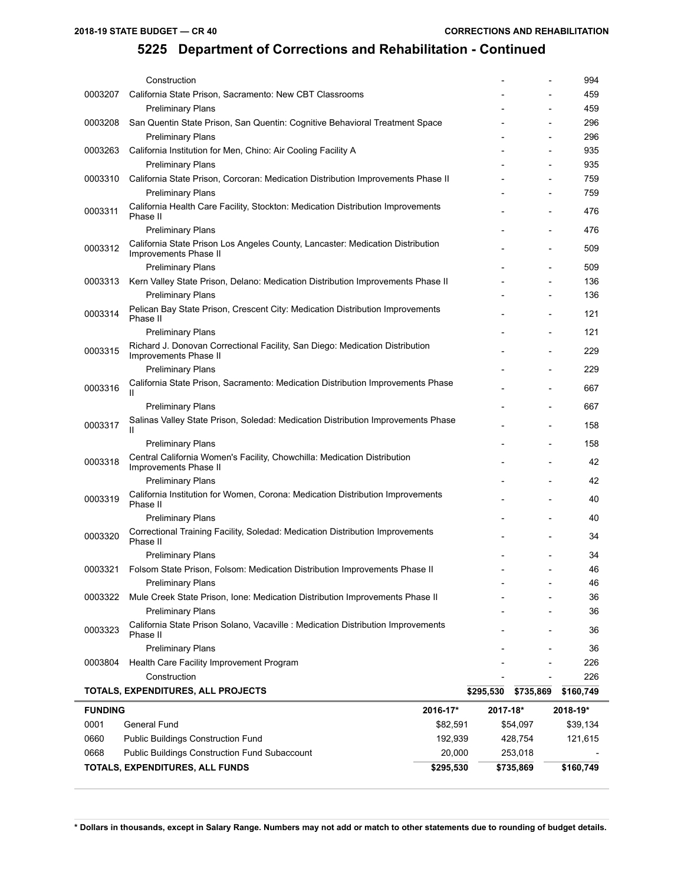# 5225 Department of Corrections and Rehabilitation - Continued

| | | | | |
|---|---|---|---|---|
| | Construction | - | - | 994 |
| 0003207 | California State Prison, Sacramento: New CBT Classrooms | - | - | 459 |
| | Preliminary Plans | - | - | 459 |
| 0003208 | San Quentin State Prison, San Quentin: Cognitive Behavioral Treatment Space | - | - | 296 |
| | Preliminary Plans | - | - | 296 |
| 0003263 | California Institution for Men, Chino: Air Cooling Facility A | - | - | 935 |
| | Preliminary Plans | - | - | 935 |
| 0003310 | California State Prison, Corcoran: Medication Distribution Improvements Phase II | - | - | 759 |
| | Preliminary Plans | - | - | 759 |
| 0003311 | California Health Care Facility, Stockton: Medication Distribution Improvements Phase II | - | - | 476 |
| | Preliminary Plans | - | - | 476 |
| 0003312 | California State Prison Los Angeles County, Lancaster: Medication Distribution Improvements Phase II | - | - | 509 |
| | Preliminary Plans | - | - | 509 |
| 0003313 | Kern Valley State Prison, Delano: Medication Distribution Improvements Phase II | - | - | 136 |
| | Preliminary Plans | - | - | 136 |
| 0003314 | Pelican Bay State Prison, Crescent City: Medication Distribution Improvements Phase II | - | - | 121 |
| | Preliminary Plans | - | - | 121 |
| 0003315 | Richard J. Donovan Correctional Facility, San Diego: Medication Distribution Improvements Phase II | - | - | 229 |
| | Preliminary Plans | - | - | 229 |
| 0003316 | California State Prison, Sacramento: Medication Distribution Improvements Phase II | - | - | 667 |
| | Preliminary Plans | - | - | 667 |
| 0003317 | Salinas Valley State Prison, Soledad: Medication Distribution Improvements Phase II | - | - | 158 |
| | Preliminary Plans | - | - | 158 |
| 0003318 | Central California Women's Facility, Chowchilla: Medication Distribution Improvements Phase II | - | - | 42 |
| | Preliminary Plans | - | - | 42 |
| 0003319 | California Institution for Women, Corona: Medication Distribution Improvements Phase II | - | - | 40 |
| | Preliminary Plans | - | - | 40 |
| 0003320 | Correctional Training Facility, Soledad: Medication Distribution Improvements Phase II | - | - | 34 |
| | Preliminary Plans | - | - | 34 |
| 0003321 | Folsom State Prison, Folsom: Medication Distribution Improvements Phase II | - | - | 46 |
| | Preliminary Plans | - | - | 46 |
| 0003322 | Mule Creek State Prison, Ione: Medication Distribution Improvements Phase II | - | - | 36 |
| | Preliminary Plans | - | - | 36 |
| 0003323 | California State Prison Solano, Vacaville : Medication Distribution Improvements Phase II | - | - | 36 |
| | Preliminary Plans | - | - | 36 |
| 0003804 | Health Care Facility Improvement Program | - | - | 226 |
| | Construction | - | - | 226 |
| **TOTALS, EXPENDITURES, ALL PROJECTS** | | **$295,530** | **$735,869** | **$160,749** |

| FUNDING | | 2016-17* | 2017-18* | 2018-19* |
|---|---|---|---|---|
| 0001 | General Fund | $82,591 | $54,097 | $39,134 |
| 0660 | Public Buildings Construction Fund | 192,939 | 428,754 | 121,615 |
| 0668 | Public Buildings Construction Fund Subaccount | 20,000 | 253,018 | - |
| **TOTALS, EXPENDITURES, ALL FUNDS** | | **$295,530** | **$735,869** | **$160,749** |

**\* Dollars in thousands, except in Salary Range. Numbers may not add or match to other statements due to rounding of budget details.**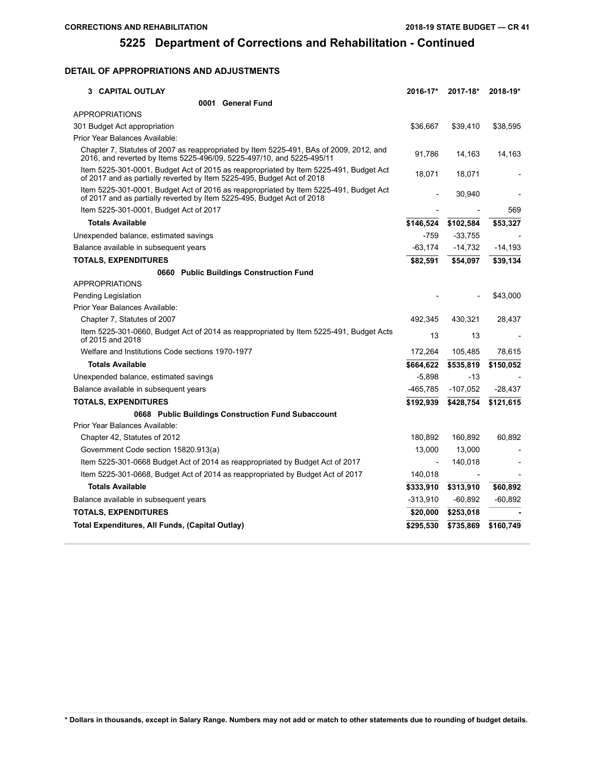# 5225 Department of Corrections and Rehabilitation - Continued

## DETAIL OF APPROPRIATIONS AND ADJUSTMENTS

| 3 CAPITAL OUTLAY | 2016-17* | 2017-18* | 2018-19* |
|---|---|---|---|
| **0001 General Fund** | | | |
| APPROPRIATIONS | | | |
| 301 Budget Act appropriation | $36,667 | $39,410 | $38,595 |
| Prior Year Balances Available: | | | |
| Chapter 7, Statutes of 2007 as reappropriated by Item 5225-491, BAs of 2009, 2012, and 2016, and reverted by Items 5225-496/09, 5225-497/10, and 5225-495/11 | 91,786 | 14,163 | 14,163 |
| Item 5225-301-0001, Budget Act of 2015 as reappropriated by Item 5225-491, Budget Act of 2017 and as partially reverted by Item 5225-495, Budget Act of 2018 | 18,071 | 18,071 | - |
| Item 5225-301-0001, Budget Act of 2016 as reappropriated by Item 5225-491, Budget Act of 2017 and as partially reverted by Item 5225-495, Budget Act of 2018 | - | 30,940 | - |
| Item 5225-301-0001, Budget Act of 2017 | - | - | 569 |
| **Totals Available** | **$146,524** | **$102,584** | **$53,327** |
| Unexpended balance, estimated savings | -759 | -33,755 | - |
| Balance available in subsequent years | -63,174 | -14,732 | -14,193 |
| **TOTALS, EXPENDITURES** | **$82,591** | **$54,097** | **$39,134** |
| **0660 Public Buildings Construction Fund** | | | |
| APPROPRIATIONS | | | |
| Pending Legislation | - | - | $43,000 |
| Prior Year Balances Available: | | | |
| Chapter 7, Statutes of 2007 | 492,345 | 430,321 | 28,437 |
| Item 5225-301-0660, Budget Act of 2014 as reappropriated by Item 5225-491, Budget Acts of 2015 and 2018 | 13 | 13 | - |
| Welfare and Institutions Code sections 1970-1977 | 172,264 | 105,485 | 78,615 |
| **Totals Available** | **$664,622** | **$535,819** | **$150,052** |
| Unexpended balance, estimated savings | -5,898 | -13 | - |
| Balance available in subsequent years | -465,785 | -107,052 | -28,437 |
| **TOTALS, EXPENDITURES** | **$192,939** | **$428,754** | **$121,615** |
| **0668 Public Buildings Construction Fund Subaccount** | | | |
| Prior Year Balances Available: | | | |
| Chapter 42, Statutes of 2012 | 180,892 | 160,892 | 60,892 |
| Government Code section 15820.913(a) | 13,000 | 13,000 | - |
| Item 5225-301-0668 Budget Act of 2014 as reappropriated by Budget Act of 2017 | - | 140,018 | - |
| Item 5225-301-0668, Budget Act of 2014 as reappropriated by Budget Act of 2017 | 140,018 | - | - |
| **Totals Available** | **$333,910** | **$313,910** | **$60,892** |
| Balance available in subsequent years | -313,910 | -60,892 | -60,892 |
| **TOTALS, EXPENDITURES** | **$20,000** | **$253,018** | **-** |
| **Total Expenditures, All Funds, (Capital Outlay)** | **$295,530** | **$735,869** | **$160,749** |

* Dollars in thousands, except in Salary Range. Numbers may not add or match to other statements due to rounding of budget details.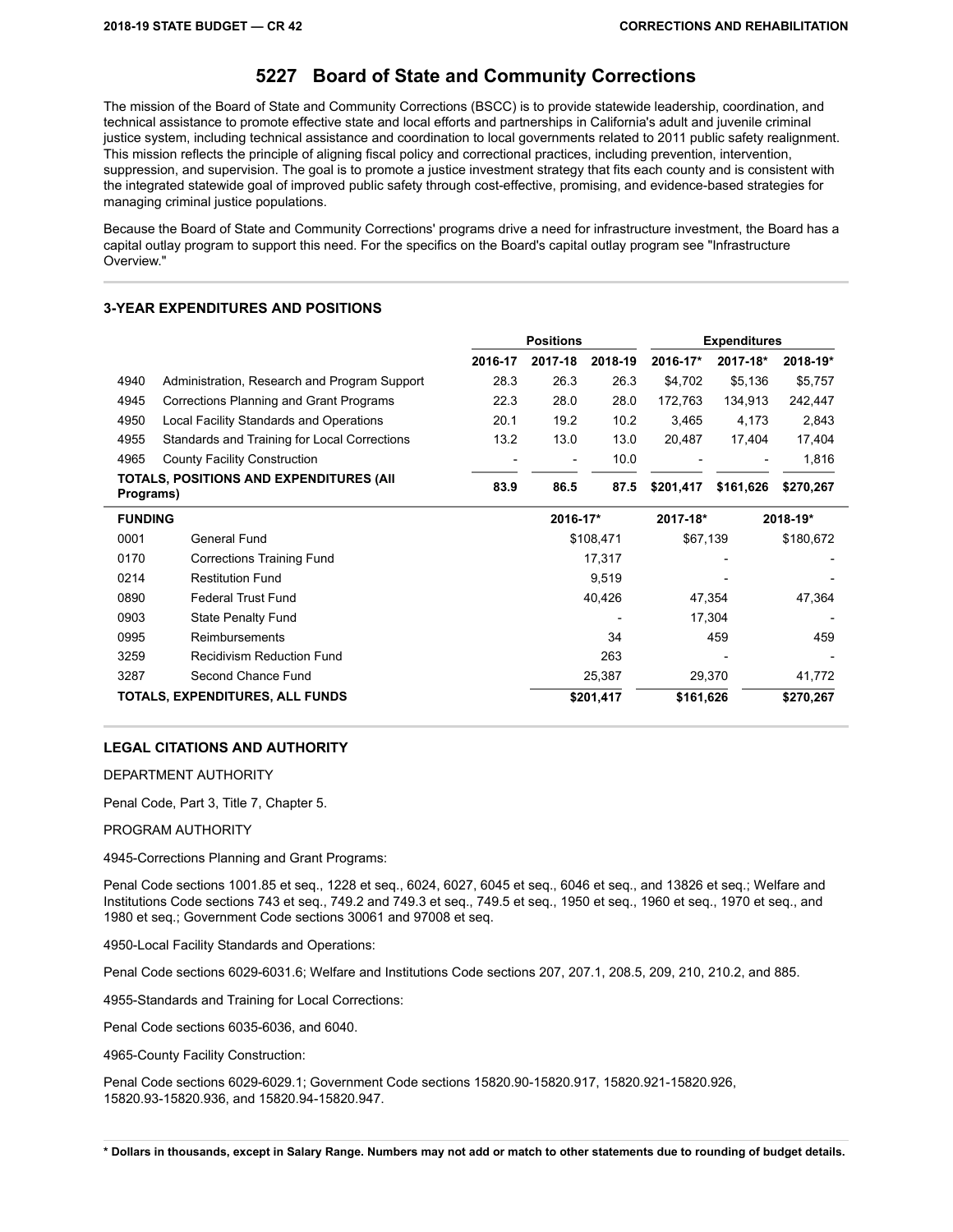# 5227 Board of State and Community Corrections

The mission of the Board of State and Community Corrections (BSCC) is to provide statewide leadership, coordination, and technical assistance to promote effective state and local efforts and partnerships in California's adult and juvenile criminal justice system, including technical assistance and coordination to local governments related to 2011 public safety realignment. This mission reflects the principle of aligning fiscal policy and correctional practices, including prevention, intervention, suppression, and supervision. The goal is to promote a justice investment strategy that fits each county and is consistent with the integrated statewide goal of improved public safety through cost-effective, promising, and evidence-based strategies for managing criminal justice populations.

Because the Board of State and Community Corrections' programs drive a need for infrastructure investment, the Board has a capital outlay program to support this need. For the specifics on the Board's capital outlay program see "Infrastructure Overview."

## 3-YEAR EXPENDITURES AND POSITIONS

| | | Positions | | | Expenditures | | |
|---|---|---|---|---|---|---|---|
| | | 2016-17 | 2017-18 | 2018-19 | 2016-17* | 2017-18* | 2018-19* |
| 4940 | Administration, Research and Program Support | 28.3 | 26.3 | 26.3 | $4,702 | $5,136 | $5,757 |
| 4945 | Corrections Planning and Grant Programs | 22.3 | 28.0 | 28.0 | 172,763 | 134,913 | 242,447 |
| 4950 | Local Facility Standards and Operations | 20.1 | 19.2 | 10.2 | 3,465 | 4,173 | 2,843 |
| 4955 | Standards and Training for Local Corrections | 13.2 | 13.0 | 13.0 | 20,487 | 17,404 | 17,404 |
| 4965 | County Facility Construction | - | - | 10.0 | - | - | 1,816 |
| **TOTALS, POSITIONS AND EXPENDITURES (All Programs)** | | **83.9** | **86.5** | **87.5** | **$201,417** | **$161,626** | **$270,267** |

| FUNDING | | 2016-17* | 2017-18* | 2018-19* |
|---|---|---|---|---|
| 0001 | General Fund | $108,471 | $67,139 | $180,672 |
| 0170 | Corrections Training Fund | 17,317 | - | - |
| 0214 | Restitution Fund | 9,519 | - | - |
| 0890 | Federal Trust Fund | 40,426 | 47,354 | 47,364 |
| 0903 | State Penalty Fund | - | 17,304 | - |
| 0995 | Reimbursements | 34 | 459 | 459 |
| 3259 | Recidivism Reduction Fund | 263 | - | - |
| 3287 | Second Chance Fund | 25,387 | 29,370 | 41,772 |
| **TOTALS, EXPENDITURES, ALL FUNDS** | | **$201,417** | **$161,626** | **$270,267** |

## LEGAL CITATIONS AND AUTHORITY

DEPARTMENT AUTHORITY

Penal Code, Part 3, Title 7, Chapter 5.

PROGRAM AUTHORITY

4945-Corrections Planning and Grant Programs:

Penal Code sections 1001.85 et seq., 1228 et seq., 6024, 6027, 6045 et seq., 6046 et seq., and 13826 et seq.; Welfare and Institutions Code sections 743 et seq., 749.2 and 749.3 et seq., 749.5 et seq., 1950 et seq., 1960 et seq., 1970 et seq., and 1980 et seq.; Government Code sections 30061 and 97008 et seq.

4950-Local Facility Standards and Operations:

Penal Code sections 6029-6031.6; Welfare and Institutions Code sections 207, 207.1, 208.5, 209, 210, 210.2, and 885.

4955-Standards and Training for Local Corrections:

Penal Code sections 6035-6036, and 6040.

4965-County Facility Construction:

Penal Code sections 6029-6029.1; Government Code sections 15820.90-15820.917, 15820.921-15820.926, 15820.93-15820.936, and 15820.94-15820.947.

**\* Dollars in thousands, except in Salary Range. Numbers may not add or match to other statements due to rounding of budget details.**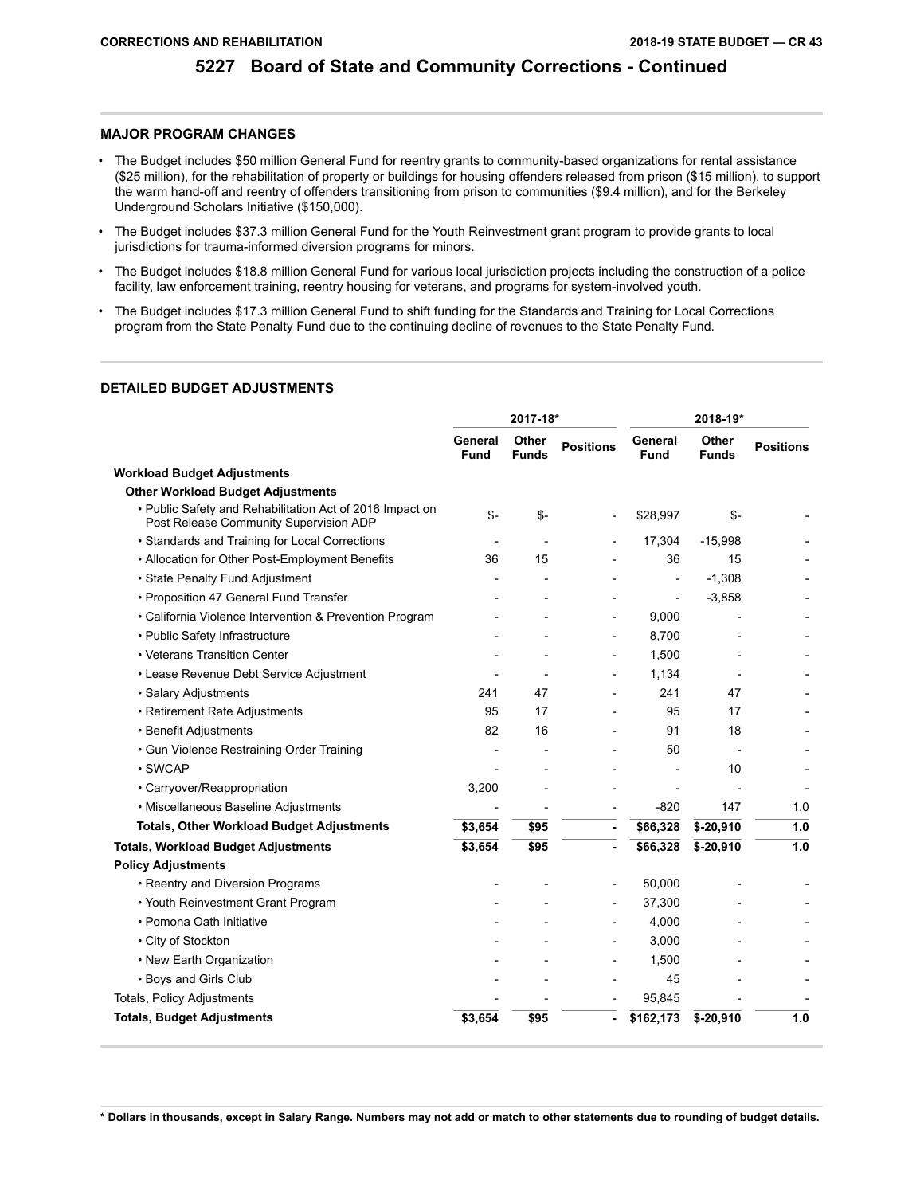# 5227 Board of State and Community Corrections - Continued

## MAJOR PROGRAM CHANGES

- The Budget includes $50 million General Fund for reentry grants to community-based organizations for rental assistance ($25 million), for the rehabilitation of property or buildings for housing offenders released from prison ($15 million), to support the warm hand-off and reentry of offenders transitioning from prison to communities ($9.4 million), and for the Berkeley Underground Scholars Initiative ($150,000).
- The Budget includes $37.3 million General Fund for the Youth Reinvestment grant program to provide grants to local jurisdictions for trauma-informed diversion programs for minors.
- The Budget includes $18.8 million General Fund for various local jurisdiction projects including the construction of a police facility, law enforcement training, reentry housing for veterans, and programs for system-involved youth.
- The Budget includes $17.3 million General Fund to shift funding for the Standards and Training for Local Corrections program from the State Penalty Fund due to the continuing decline of revenues to the State Penalty Fund.

## DETAILED BUDGET ADJUSTMENTS

| | 2017-18* | | | 2018-19* | | |
|---|---|---|---|---|---|---|
| | General Fund | Other Funds | Positions | General Fund | Other Funds | Positions |
| **Workload Budget Adjustments** | | | | | | |
| **Other Workload Budget Adjustments** | | | | | | |
| • Public Safety and Rehabilitation Act of 2016 Impact on Post Release Community Supervision ADP | $- | $- | - | $28,997 | $- | - |
| • Standards and Training for Local Corrections | - | - | - | 17,304 | -15,998 | - |
| • Allocation for Other Post-Employment Benefits | 36 | 15 | - | 36 | 15 | - |
| • State Penalty Fund Adjustment | - | - | - | - | -1,308 | - |
| • Proposition 47 General Fund Transfer | - | - | - | - | -3,858 | - |
| • California Violence Intervention & Prevention Program | - | - | - | 9,000 | - | - |
| • Public Safety Infrastructure | - | - | - | 8,700 | - | - |
| • Veterans Transition Center | - | - | - | 1,500 | - | - |
| • Lease Revenue Debt Service Adjustment | - | - | - | 1,134 | - | - |
| • Salary Adjustments | 241 | 47 | - | 241 | 47 | - |
| • Retirement Rate Adjustments | 95 | 17 | - | 95 | 17 | - |
| • Benefit Adjustments | 82 | 16 | - | 91 | 18 | - |
| • Gun Violence Restraining Order Training | - | - | - | 50 | - | - |
| • SWCAP | - | - | - | - | 10 | - |
| • Carryover/Reappropriation | 3,200 | - | - | - | - | - |
| • Miscellaneous Baseline Adjustments | - | - | - | -820 | 147 | 1.0 |
| **Totals, Other Workload Budget Adjustments** | **$3,654** | **$95** | **-** | **$66,328** | **$-20,910** | **1.0** |
| **Totals, Workload Budget Adjustments** | **$3,654** | **$95** | **-** | **$66,328** | **$-20,910** | **1.0** |
| **Policy Adjustments** | | | | | | |
| • Reentry and Diversion Programs | - | - | - | 50,000 | - | - |
| • Youth Reinvestment Grant Program | - | - | - | 37,300 | - | - |
| • Pomona Oath Initiative | - | - | - | 4,000 | - | - |
| • City of Stockton | - | - | - | 3,000 | - | - |
| • New Earth Organization | - | - | - | 1,500 | - | - |
| • Boys and Girls Club | - | - | - | 45 | - | - |
| Totals, Policy Adjustments | - | - | - | 95,845 | - | - |
| **Totals, Budget Adjustments** | **$3,654** | **$95** | **-** | **$162,173** | **$-20,910** | **1.0** |

**\* Dollars in thousands, except in Salary Range. Numbers may not add or match to other statements due to rounding of budget details.**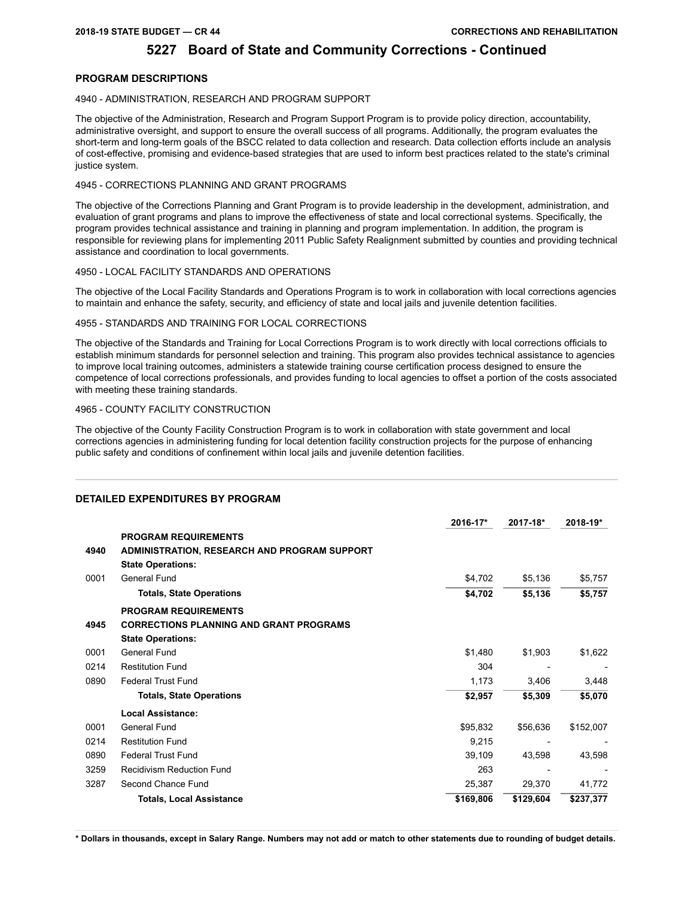# 5227 Board of State and Community Corrections - Continued

## PROGRAM DESCRIPTIONS

4940 - ADMINISTRATION, RESEARCH AND PROGRAM SUPPORT

The objective of the Administration, Research and Program Support Program is to provide policy direction, accountability, administrative oversight, and support to ensure the overall success of all programs. Additionally, the program evaluates the short-term and long-term goals of the BSCC related to data collection and research. Data collection efforts include an analysis of cost-effective, promising and evidence-based strategies that are used to inform best practices related to the state's criminal justice system.

4945 - CORRECTIONS PLANNING AND GRANT PROGRAMS

The objective of the Corrections Planning and Grant Program is to provide leadership in the development, administration, and evaluation of grant programs and plans to improve the effectiveness of state and local correctional systems. Specifically, the program provides technical assistance and training in planning and program implementation. In addition, the program is responsible for reviewing plans for implementing 2011 Public Safety Realignment submitted by counties and providing technical assistance and coordination to local governments.

4950 - LOCAL FACILITY STANDARDS AND OPERATIONS

The objective of the Local Facility Standards and Operations Program is to work in collaboration with local corrections agencies to maintain and enhance the safety, security, and efficiency of state and local jails and juvenile detention facilities.

4955 - STANDARDS AND TRAINING FOR LOCAL CORRECTIONS

The objective of the Standards and Training for Local Corrections Program is to work directly with local corrections officials to establish minimum standards for personnel selection and training. This program also provides technical assistance to agencies to improve local training outcomes, administers a statewide training course certification process designed to ensure the competence of local corrections professionals, and provides funding to local agencies to offset a portion of the costs associated with meeting these training standards.

4965 - COUNTY FACILITY CONSTRUCTION

The objective of the County Facility Construction Program is to work in collaboration with state government and local corrections agencies in administering funding for local detention facility construction projects for the purpose of enhancing public safety and conditions of confinement within local jails and juvenile detention facilities.

## DETAILED EXPENDITURES BY PROGRAM

| | | 2016-17* | 2017-18* | 2018-19* |
|---|---|---|---|---|
| | **PROGRAM REQUIREMENTS** | | | |
| **4940** | **ADMINISTRATION, RESEARCH AND PROGRAM SUPPORT** | | | |
| | **State Operations:** | | | |
| 0001 | General Fund | $4,702 | $5,136 | $5,757 |
| | **Totals, State Operations** | **$4,702** | **$5,136** | **$5,757** |
| | **PROGRAM REQUIREMENTS** | | | |
| **4945** | **CORRECTIONS PLANNING AND GRANT PROGRAMS** | | | |
| | **State Operations:** | | | |
| 0001 | General Fund | $1,480 | $1,903 | $1,622 |
| 0214 | Restitution Fund | 304 | - | - |
| 0890 | Federal Trust Fund | 1,173 | 3,406 | 3,448 |
| | **Totals, State Operations** | **$2,957** | **$5,309** | **$5,070** |
| | **Local Assistance:** | | | |
| 0001 | General Fund | $95,832 | $56,636 | $152,007 |
| 0214 | Restitution Fund | 9,215 | - | - |
| 0890 | Federal Trust Fund | 39,109 | 43,598 | 43,598 |
| 3259 | Recidivism Reduction Fund | 263 | - | - |
| 3287 | Second Chance Fund | 25,387 | 29,370 | 41,772 |
| | **Totals, Local Assistance** | **$169,806** | **$129,604** | **$237,377** |

**\* Dollars in thousands, except in Salary Range. Numbers may not add or match to other statements due to rounding of budget details.**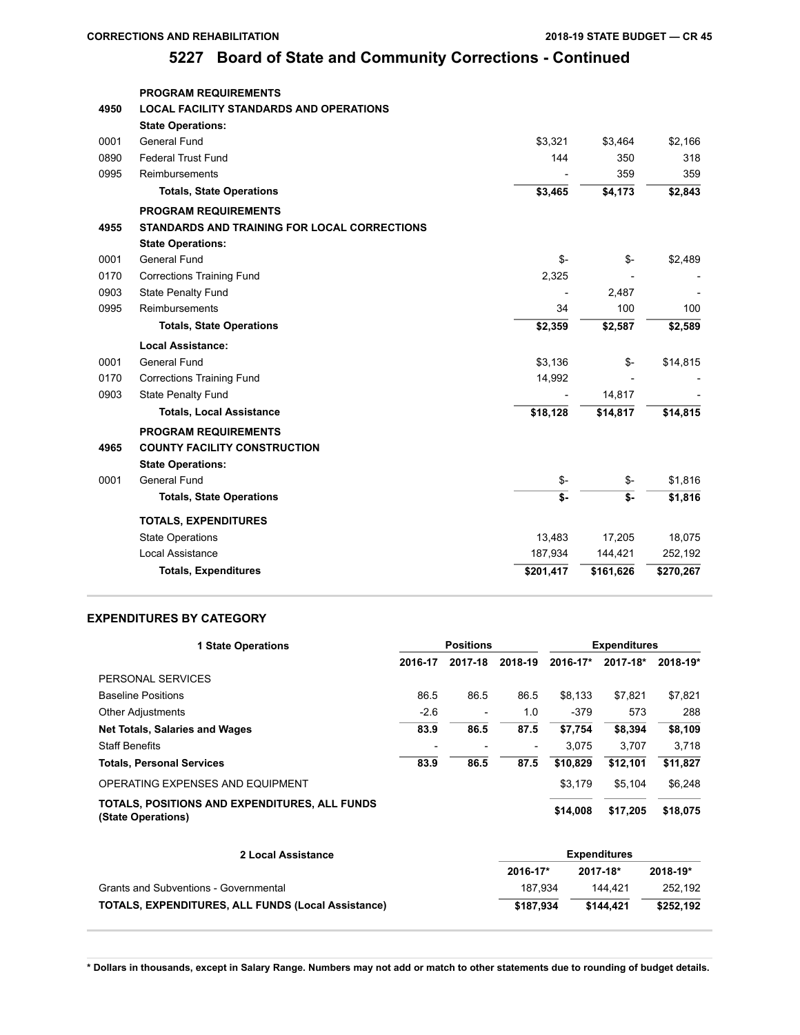## 5227 Board of State and Community Corrections - Continued

| | | | | |
|---|---|---|---|---|
| | **PROGRAM REQUIREMENTS** | | | |
| **4950** | **LOCAL FACILITY STANDARDS AND OPERATIONS** | | | |
| | **State Operations:** | | | |
| 0001 | General Fund | $3,321 | $3,464 | $2,166 |
| 0890 | Federal Trust Fund | 144 | 350 | 318 |
| 0995 | Reimbursements | - | 359 | 359 |
| | **Totals, State Operations** | **$3,465** | **$4,173** | **$2,843** |
| | **PROGRAM REQUIREMENTS** | | | |
| **4955** | **STANDARDS AND TRAINING FOR LOCAL CORRECTIONS** | | | |
| | **State Operations:** | | | |
| 0001 | General Fund | $- | $- | $2,489 |
| 0170 | Corrections Training Fund | 2,325 | - | - |
| 0903 | State Penalty Fund | - | 2,487 | - |
| 0995 | Reimbursements | 34 | 100 | 100 |
| | **Totals, State Operations** | **$2,359** | **$2,587** | **$2,589** |
| | **Local Assistance:** | | | |
| 0001 | General Fund | $3,136 | $- | $14,815 |
| 0170 | Corrections Training Fund | 14,992 | - | - |
| 0903 | State Penalty Fund | - | 14,817 | - |
| | **Totals, Local Assistance** | **$18,128** | **$14,817** | **$14,815** |
| | **PROGRAM REQUIREMENTS** | | | |
| **4965** | **COUNTY FACILITY CONSTRUCTION** | | | |
| | **State Operations:** | | | |
| 0001 | General Fund | $- | $- | $1,816 |
| | **Totals, State Operations** | **$-** | **$-** | **$1,816** |
| | **TOTALS, EXPENDITURES** | | | |
| | State Operations | 13,483 | 17,205 | 18,075 |
| | Local Assistance | 187,934 | 144,421 | 252,192 |
| | **Totals, Expenditures** | **$201,417** | **$161,626** | **$270,267** |

### EXPENDITURES BY CATEGORY

| 1 State Operations | Positions | | | Expenditures | | |
|---|---|---|---|---|---|---|
| | 2016-17 | 2017-18 | 2018-19 | 2016-17* | 2017-18* | 2018-19* |
| PERSONAL SERVICES | | | | | | |
| Baseline Positions | 86.5 | 86.5 | 86.5 | $8,133 | $7,821 | $7,821 |
| Other Adjustments | -2.6 | - | 1.0 | -379 | 573 | 288 |
| **Net Totals, Salaries and Wages** | **83.9** | **86.5** | **87.5** | **$7,754** | **$8,394** | **$8,109** |
| Staff Benefits | - | - | - | 3,075 | 3,707 | 3,718 |
| **Totals, Personal Services** | **83.9** | **86.5** | **87.5** | **$10,829** | **$12,101** | **$11,827** |
| OPERATING EXPENSES AND EQUIPMENT | | | | $3,179 | $5,104 | $6,248 |
| **TOTALS, POSITIONS AND EXPENDITURES, ALL FUNDS (State Operations)** | | | | **$14,008** | **$17,205** | **$18,075** |

| 2 Local Assistance | Expenditures | | |
|---|---|---|---|
| | 2016-17* | 2017-18* | 2018-19* |
| Grants and Subventions - Governmental | 187,934 | 144,421 | 252,192 |
| **TOTALS, EXPENDITURES, ALL FUNDS (Local Assistance)** | **$187,934** | **$144,421** | **$252,192** |

**\* Dollars in thousands, except in Salary Range. Numbers may not add or match to other statements due to rounding of budget details.**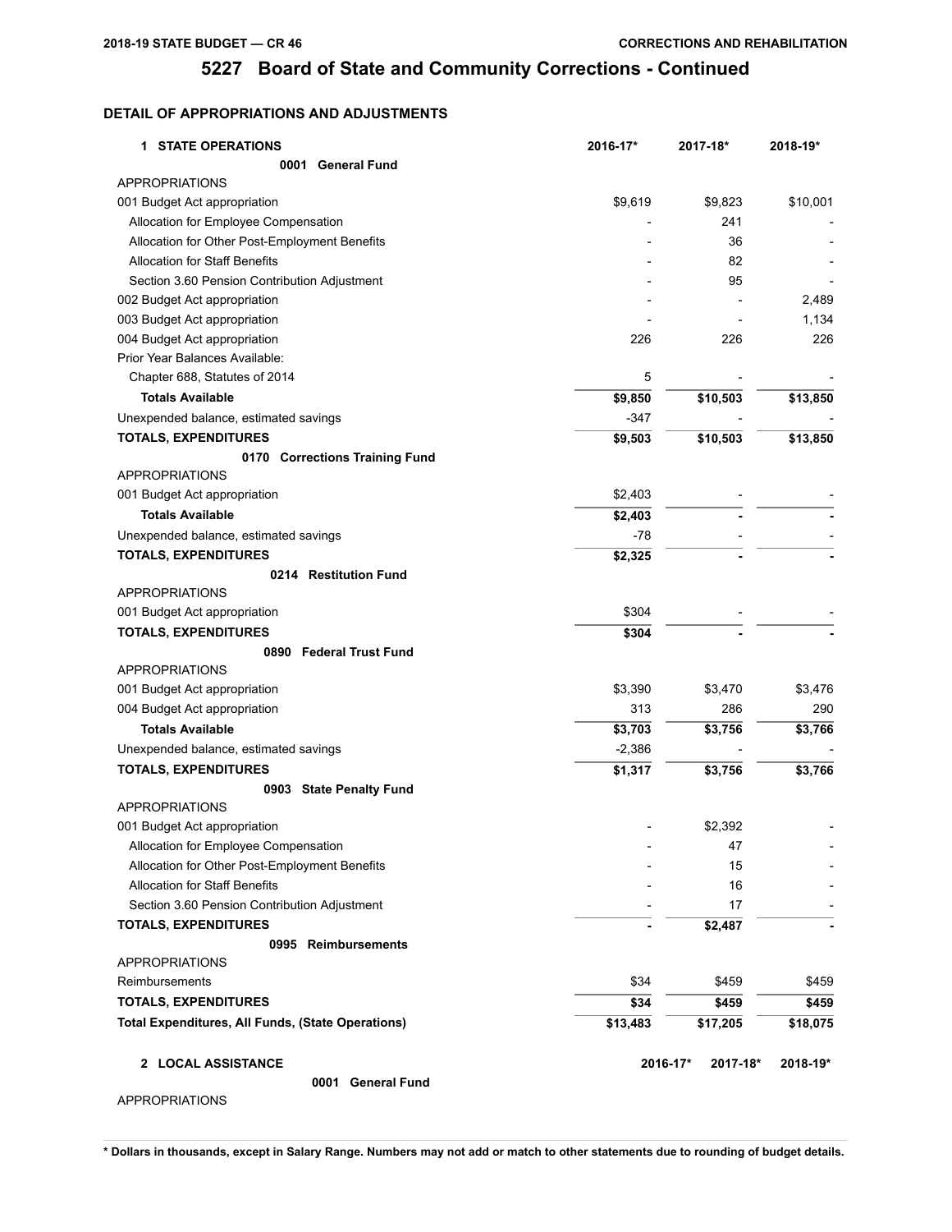# 5227 Board of State and Community Corrections - Continued

## DETAIL OF APPROPRIATIONS AND ADJUSTMENTS

| 1 STATE OPERATIONS | 2016-17* | 2017-18* | 2018-19* |
|---|---|---|---|
| **0001 General Fund** | | | |
| APPROPRIATIONS | | | |
| 001 Budget Act appropriation | $9,619 | $9,823 | $10,001 |
| Allocation for Employee Compensation | - | 241 | - |
| Allocation for Other Post-Employment Benefits | - | 36 | - |
| Allocation for Staff Benefits | - | 82 | - |
| Section 3.60 Pension Contribution Adjustment | - | 95 | - |
| 002 Budget Act appropriation | - | - | 2,489 |
| 003 Budget Act appropriation | - | - | 1,134 |
| 004 Budget Act appropriation | 226 | 226 | 226 |
| Prior Year Balances Available: | | | |
| Chapter 688, Statutes of 2014 | 5 | - | - |
| **Totals Available** | **$9,850** | **$10,503** | **$13,850** |
| Unexpended balance, estimated savings | -347 | - | - |
| **TOTALS, EXPENDITURES** | **$9,503** | **$10,503** | **$13,850** |
| **0170 Corrections Training Fund** | | | |
| APPROPRIATIONS | | | |
| 001 Budget Act appropriation | $2,403 | - | - |
| **Totals Available** | **$2,403** | **-** | **-** |
| Unexpended balance, estimated savings | -78 | - | - |
| **TOTALS, EXPENDITURES** | **$2,325** | **-** | **-** |
| **0214 Restitution Fund** | | | |
| APPROPRIATIONS | | | |
| 001 Budget Act appropriation | $304 | - | - |
| **TOTALS, EXPENDITURES** | **$304** | **-** | **-** |
| **0890 Federal Trust Fund** | | | |
| APPROPRIATIONS | | | |
| 001 Budget Act appropriation | $3,390 | $3,470 | $3,476 |
| 004 Budget Act appropriation | 313 | 286 | 290 |
| **Totals Available** | **$3,703** | **$3,756** | **$3,766** |
| Unexpended balance, estimated savings | -2,386 | - | - |
| **TOTALS, EXPENDITURES** | **$1,317** | **$3,756** | **$3,766** |
| **0903 State Penalty Fund** | | | |
| APPROPRIATIONS | | | |
| 001 Budget Act appropriation | - | $2,392 | - |
| Allocation for Employee Compensation | - | 47 | - |
| Allocation for Other Post-Employment Benefits | - | 15 | - |
| Allocation for Staff Benefits | - | 16 | - |
| Section 3.60 Pension Contribution Adjustment | - | 17 | - |
| **TOTALS, EXPENDITURES** | **-** | **$2,487** | **-** |
| **0995 Reimbursements** | | | |
| APPROPRIATIONS | | | |
| Reimbursements | $34 | $459 | $459 |
| **TOTALS, EXPENDITURES** | **$34** | **$459** | **$459** |
| **Total Expenditures, All Funds, (State Operations)** | **$13,483** | **$17,205** | **$18,075** |

| 2 LOCAL ASSISTANCE | 2016-17* | 2017-18* | 2018-19* |
|---|---|---|---|
| **0001 General Fund** | | | |
| APPROPRIATIONS | | | |

* Dollars in thousands, except in Salary Range. Numbers may not add or match to other statements due to rounding of budget details.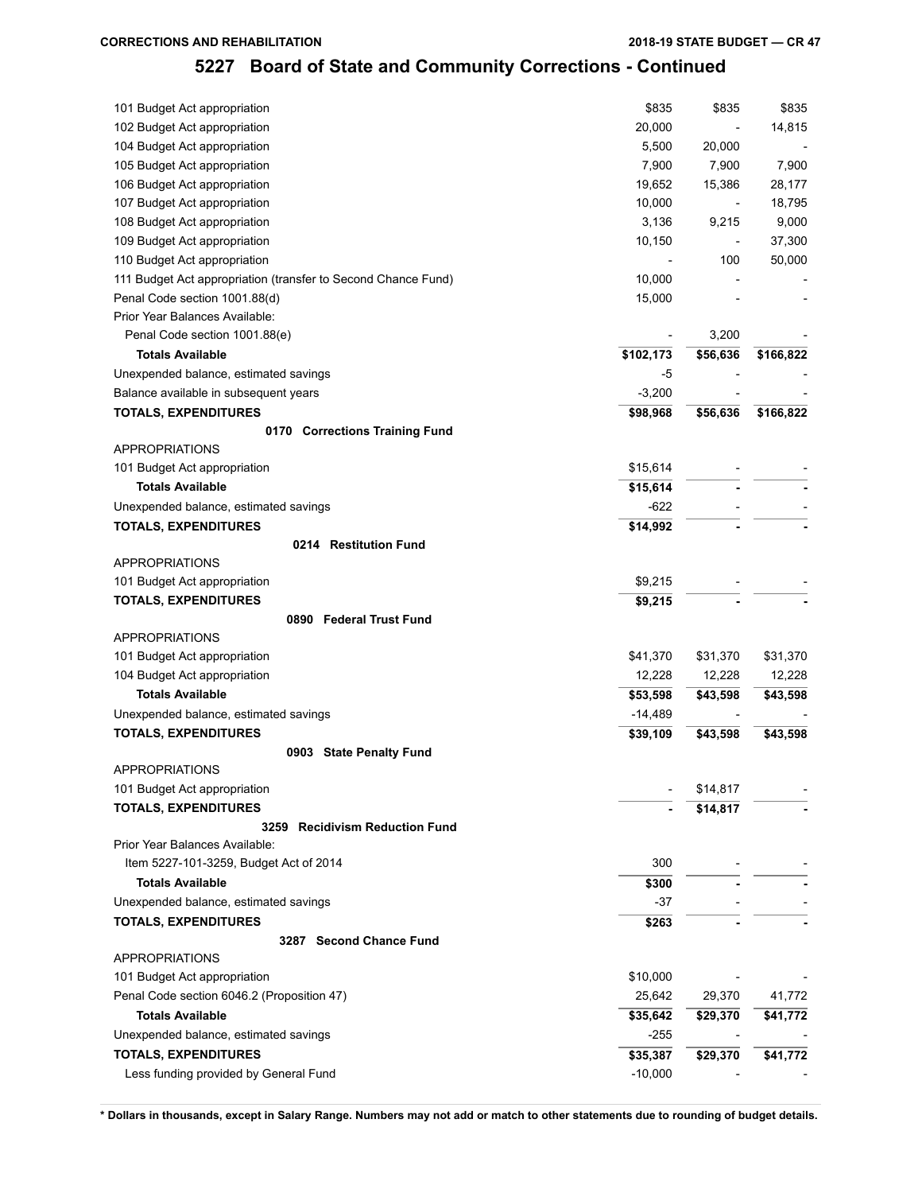# 5227 Board of State and Community Corrections - Continued

| | | | |
|---|---|---|---|
| 101 Budget Act appropriation | $835 | $835 | $835 |
| 102 Budget Act appropriation | 20,000 | - | 14,815 |
| 104 Budget Act appropriation | 5,500 | 20,000 | - |
| 105 Budget Act appropriation | 7,900 | 7,900 | 7,900 |
| 106 Budget Act appropriation | 19,652 | 15,386 | 28,177 |
| 107 Budget Act appropriation | 10,000 | - | 18,795 |
| 108 Budget Act appropriation | 3,136 | 9,215 | 9,000 |
| 109 Budget Act appropriation | 10,150 | - | 37,300 |
| 110 Budget Act appropriation | - | 100 | 50,000 |
| 111 Budget Act appropriation (transfer to Second Chance Fund) | 10,000 | - | - |
| Penal Code section 1001.88(d) | 15,000 | - | - |
| Prior Year Balances Available: | | | |
| Penal Code section 1001.88(e) | - | 3,200 | - |
| **Totals Available** | **$102,173** | **$56,636** | **$166,822** |
| Unexpended balance, estimated savings | -5 | - | - |
| Balance available in subsequent years | -3,200 | - | - |
| **TOTALS, EXPENDITURES** | **$98,968** | **$56,636** | **$166,822** |
| **0170 Corrections Training Fund** | | | |
| APPROPRIATIONS | | | |
| 101 Budget Act appropriation | $15,614 | - | - |
| **Totals Available** | **$15,614** | **-** | **-** |
| Unexpended balance, estimated savings | -622 | - | - |
| **TOTALS, EXPENDITURES** | **$14,992** | **-** | **-** |
| **0214 Restitution Fund** | | | |
| APPROPRIATIONS | | | |
| 101 Budget Act appropriation | $9,215 | - | - |
| **TOTALS, EXPENDITURES** | **$9,215** | **-** | **-** |
| **0890 Federal Trust Fund** | | | |
| APPROPRIATIONS | | | |
| 101 Budget Act appropriation | $41,370 | $31,370 | $31,370 |
| 104 Budget Act appropriation | 12,228 | 12,228 | 12,228 |
| **Totals Available** | **$53,598** | **$43,598** | **$43,598** |
| Unexpended balance, estimated savings | -14,489 | - | - |
| **TOTALS, EXPENDITURES** | **$39,109** | **$43,598** | **$43,598** |
| **0903 State Penalty Fund** | | | |
| APPROPRIATIONS | | | |
| 101 Budget Act appropriation | - | $14,817 | - |
| **TOTALS, EXPENDITURES** | **-** | **$14,817** | **-** |
| **3259 Recidivism Reduction Fund** | | | |
| Prior Year Balances Available: | | | |
| Item 5227-101-3259, Budget Act of 2014 | 300 | - | - |
| **Totals Available** | **$300** | **-** | **-** |
| Unexpended balance, estimated savings | -37 | - | - |
| **TOTALS, EXPENDITURES** | **$263** | **-** | **-** |
| **3287 Second Chance Fund** | | | |
| APPROPRIATIONS | | | |
| 101 Budget Act appropriation | $10,000 | - | - |
| Penal Code section 6046.2 (Proposition 47) | 25,642 | 29,370 | 41,772 |
| **Totals Available** | **$35,642** | **$29,370** | **$41,772** |
| Unexpended balance, estimated savings | -255 | - | - |
| **TOTALS, EXPENDITURES** | **$35,387** | **$29,370** | **$41,772** |
| Less funding provided by General Fund | -10,000 | - | - |

**\* Dollars in thousands, except in Salary Range. Numbers may not add or match to other statements due to rounding of budget details.**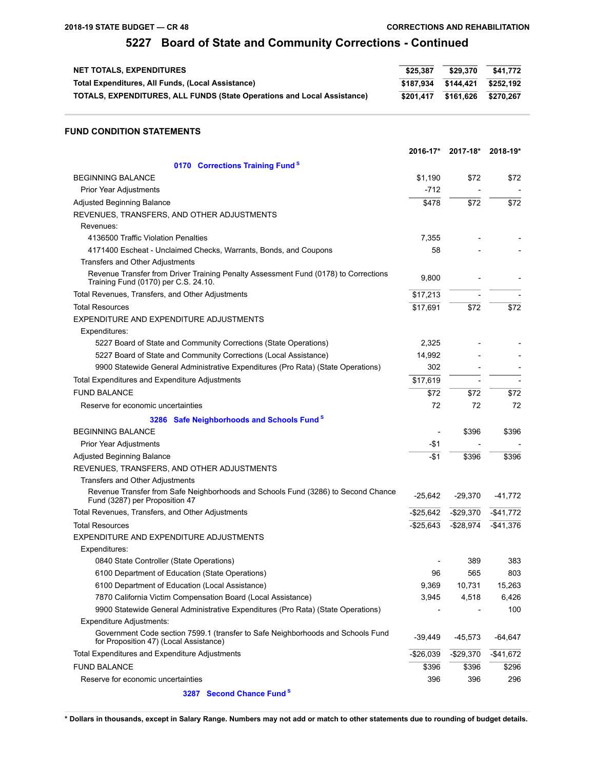# 5227 Board of State and Community Corrections - Continued

| | | | |
|---|---|---|---|
| **NET TOTALS, EXPENDITURES** | **$25,387** | **$29,370** | **$41,772** |
| **Total Expenditures, All Funds, (Local Assistance)** | **$187,934** | **$144,421** | **$252,192** |
| **TOTALS, EXPENDITURES, ALL FUNDS (State Operations and Local Assistance)** | **$201,417** | **$161,626** | **$270,267** |

## FUND CONDITION STATEMENTS

| | 2016-17* | 2017-18* | 2018-19* |
|---|---|---|---|
| **0170 Corrections Training Fund [S]** | | | |
| BEGINNING BALANCE | $1,190 | $72 | $72 |
| Prior Year Adjustments | -712 | - | - |
| Adjusted Beginning Balance | $478 | $72 | $72 |
| REVENUES, TRANSFERS, AND OTHER ADJUSTMENTS | | | |
| Revenues: | | | |
| 4136500 Traffic Violation Penalties | 7,355 | - | - |
| 4171400 Escheat - Unclaimed Checks, Warrants, Bonds, and Coupons | 58 | - | - |
| Transfers and Other Adjustments | | | |
| Revenue Transfer from Driver Training Penalty Assessment Fund (0178) to Corrections Training Fund (0170) per C.S. 24.10. | 9,800 | - | - |
| Total Revenues, Transfers, and Other Adjustments | $17,213 | - | - |
| Total Resources | $17,691 | $72 | $72 |
| EXPENDITURE AND EXPENDITURE ADJUSTMENTS | | | |
| Expenditures: | | | |
| 5227 Board of State and Community Corrections (State Operations) | 2,325 | - | - |
| 5227 Board of State and Community Corrections (Local Assistance) | 14,992 | - | - |
| 9900 Statewide General Administrative Expenditures (Pro Rata) (State Operations) | 302 | - | - |
| Total Expenditures and Expenditure Adjustments | $17,619 | - | - |
| FUND BALANCE | $72 | $72 | $72 |
| Reserve for economic uncertainties | 72 | 72 | 72 |
| **3286 Safe Neighborhoods and Schools Fund [S]** | | | |
| BEGINNING BALANCE | - | $396 | $396 |
| Prior Year Adjustments | -$1 | - | - |
| Adjusted Beginning Balance | -$1 | $396 | $396 |
| REVENUES, TRANSFERS, AND OTHER ADJUSTMENTS | | | |
| Transfers and Other Adjustments | | | |
| Revenue Transfer from Safe Neighborhoods and Schools Fund (3286) to Second Chance Fund (3287) per Proposition 47 | -25,642 | -29,370 | -41,772 |
| Total Revenues, Transfers, and Other Adjustments | -$25,642 | -$29,370 | -$41,772 |
| Total Resources | -$25,643 | -$28,974 | -$41,376 |
| EXPENDITURE AND EXPENDITURE ADJUSTMENTS | | | |
| Expenditures: | | | |
| 0840 State Controller (State Operations) | - | 389 | 383 |
| 6100 Department of Education (State Operations) | 96 | 565 | 803 |
| 6100 Department of Education (Local Assistance) | 9,369 | 10,731 | 15,263 |
| 7870 California Victim Compensation Board (Local Assistance) | 3,945 | 4,518 | 6,426 |
| 9900 Statewide General Administrative Expenditures (Pro Rata) (State Operations) | - | - | 100 |
| Expenditure Adjustments: | | | |
| Government Code section 7599.1 (transfer to Safe Neighborhoods and Schools Fund for Proposition 47) (Local Assistance) | -39,449 | -45,573 | -64,647 |
| Total Expenditures and Expenditure Adjustments | -$26,039 | -$29,370 | -$41,672 |
| FUND BALANCE | $396 | $396 | $296 |
| Reserve for economic uncertainties | 396 | 396 | 296 |
| **3287 Second Chance Fund [S]** | | | |

**\* Dollars in thousands, except in Salary Range. Numbers may not add or match to other statements due to rounding of budget details.**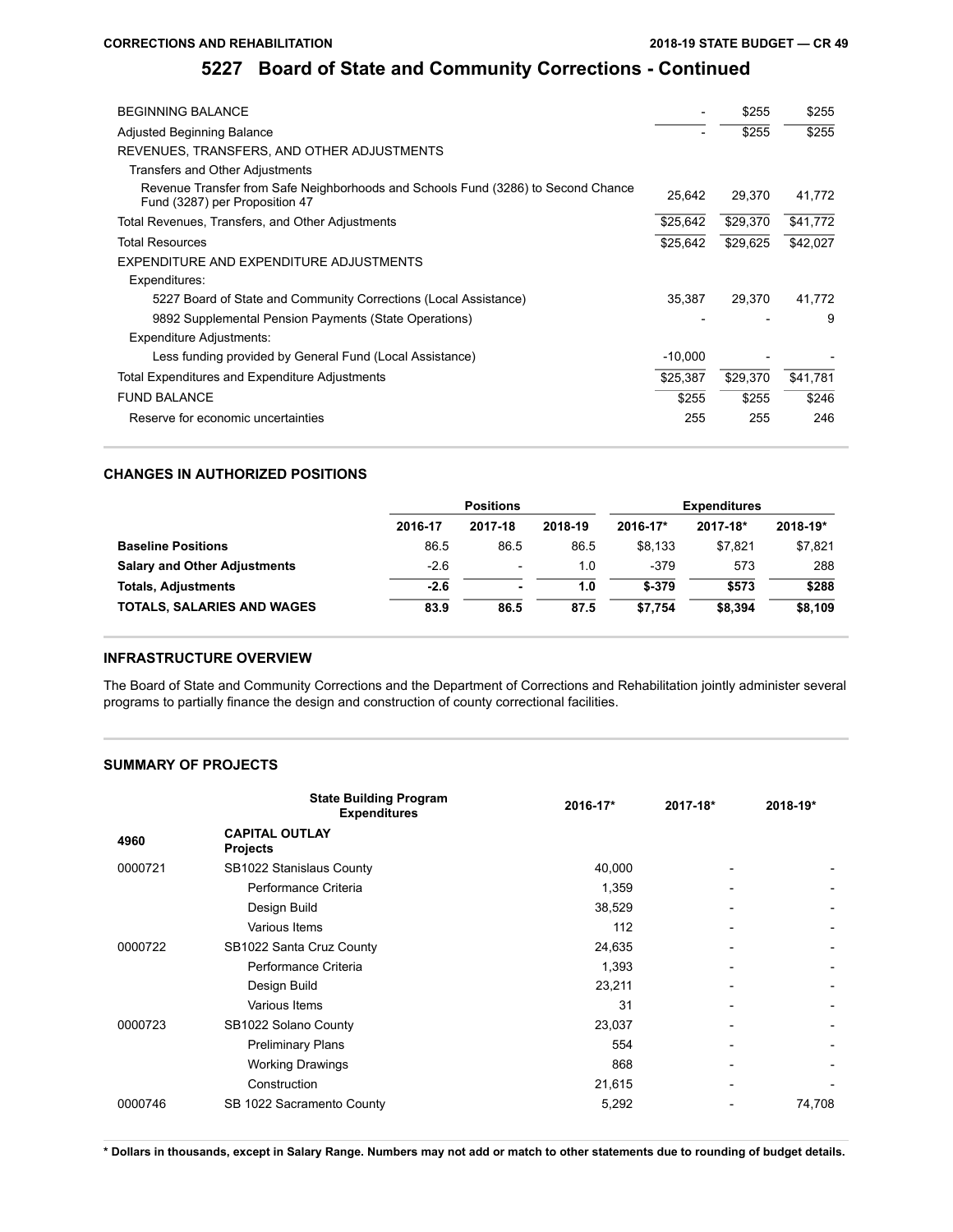## 5227 Board of State and Community Corrections - Continued

| | | | |
|---|---|---|---|
| BEGINNING BALANCE | - | $255 | $255 |
| Adjusted Beginning Balance | - | $255 | $255 |
| REVENUES, TRANSFERS, AND OTHER ADJUSTMENTS | | | |
| Transfers and Other Adjustments | | | |
| Revenue Transfer from Safe Neighborhoods and Schools Fund (3286) to Second Chance Fund (3287) per Proposition 47 | 25,642 | 29,370 | 41,772 |
| Total Revenues, Transfers, and Other Adjustments | $25,642 | $29,370 | $41,772 |
| Total Resources | $25,642 | $29,625 | $42,027 |
| EXPENDITURE AND EXPENDITURE ADJUSTMENTS | | | |
| Expenditures: | | | |
| 5227 Board of State and Community Corrections (Local Assistance) | 35,387 | 29,370 | 41,772 |
| 9892 Supplemental Pension Payments (State Operations) | - | - | 9 |
| Expenditure Adjustments: | | | |
| Less funding provided by General Fund (Local Assistance) | -10,000 | - | - |
| Total Expenditures and Expenditure Adjustments | $25,387 | $29,370 | $41,781 |
| FUND BALANCE | $255 | $255 | $246 |
| Reserve for economic uncertainties | 255 | 255 | 246 |

### CHANGES IN AUTHORIZED POSITIONS

| | Positions | | | Expenditures | | |
|---|---|---|---|---|---|---|
| | 2016-17 | 2017-18 | 2018-19 | 2016-17* | 2017-18* | 2018-19* |
| **Baseline Positions** | 86.5 | 86.5 | 86.5 | $8,133 | $7,821 | $7,821 |
| **Salary and Other Adjustments** | -2.6 | - | 1.0 | -379 | 573 | 288 |
| **Totals, Adjustments** | **-2.6** | **-** | **1.0** | **$-379** | **$573** | **$288** |
| **TOTALS, SALARIES AND WAGES** | **83.9** | **86.5** | **87.5** | **$7,754** | **$8,394** | **$8,109** |

### INFRASTRUCTURE OVERVIEW

The Board of State and Community Corrections and the Department of Corrections and Rehabilitation jointly administer several programs to partially finance the design and construction of county correctional facilities.

### SUMMARY OF PROJECTS

| | State Building Program Expenditures | 2016-17* | 2017-18* | 2018-19* |
|---|---|---|---|---|
| 4960 | **CAPITAL OUTLAY Projects** | | | |
| 0000721 | SB1022 Stanislaus County | 40,000 | - | - |
| | Performance Criteria | 1,359 | - | - |
| | Design Build | 38,529 | - | - |
| | Various Items | 112 | - | - |
| 0000722 | SB1022 Santa Cruz County | 24,635 | - | - |
| | Performance Criteria | 1,393 | - | - |
| | Design Build | 23,211 | - | - |
| | Various Items | 31 | - | - |
| 0000723 | SB1022 Solano County | 23,037 | - | - |
| | Preliminary Plans | 554 | - | - |
| | Working Drawings | 868 | - | - |
| | Construction | 21,615 | - | - |
| 0000746 | SB 1022 Sacramento County | 5,292 | - | 74,708 |

**\* Dollars in thousands, except in Salary Range. Numbers may not add or match to other statements due to rounding of budget details.**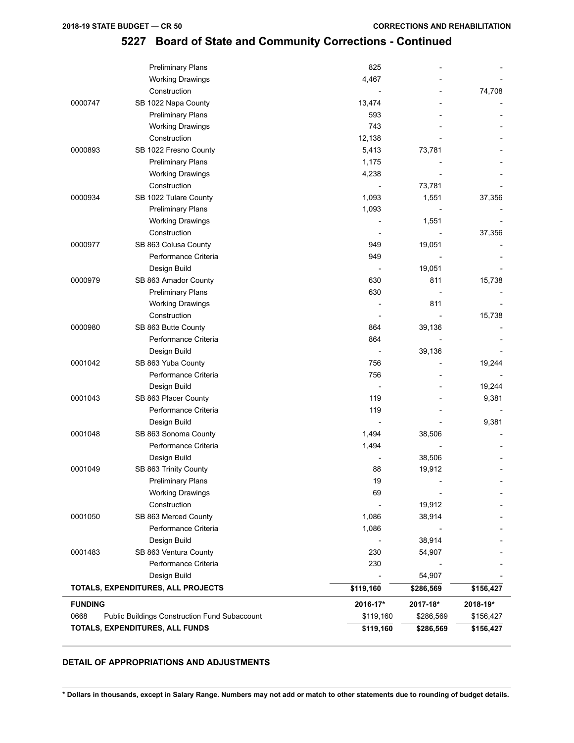# 5227 Board of State and Community Corrections - Continued

| | | | | |
|---|---|---|---|---|
| | Preliminary Plans | 825 | - | - |
| | Working Drawings | 4,467 | - | - |
| | Construction | - | - | 74,708 |
| 0000747 | SB 1022 Napa County | 13,474 | - | - |
| | Preliminary Plans | 593 | - | - |
| | Working Drawings | 743 | - | - |
| | Construction | 12,138 | - | - |
| 0000893 | SB 1022 Fresno County | 5,413 | 73,781 | - |
| | Preliminary Plans | 1,175 | - | - |
| | Working Drawings | 4,238 | - | - |
| | Construction | - | 73,781 | - |
| 0000934 | SB 1022 Tulare County | 1,093 | 1,551 | 37,356 |
| | Preliminary Plans | 1,093 | - | - |
| | Working Drawings | - | 1,551 | - |
| | Construction | - | - | 37,356 |
| 0000977 | SB 863 Colusa County | 949 | 19,051 | - |
| | Performance Criteria | 949 | - | - |
| | Design Build | - | 19,051 | - |
| 0000979 | SB 863 Amador County | 630 | 811 | 15,738 |
| | Preliminary Plans | 630 | - | - |
| | Working Drawings | - | 811 | - |
| | Construction | - | - | 15,738 |
| 0000980 | SB 863 Butte County | 864 | 39,136 | - |
| | Performance Criteria | 864 | - | - |
| | Design Build | - | 39,136 | - |
| 0001042 | SB 863 Yuba County | 756 | - | 19,244 |
| | Performance Criteria | 756 | - | - |
| | Design Build | - | - | 19,244 |
| 0001043 | SB 863 Placer County | 119 | - | 9,381 |
| | Performance Criteria | 119 | - | - |
| | Design Build | - | - | 9,381 |
| 0001048 | SB 863 Sonoma County | 1,494 | 38,506 | - |
| | Performance Criteria | 1,494 | - | - |
| | Design Build | - | 38,506 | - |
| 0001049 | SB 863 Trinity County | 88 | 19,912 | - |
| | Preliminary Plans | 19 | - | - |
| | Working Drawings | 69 | - | - |
| | Construction | - | 19,912 | - |
| 0001050 | SB 863 Merced County | 1,086 | 38,914 | - |
| | Performance Criteria | 1,086 | - | - |
| | Design Build | - | 38,914 | - |
| 0001483 | SB 863 Ventura County | 230 | 54,907 | - |
| | Performance Criteria | 230 | - | - |
| | Design Build | - | 54,907 | - |
| **TOTALS, EXPENDITURES, ALL PROJECTS** | | **$119,160** | **$286,569** | **$156,427** |

| **FUNDING** | | **2016-17*** | **2017-18*** | **2018-19*** |
|---|---|---|---|---|
| 0668 | Public Buildings Construction Fund Subaccount | $119,160 | $286,569 | $156,427 |
| **TOTALS, EXPENDITURES, ALL FUNDS** | | **$119,160** | **$286,569** | **$156,427** |

## DETAIL OF APPROPRIATIONS AND ADJUSTMENTS

**\* Dollars in thousands, except in Salary Range. Numbers may not add or match to other statements due to rounding of budget details.**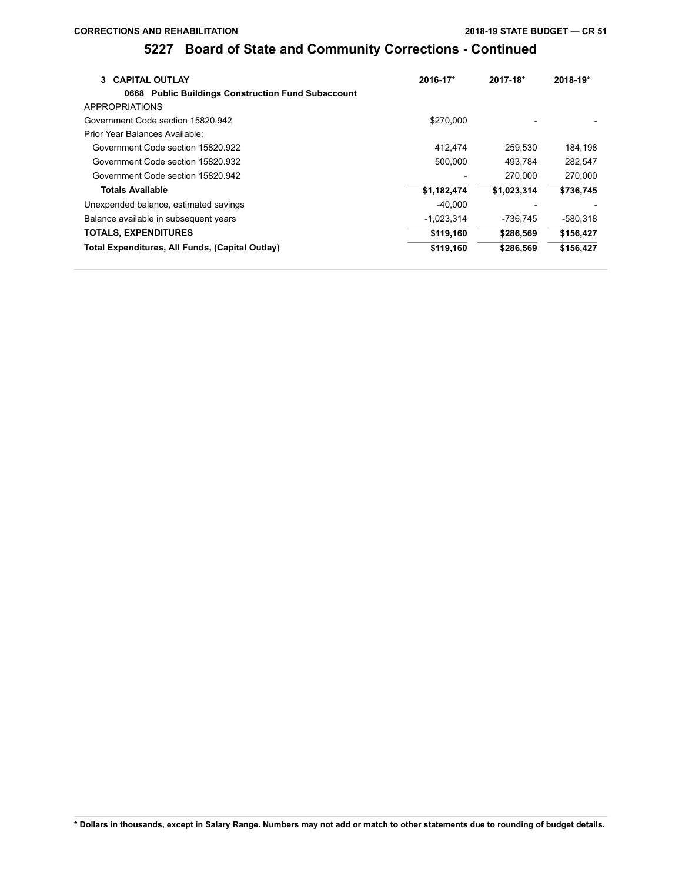# 5227 Board of State and Community Corrections - Continued

| 3 CAPITAL OUTLAY | 2016-17* | 2017-18* | 2018-19* |
|---|---|---|---|
| **0668 Public Buildings Construction Fund Subaccount** | | | |
| APPROPRIATIONS | | | |
| Government Code section 15820.942 | $270,000 | - | - |
| Prior Year Balances Available: | | | |
| Government Code section 15820.922 | 412,474 | 259,530 | 184,198 |
| Government Code section 15820.932 | 500,000 | 493,784 | 282,547 |
| Government Code section 15820.942 | - | 270,000 | 270,000 |
| **Totals Available** | **$1,182,474** | **$1,023,314** | **$736,745** |
| Unexpended balance, estimated savings | -40,000 | - | - |
| Balance available in subsequent years | -1,023,314 | -736,745 | -580,318 |
| **TOTALS, EXPENDITURES** | **$119,160** | **$286,569** | **$156,427** |
| **Total Expenditures, All Funds, (Capital Outlay)** | **$119,160** | **$286,569** | **$156,427** |

**\* Dollars in thousands, except in Salary Range. Numbers may not add or match to other statements due to rounding of budget details.**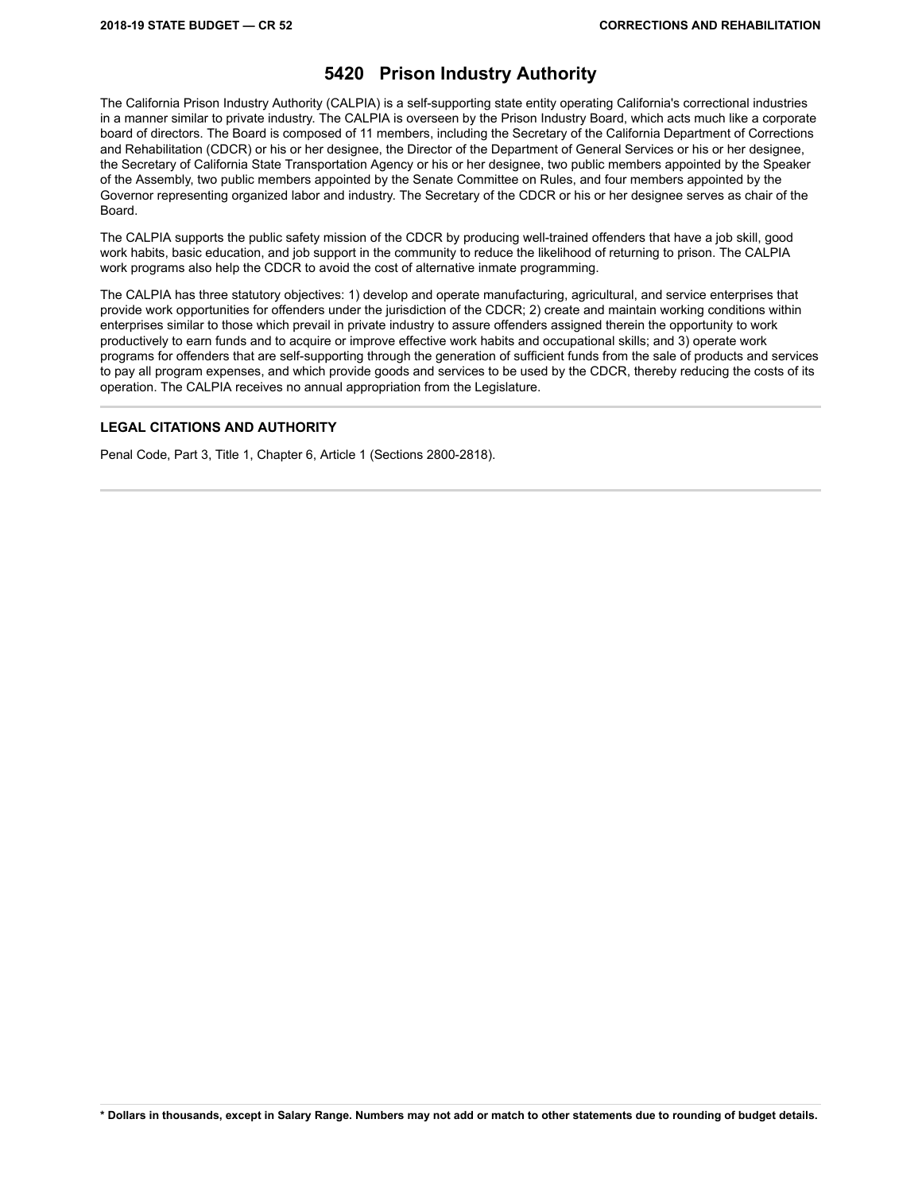# 5420 Prison Industry Authority

The California Prison Industry Authority (CALPIA) is a self-supporting state entity operating California's correctional industries in a manner similar to private industry. The CALPIA is overseen by the Prison Industry Board, which acts much like a corporate board of directors. The Board is composed of 11 members, including the Secretary of the California Department of Corrections and Rehabilitation (CDCR) or his or her designee, the Director of the Department of General Services or his or her designee, the Secretary of California State Transportation Agency or his or her designee, two public members appointed by the Speaker of the Assembly, two public members appointed by the Senate Committee on Rules, and four members appointed by the Governor representing organized labor and industry. The Secretary of the CDCR or his or her designee serves as chair of the Board.

The CALPIA supports the public safety mission of the CDCR by producing well-trained offenders that have a job skill, good work habits, basic education, and job support in the community to reduce the likelihood of returning to prison. The CALPIA work programs also help the CDCR to avoid the cost of alternative inmate programming.

The CALPIA has three statutory objectives: 1) develop and operate manufacturing, agricultural, and service enterprises that provide work opportunities for offenders under the jurisdiction of the CDCR; 2) create and maintain working conditions within enterprises similar to those which prevail in private industry to assure offenders assigned therein the opportunity to work productively to earn funds and to acquire or improve effective work habits and occupational skills; and 3) operate work programs for offenders that are self-supporting through the generation of sufficient funds from the sale of products and services to pay all program expenses, and which provide goods and services to be used by the CDCR, thereby reducing the costs of its operation. The CALPIA receives no annual appropriation from the Legislature.

### LEGAL CITATIONS AND AUTHORITY

Penal Code, Part 3, Title 1, Chapter 6, Article 1 (Sections 2800-2818).

**\* Dollars in thousands, except in Salary Range. Numbers may not add or match to other statements due to rounding of budget details.**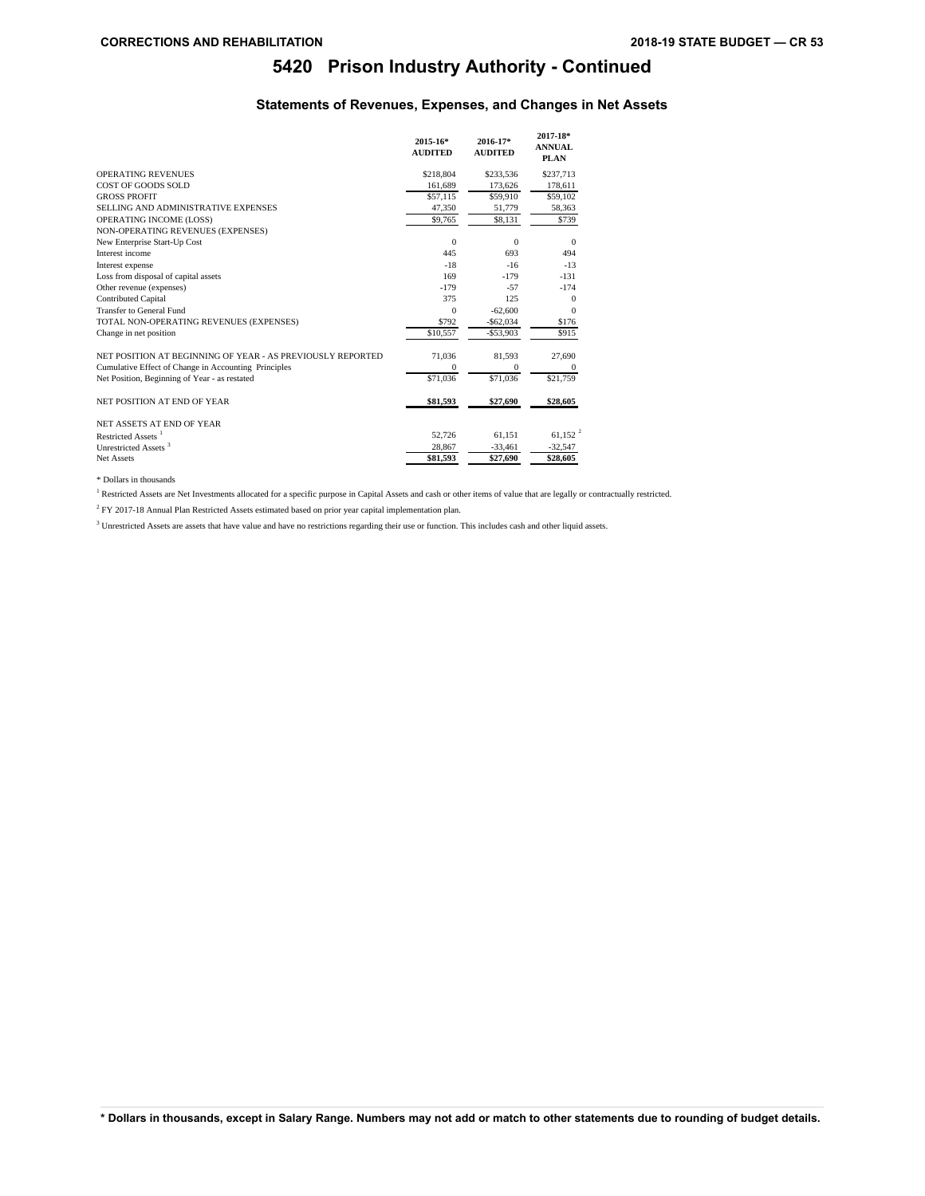# 5420 Prison Industry Authority - Continued

## Statements of Revenues, Expenses, and Changes in Net Assets

| | 2015-16* AUDITED | 2016-17* AUDITED | 2017-18* ANNUAL PLAN |
|---|---|---|---|
| OPERATING REVENUES | $218,804 | $233,536 | $237,713 |
| COST OF GOODS SOLD | 161,689 | 173,626 | 178,611 |
| GROSS PROFIT | $57,115 | $59,910 | $59,102 |
| SELLING AND ADMINISTRATIVE EXPENSES | 47,350 | 51,779 | 58,363 |
| OPERATING INCOME (LOSS) | $9,765 | $8,131 | $739 |
| NON-OPERATING REVENUES (EXPENSES) | | | |
| New Enterprise Start-Up Cost | 0 | 0 | 0 |
| Interest income | 445 | 693 | 494 |
| Interest expense | -18 | -16 | -13 |
| Loss from disposal of capital assets | 169 | -179 | -131 |
| Other revenue (expenses) | -179 | -57 | -174 |
| Contributed Capital | 375 | 125 | 0 |
| Transfer to General Fund | 0 | -62,600 | 0 |
| TOTAL NON-OPERATING REVENUES (EXPENSES) | $792 | -$62,034 | $176 |
| Change in net position | $10,557 | -$53,903 | $915 |
| NET POSITION AT BEGINNING OF YEAR - AS PREVIOUSLY REPORTED | 71,036 | 81,593 | 27,690 |
| Cumulative Effect of Change in Accounting Principles | 0 | 0 | 0 |
| Net Position, Beginning of Year - as restated | $71,036 | $71,036 | $21,759 |
| NET POSITION AT END OF YEAR | **$81,593** | **$27,690** | **$28,605** |
| NET ASSETS AT END OF YEAR | | | |
| Restricted Assets [1] | 52,726 | 61,151 | 61,152 [2] |
| Unrestricted Assets [3] | 28,867 | -33,461 | -32,547 |
| Net Assets | **$81,593** | **$27,690** | **$28,605** |

* Dollars in thousands

[1] Restricted Assets are Net Investments allocated for a specific purpose in Capital Assets and cash or other items of value that are legally or contractually restricted.

[2] FY 2017-18 Annual Plan Restricted Assets estimated based on prior year capital implementation plan.

[3] Unrestricted Assets are assets that have value and have no restrictions regarding their use or function. This includes cash and other liquid assets.

**\* Dollars in thousands, except in Salary Range. Numbers may not add or match to other statements due to rounding of budget details.**